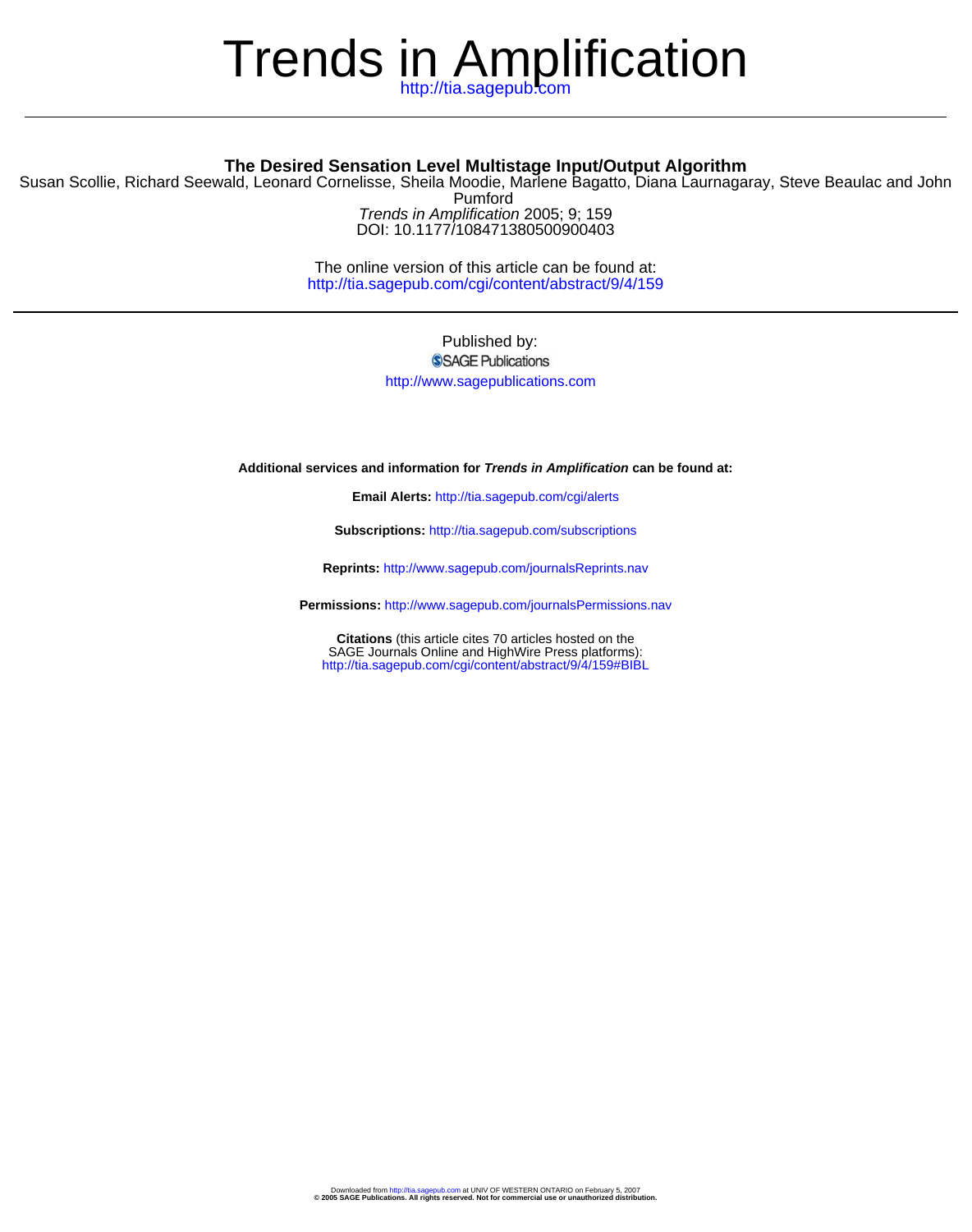# Trends in Amplification

http://tia.sagepub.com

---

## The Desired Sensation Level Multistage Input/Output Algorithm

Susan Scollie, Richard Seewald, Leonard Cornelisse, Sheila Moodie, Marlene Bagatto, Diana Laurnagaray, Steve Beaulac and John Pumford

*Trends in Amplification* 2005; 9; 159

DOI: 10.1177/108471380500900403

The online version of this article can be found at:
http://tia.sagepub.com/cgi/content/abstract/9/4/159

---

Published by:

SAGE Publications

http://www.sagepublications.com

**Additional services and information for *Trends in Amplification* can be found at:**

**Email Alerts:** http://tia.sagepub.com/cgi/alerts

**Subscriptions:** http://tia.sagepub.com/subscriptions

**Reprints:** http://www.sagepub.com/journalsReprints.nav

**Permissions:** http://www.sagepub.com/journalsPermissions.nav

**Citations** (this article cites 70 articles hosted on the SAGE Journals Online and HighWire Press platforms):
http://tia.sagepub.com/cgi/content/abstract/9/4/159#BIBL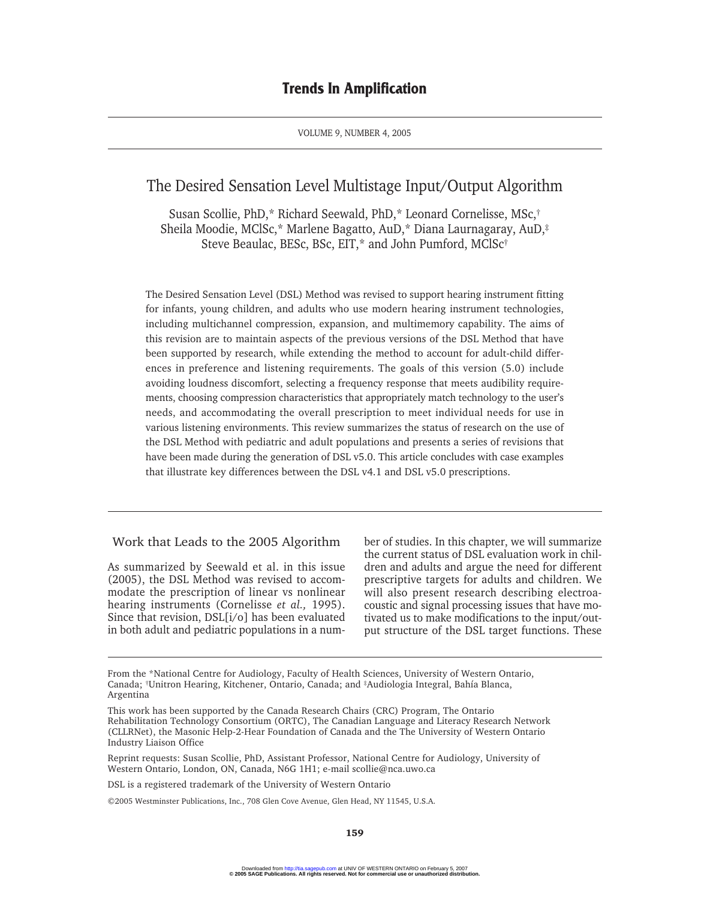# The Desired Sensation Level Multistage Input/Output Algorithm

Susan Scollie, PhD,* Richard Seewald, PhD,* Leonard Cornelisse, MSc,† Sheila Moodie, MClSc,* Marlene Bagatto, AuD,* Diana Laurnagaray, AuD,‡ Steve Beaulac, BESc, BSc, EIT,* and John Pumford, MClSc†

The Desired Sensation Level (DSL) Method was revised to support hearing instrument fitting for infants, young children, and adults who use modern hearing instrument technologies, including multichannel compression, expansion, and multimemory capability. The aims of this revision are to maintain aspects of the previous versions of the DSL Method that have been supported by research, while extending the method to account for adult-child differences in preference and listening requirements. The goals of this version (5.0) include avoiding loudness discomfort, selecting a frequency response that meets audibility requirements, choosing compression characteristics that appropriately match technology to the user's needs, and accommodating the overall prescription to meet individual needs for use in various listening environments. This review summarizes the status of research on the use of the DSL Method with pediatric and adult populations and presents a series of revisions that have been made during the generation of DSL v5.0. This article concludes with case examples that illustrate key differences between the DSL v4.1 and DSL v5.0 prescriptions.

## Work that Leads to the 2005 Algorithm

As summarized by Seewald et al. in this issue (2005), the DSL Method was revised to accommodate the prescription of linear vs nonlinear hearing instruments (Cornelisse *et al.,* 1995). Since that revision, DSL[i/o] has been evaluated in both adult and pediatric populations in a number of studies. In this chapter, we will summarize the current status of DSL evaluation work in children and adults and argue the need for different prescriptive targets for adults and children. We will also present research describing electroacoustic and signal processing issues that have motivated us to make modifications to the input/output structure of the DSL target functions. These

From the *National Centre for Audiology, Faculty of Health Sciences, University of Western Ontario, Canada; †Unitron Hearing, Kitchener, Ontario, Canada; and ‡Audiologia Integral, Bahía Blanca, Argentina

This work has been supported by the Canada Research Chairs (CRC) Program, The Ontario Rehabilitation Technology Consortium (ORTC), The Canadian Language and Literacy Research Network (CLLRNet), the Masonic Help-2-Hear Foundation of Canada and the The University of Western Ontario Industry Liaison Office

Reprint requests: Susan Scollie, PhD, Assistant Professor, National Centre for Audiology, University of Western Ontario, London, ON, Canada, N6G 1H1; e-mail scollie@nca.uwo.ca

DSL is a registered trademark of the University of Western Ontario

©2005 Westminster Publications, Inc., 708 Glen Cove Avenue, Glen Head, NY 11545, U.S.A.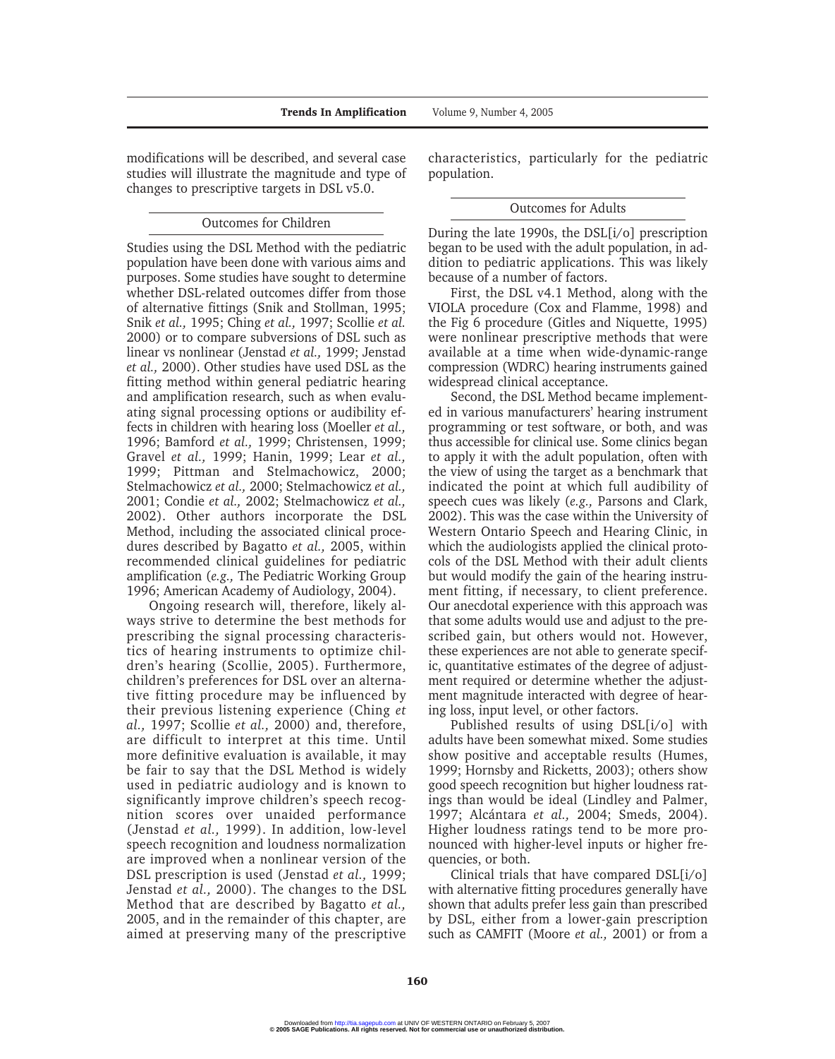modifications will be described, and several case studies will illustrate the magnitude and type of changes to prescriptive targets in DSL v5.0.

## Outcomes for Children

Studies using the DSL Method with the pediatric population have been done with various aims and purposes. Some studies have sought to determine whether DSL-related outcomes differ from those of alternative fittings (Snik and Stollman, 1995; Snik *et al.,* 1995; Ching *et al.,* 1997; Scollie *et al.* 2000) or to compare subversions of DSL such as linear vs nonlinear (Jenstad *et al.,* 1999; Jenstad *et al.,* 2000). Other studies have used DSL as the fitting method within general pediatric hearing and amplification research, such as when evaluating signal processing options or audibility effects in children with hearing loss (Moeller *et al.,* 1996; Bamford *et al.,* 1999; Christensen, 1999; Gravel *et al.,* 1999; Hanin, 1999; Lear *et al.,* 1999; Pittman and Stelmachowicz, 2000; Stelmachowicz *et al.,* 2000; Stelmachowicz *et al.,* 2001; Condie *et al.,* 2002; Stelmachowicz *et al.,* 2002). Other authors incorporate the DSL Method, including the associated clinical procedures described by Bagatto *et al.,* 2005, within recommended clinical guidelines for pediatric amplification (*e.g.,* The Pediatric Working Group 1996; American Academy of Audiology, 2004).

Ongoing research will, therefore, likely always strive to determine the best methods for prescribing the signal processing characteristics of hearing instruments to optimize children's hearing (Scollie, 2005). Furthermore, children's preferences for DSL over an alternative fitting procedure may be influenced by their previous listening experience (Ching *et al.,* 1997; Scollie *et al.,* 2000) and, therefore, are difficult to interpret at this time. Until more definitive evaluation is available, it may be fair to say that the DSL Method is widely used in pediatric audiology and is known to significantly improve children's speech recognition scores over unaided performance (Jenstad *et al.,* 1999). In addition, low-level speech recognition and loudness normalization are improved when a nonlinear version of the DSL prescription is used (Jenstad *et al.,* 1999; Jenstad *et al.,* 2000). The changes to the DSL Method that are described by Bagatto *et al.,* 2005, and in the remainder of this chapter, are aimed at preserving many of the prescriptive characteristics, particularly for the pediatric population.

## Outcomes for Adults

During the late 1990s, the DSL[i/o] prescription began to be used with the adult population, in addition to pediatric applications. This was likely because of a number of factors.

First, the DSL v4.1 Method, along with the VIOLA procedure (Cox and Flamme, 1998) and the Fig 6 procedure (Gitles and Niquette, 1995) were nonlinear prescriptive methods that were available at a time when wide-dynamic-range compression (WDRC) hearing instruments gained widespread clinical acceptance.

Second, the DSL Method became implemented in various manufacturers' hearing instrument programming or test software, or both, and was thus accessible for clinical use. Some clinics began to apply it with the adult population, often with the view of using the target as a benchmark that indicated the point at which full audibility of speech cues was likely (*e.g.,* Parsons and Clark, 2002). This was the case within the University of Western Ontario Speech and Hearing Clinic, in which the audiologists applied the clinical protocols of the DSL Method with their adult clients but would modify the gain of the hearing instrument fitting, if necessary, to client preference. Our anecdotal experience with this approach was that some adults would use and adjust to the prescribed gain, but others would not. However, these experiences are not able to generate specific, quantitative estimates of the degree of adjustment required or determine whether the adjustment magnitude interacted with degree of hearing loss, input level, or other factors.

Published results of using DSL[i/o] with adults have been somewhat mixed. Some studies show positive and acceptable results (Humes, 1999; Hornsby and Ricketts, 2003); others show good speech recognition but higher loudness ratings than would be ideal (Lindley and Palmer, 1997; Alcántara *et al.,* 2004; Smeds, 2004). Higher loudness ratings tend to be more pronounced with higher-level inputs or higher frequencies, or both.

Clinical trials that have compared DSL[i/o] with alternative fitting procedures generally have shown that adults prefer less gain than prescribed by DSL, either from a lower-gain prescription such as CAMFIT (Moore *et al.,* 2001) or from a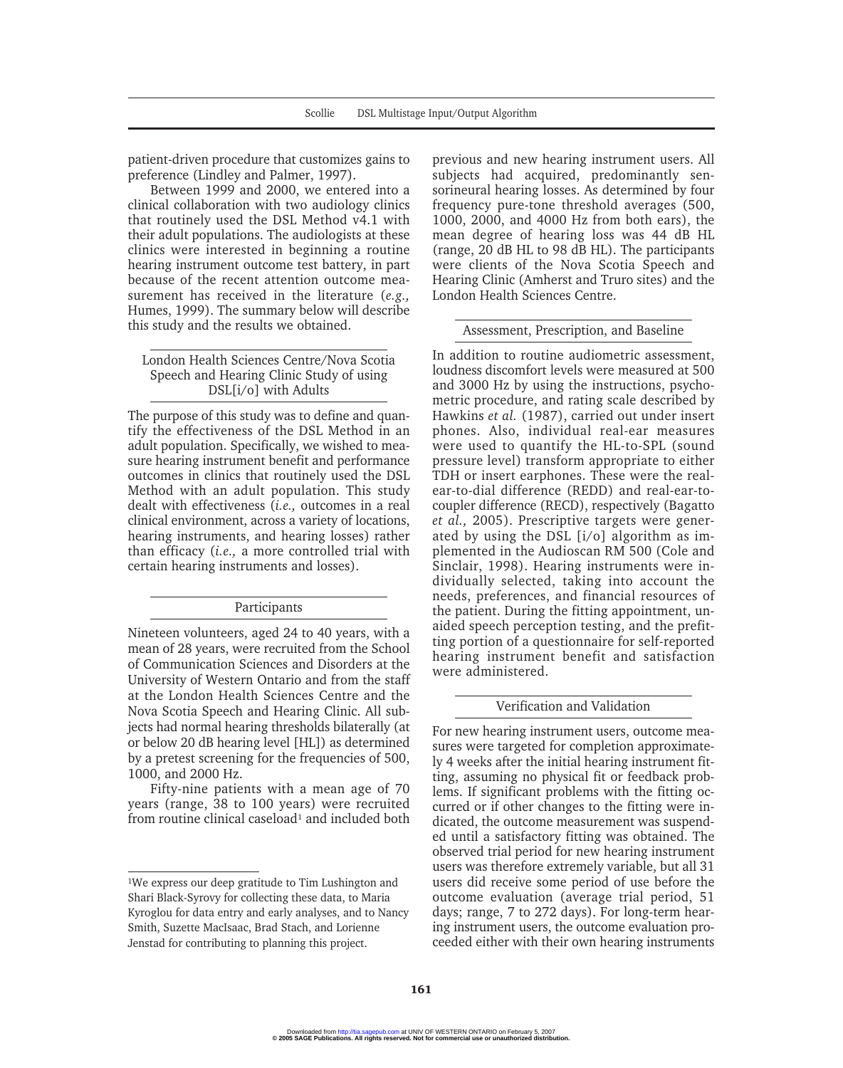patient-driven procedure that customizes gains to preference (Lindley and Palmer, 1997).

Between 1999 and 2000, we entered into a clinical collaboration with two audiology clinics that routinely used the DSL Method v4.1 with their adult populations. The audiologists at these clinics were interested in beginning a routine hearing instrument outcome test battery, in part because of the recent attention outcome measurement has received in the literature (*e.g.,* Humes, 1999). The summary below will describe this study and the results we obtained.

## London Health Sciences Centre/Nova Scotia Speech and Hearing Clinic Study of using DSL[i/o] with Adults

The purpose of this study was to define and quantify the effectiveness of the DSL Method in an adult population. Specifically, we wished to measure hearing instrument benefit and performance outcomes in clinics that routinely used the DSL Method with an adult population. This study dealt with effectiveness (*i.e.,* outcomes in a real clinical environment, across a variety of locations, hearing instruments, and hearing losses) rather than efficacy (*i.e.,* a more controlled trial with certain hearing instruments and losses).

### Participants

Nineteen volunteers, aged 24 to 40 years, with a mean of 28 years, were recruited from the School of Communication Sciences and Disorders at the University of Western Ontario and from the staff at the London Health Sciences Centre and the Nova Scotia Speech and Hearing Clinic. All subjects had normal hearing thresholds bilaterally (at or below 20 dB hearing level [HL]) as determined by a pretest screening for the frequencies of 500, 1000, and 2000 Hz.

Fifty-nine patients with a mean age of 70 years (range, 38 to 100 years) were recruited from routine clinical caseload[1] and included both previous and new hearing instrument users. All subjects had acquired, predominantly sensorineural hearing losses. As determined by four frequency pure-tone threshold averages (500, 1000, 2000, and 4000 Hz from both ears), the mean degree of hearing loss was 44 dB HL (range, 20 dB HL to 98 dB HL). The participants were clients of the Nova Scotia Speech and Hearing Clinic (Amherst and Truro sites) and the London Health Sciences Centre.

### Assessment, Prescription, and Baseline

In addition to routine audiometric assessment, loudness discomfort levels were measured at 500 and 3000 Hz by using the instructions, psychometric procedure, and rating scale described by Hawkins *et al.* (1987), carried out under insert phones. Also, individual real-ear measures were used to quantify the HL-to-SPL (sound pressure level) transform appropriate to either TDH or insert earphones. These were the real-ear-to-dial difference (REDD) and real-ear-to-coupler difference (RECD), respectively (Bagatto *et al.,* 2005). Prescriptive targets were generated by using the DSL [i/o] algorithm as implemented in the Audioscan RM 500 (Cole and Sinclair, 1998). Hearing instruments were individually selected, taking into account the needs, preferences, and financial resources of the patient. During the fitting appointment, unaided speech perception testing, and the prefitting portion of a questionnaire for self-reported hearing instrument benefit and satisfaction were administered.

### Verification and Validation

For new hearing instrument users, outcome measures were targeted for completion approximately 4 weeks after the initial hearing instrument fitting, assuming no physical fit or feedback problems. If significant problems with the fitting occurred or if other changes to the fitting were indicated, the outcome measurement was suspended until a satisfactory fitting was obtained. The observed trial period for new hearing instrument users was therefore extremely variable, but all 31 users did receive some period of use before the outcome evaluation (average trial period, 51 days; range, 7 to 272 days). For long-term hearing instrument users, the outcome evaluation proceeded either with their own hearing instruments

---

[1] We express our deep gratitude to Tim Lushington and Shari Black-Syrovy for collecting these data, to Maria Kyroglou for data entry and early analyses, and to Nancy Smith, Suzette MacIsaac, Brad Stach, and Lorienne Jenstad for contributing to planning this project.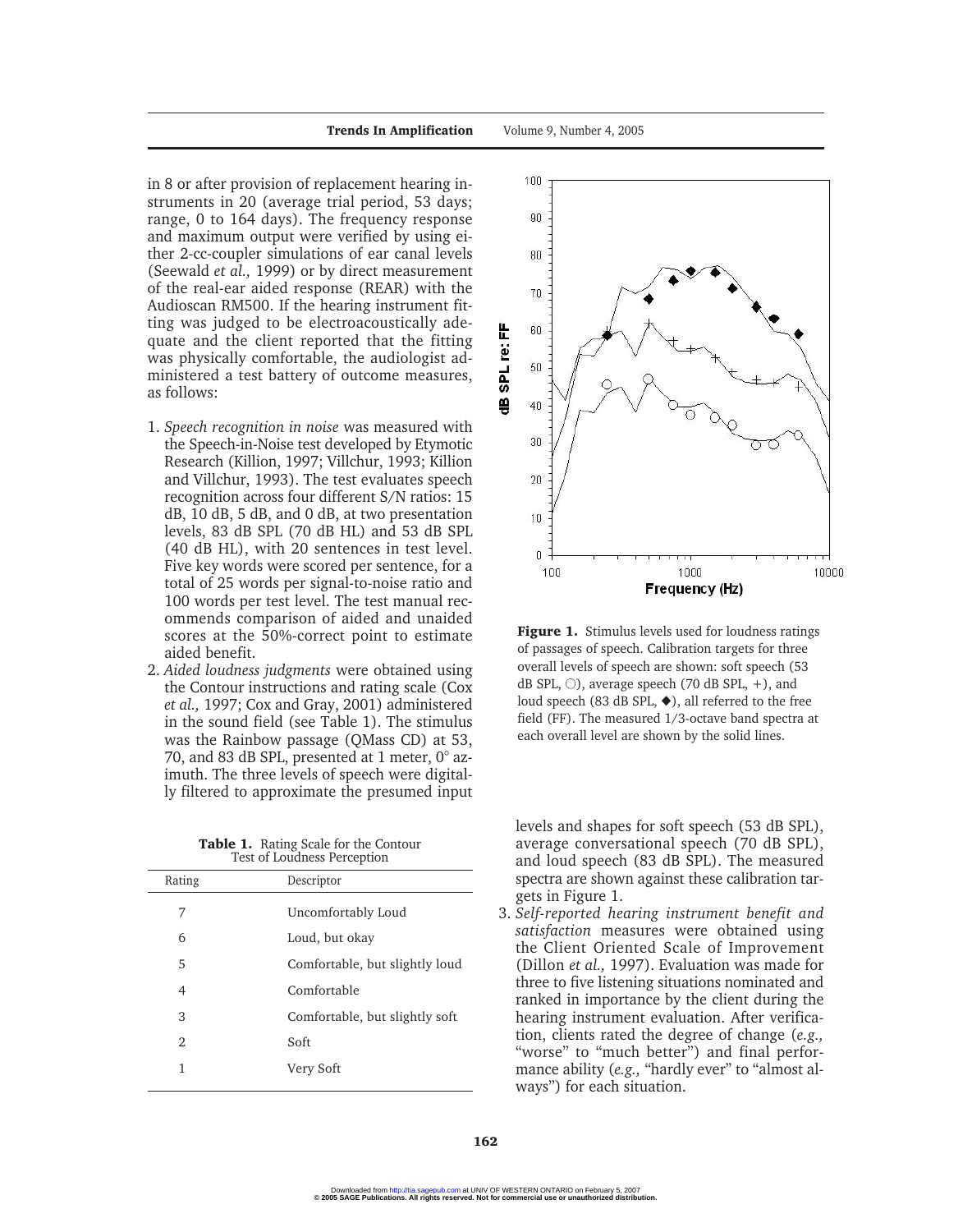in 8 or after provision of replacement hearing instruments in 20 (average trial period, 53 days; range, 0 to 164 days). The frequency response and maximum output were verified by using either 2-cc-coupler simulations of ear canal levels (Seewald *et al.,* 1999) or by direct measurement of the real-ear aided response (REAR) with the Audioscan RM500. If the hearing instrument fitting was judged to be electroacoustically adequate and the client reported that the fitting was physically comfortable, the audiologist administered a test battery of outcome measures, as follows:

1. *Speech recognition in noise* was measured with the Speech-in-Noise test developed by Etymotic Research (Killion, 1997; Villchur, 1993; Killion and Villchur, 1993). The test evaluates speech recognition across four different S/N ratios: 15 dB, 10 dB, 5 dB, and 0 dB, at two presentation levels, 83 dB SPL (70 dB HL) and 53 dB SPL (40 dB HL), with 20 sentences in test level. Five key words were scored per sentence, for a total of 25 words per signal-to-noise ratio and 100 words per test level. The test manual recommends comparison of aided and unaided scores at the 50%-correct point to estimate aided benefit.
2. *Aided loudness judgments* were obtained using the Contour instructions and rating scale (Cox *et al.,* 1997; Cox and Gray, 2001) administered in the sound field (see Table 1). The stimulus was the Rainbow passage (QMass CD) at 53, 70, and 83 dB SPL, presented at 1 meter, 0° azimuth. The three levels of speech were digitally filtered to approximate the presumed input levels and shapes for soft speech (53 dB SPL), average conversational speech (70 dB SPL), and loud speech (83 dB SPL). The measured spectra are shown against these calibration targets in Figure 1.
3. *Self-reported hearing instrument benefit and satisfaction* measures were obtained using the Client Oriented Scale of Improvement (Dillon *et al.,* 1997). Evaluation was made for three to five listening situations nominated and ranked in importance by the client during the hearing instrument evaluation. After verification, clients rated the degree of change (*e.g.,* "worse" to "much better") and final performance ability (*e.g.,* "hardly ever" to "almost always") for each situation.

**Figure 1.** Stimulus levels used for loudness ratings of passages of speech. Calibration targets for three overall levels of speech are shown: soft speech (53 dB SPL, ○), average speech (70 dB SPL, +), and loud speech (83 dB SPL, ◆), all referred to the free field (FF). The measured 1/3-octave band spectra at each overall level are shown by the solid lines.

**Table 1.** Rating Scale for the Contour Test of Loudness Perception

| Rating | Descriptor |
|---|---|
| 7 | Uncomfortably Loud |
| 6 | Loud, but okay |
| 5 | Comfortable, but slightly loud |
| 4 | Comfortable |
| 3 | Comfortable, but slightly soft |
| 2 | Soft |
| 1 | Very Soft |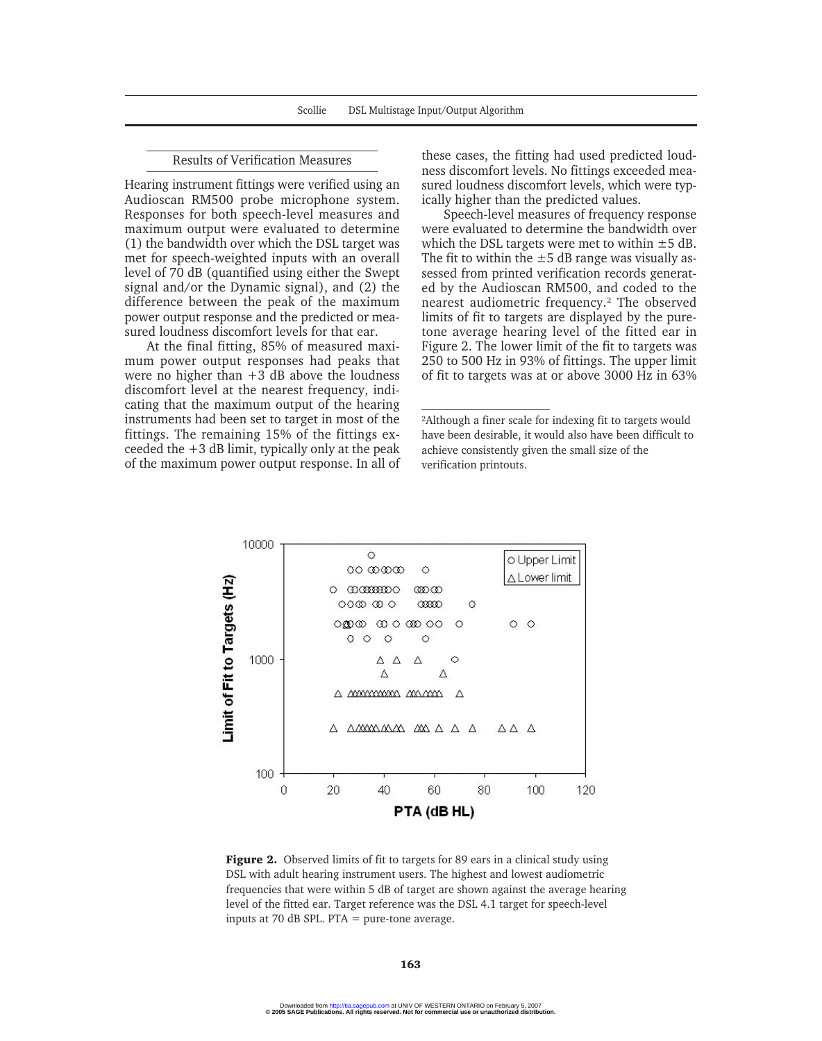## Results of Verification Measures

Hearing instrument fittings were verified using an Audioscan RM500 probe microphone system. Responses for both speech-level measures and maximum output were evaluated to determine (1) the bandwidth over which the DSL target was met for speech-weighted inputs with an overall level of 70 dB (quantified using either the Swept signal and/or the Dynamic signal), and (2) the difference between the peak of the maximum power output response and the predicted or measured loudness discomfort levels for that ear.

At the final fitting, 85% of measured maximum power output responses had peaks that were no higher than +3 dB above the loudness discomfort level at the nearest frequency, indicating that the maximum output of the hearing instruments had been set to target in most of the fittings. The remaining 15% of the fittings exceeded the +3 dB limit, typically only at the peak of the maximum power output response. In all of these cases, the fitting had used predicted loudness discomfort levels. No fittings exceeded measured loudness discomfort levels, which were typically higher than the predicted values.

Speech-level measures of frequency response were evaluated to determine the bandwidth over which the DSL targets were met to within ±5 dB. The fit to within the ±5 dB range was visually assessed from printed verification records generated by the Audioscan RM500, and coded to the nearest audiometric frequency.[2] The observed limits of fit to targets are displayed by the pure-tone average hearing level of the fitted ear in Figure 2. The lower limit of the fit to targets was 250 to 500 Hz in 93% of fittings. The upper limit of fit to targets was at or above 3000 Hz in 63%

[2]Although a finer scale for indexing fit to targets would have been desirable, it would also have been difficult to achieve consistently given the small size of the verification printouts.

**Figure 2.** Observed limits of fit to targets for 89 ears in a clinical study using DSL with adult hearing instrument users. The highest and lowest audiometric frequencies that were within 5 dB of target are shown against the average hearing level of the fitted ear. Target reference was the DSL 4.1 target for speech-level inputs at 70 dB SPL. PTA = pure-tone average.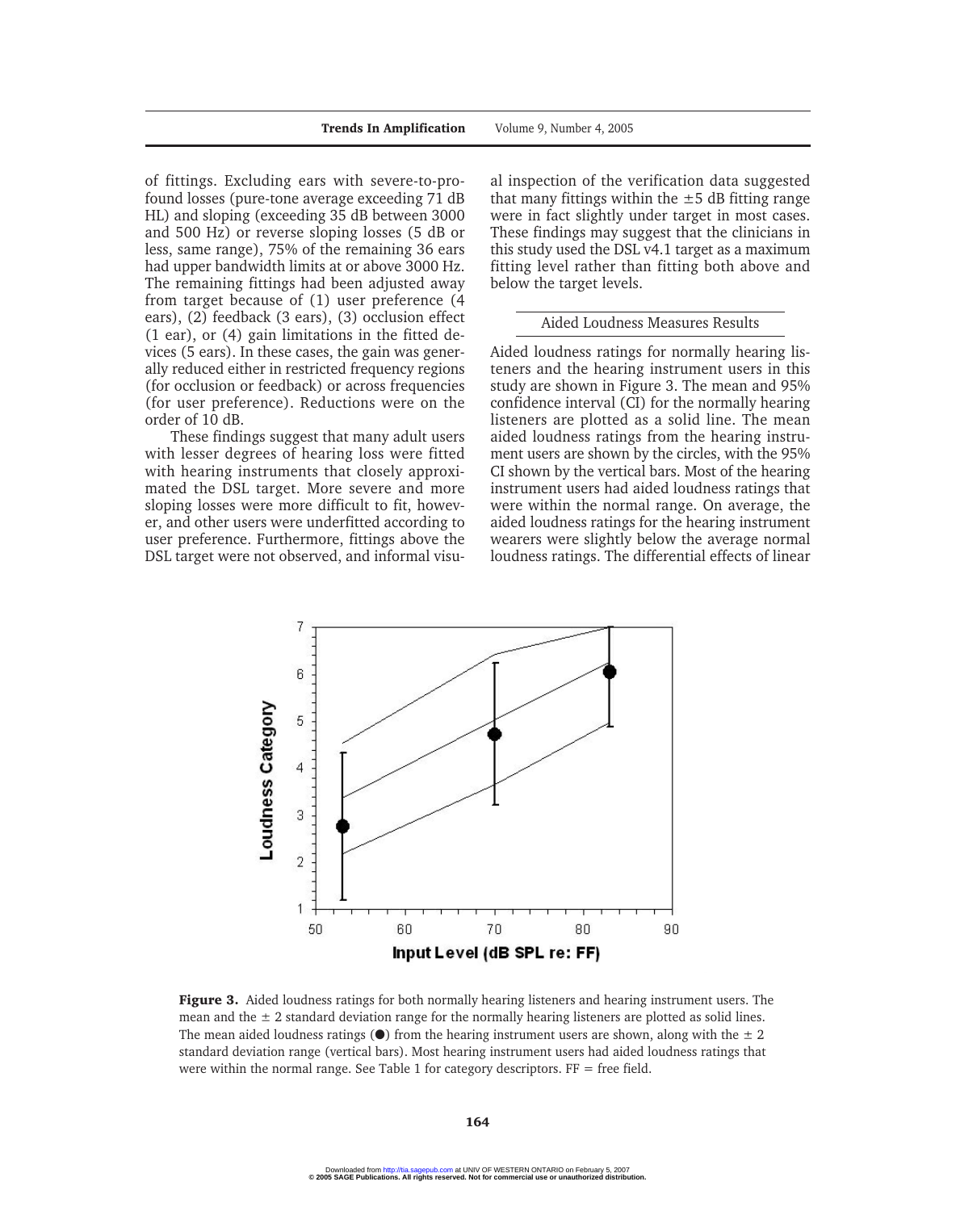of fittings. Excluding ears with severe-to-profound losses (pure-tone average exceeding 71 dB HL) and sloping (exceeding 35 dB between 3000 and 500 Hz) or reverse sloping losses (5 dB or less, same range), 75% of the remaining 36 ears had upper bandwidth limits at or above 3000 Hz. The remaining fittings had been adjusted away from target because of (1) user preference (4 ears), (2) feedback (3 ears), (3) occlusion effect (1 ear), or (4) gain limitations in the fitted devices (5 ears). In these cases, the gain was generally reduced either in restricted frequency regions (for occlusion or feedback) or across frequencies (for user preference). Reductions were on the order of 10 dB.

These findings suggest that many adult users with lesser degrees of hearing loss were fitted with hearing instruments that closely approximated the DSL target. More severe and more sloping losses were more difficult to fit, however, and other users were underfitted according to user preference. Furthermore, fittings above the DSL target were not observed, and informal visual inspection of the verification data suggested that many fittings within the ±5 dB fitting range were in fact slightly under target in most cases. These findings may suggest that the clinicians in this study used the DSL v4.1 target as a maximum fitting level rather than fitting both above and below the target levels.

## Aided Loudness Measures Results

Aided loudness ratings for normally hearing listeners and the hearing instrument users in this study are shown in Figure 3. The mean and 95% confidence interval (CI) for the normally hearing listeners are plotted as a solid line. The mean aided loudness ratings from the hearing instrument users are shown by the circles, with the 95% CI shown by the vertical bars. Most of the hearing instrument users had aided loudness ratings that were within the normal range. On average, the aided loudness ratings for the hearing instrument wearers were slightly below the average normal loudness ratings. The differential effects of linear

**Figure 3.** Aided loudness ratings for both normally hearing listeners and hearing instrument users. The mean and the ± 2 standard deviation range for the normally hearing listeners are plotted as solid lines. The mean aided loudness ratings (●) from the hearing instrument users are shown, along with the ± 2 standard deviation range (vertical bars). Most hearing instrument users had aided loudness ratings that were within the normal range. See Table 1 for category descriptors. FF = free field.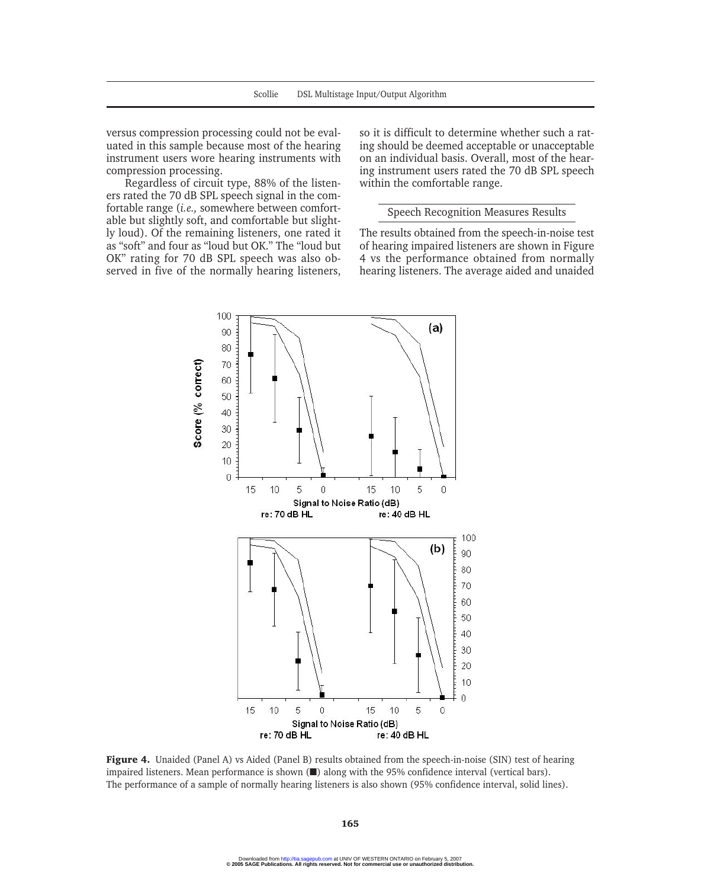versus compression processing could not be evaluated in this sample because most of the hearing instrument users wore hearing instruments with compression processing.

Regardless of circuit type, 88% of the listeners rated the 70 dB SPL speech signal in the comfortable range (*i.e.,* somewhere between comfortable but slightly soft, and comfortable but slightly loud). Of the remaining listeners, one rated it as "soft" and four as "loud but OK." The "loud but OK" rating for 70 dB SPL speech was also observed in five of the normally hearing listeners, so it is difficult to determine whether such a rating should be deemed acceptable or unacceptable on an individual basis. Overall, most of the hearing instrument users rated the 70 dB SPL speech within the comfortable range.

## Speech Recognition Measures Results

The results obtained from the speech-in-noise test of hearing impaired listeners are shown in Figure 4 vs the performance obtained from normally hearing listeners. The average aided and unaided

**Figure 4.** Unaided (Panel A) vs Aided (Panel B) results obtained from the speech-in-noise (SIN) test of hearing impaired listeners. Mean performance is shown (■) along with the 95% confidence interval (vertical bars). The performance of a sample of normally hearing listeners is also shown (95% confidence interval, solid lines).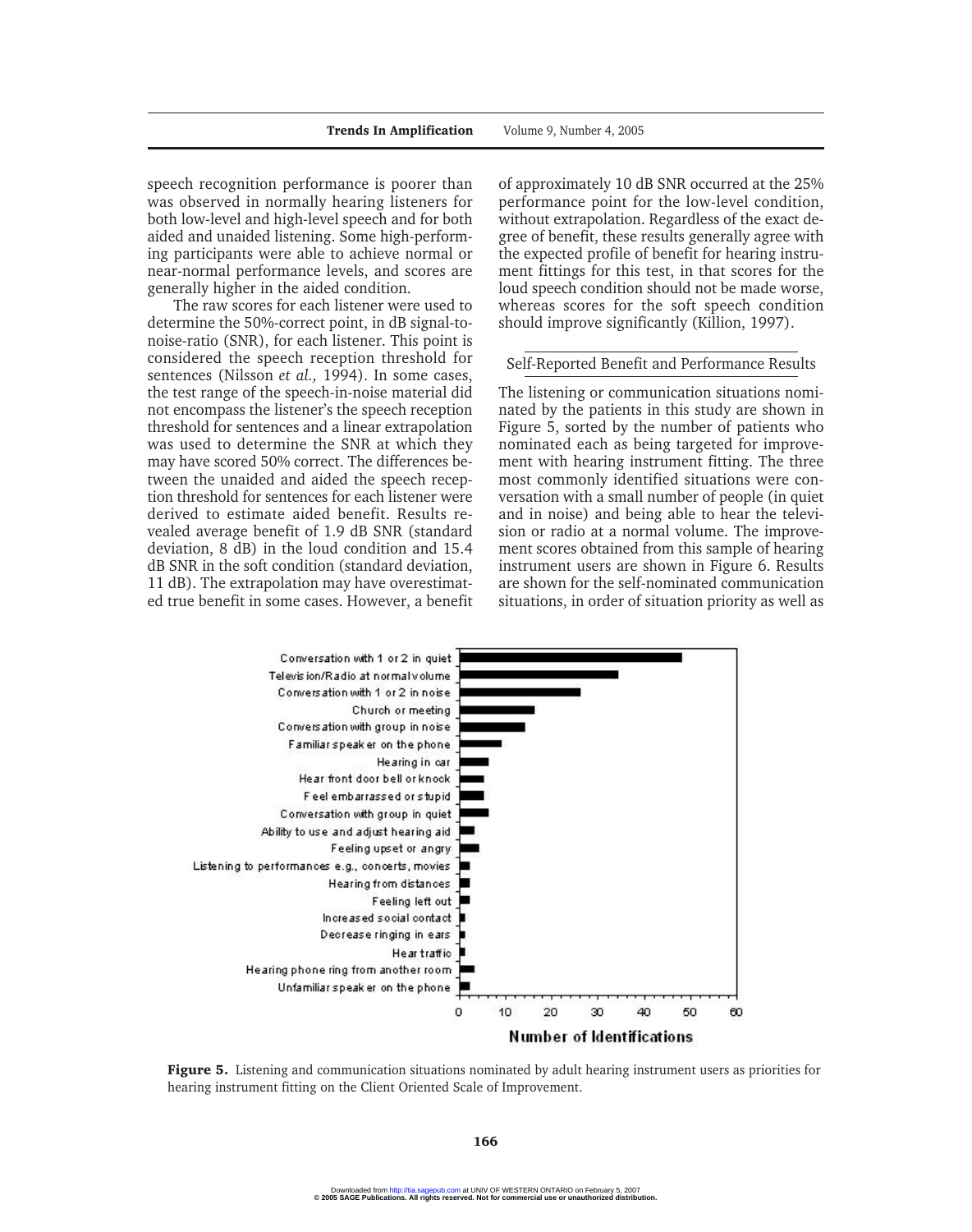speech recognition performance is poorer than was observed in normally hearing listeners for both low-level and high-level speech and for both aided and unaided listening. Some high-performing participants were able to achieve normal or near-normal performance levels, and scores are generally higher in the aided condition.

The raw scores for each listener were used to determine the 50%-correct point, in dB signal-to-noise-ratio (SNR), for each listener. This point is considered the speech reception threshold for sentences (Nilsson *et al.,* 1994). In some cases, the test range of the speech-in-noise material did not encompass the listener's the speech reception threshold for sentences and a linear extrapolation was used to determine the SNR at which they may have scored 50% correct. The differences between the unaided and aided the speech reception threshold for sentences for each listener were derived to estimate aided benefit. Results revealed average benefit of 1.9 dB SNR (standard deviation, 8 dB) in the loud condition and 15.4 dB SNR in the soft condition (standard deviation, 11 dB). The extrapolation may have overestimated true benefit in some cases. However, a benefit of approximately 10 dB SNR occurred at the 25% performance point for the low-level condition, without extrapolation. Regardless of the exact degree of benefit, these results generally agree with the expected profile of benefit for hearing instrument fittings for this test, in that scores for the loud speech condition should not be made worse, whereas scores for the soft speech condition should improve significantly (Killion, 1997).

## Self-Reported Benefit and Performance Results

The listening or communication situations nominated by the patients in this study are shown in Figure 5, sorted by the number of patients who nominated each as being targeted for improvement with hearing instrument fitting. The three most commonly identified situations were conversation with a small number of people (in quiet and in noise) and being able to hear the television or radio at a normal volume. The improvement scores obtained from this sample of hearing instrument users are shown in Figure 6. Results are shown for the self-nominated communication situations, in order of situation priority as well as

**Figure 5.** Listening and communication situations nominated by adult hearing instrument users as priorities for hearing instrument fitting on the Client Oriented Scale of Improvement.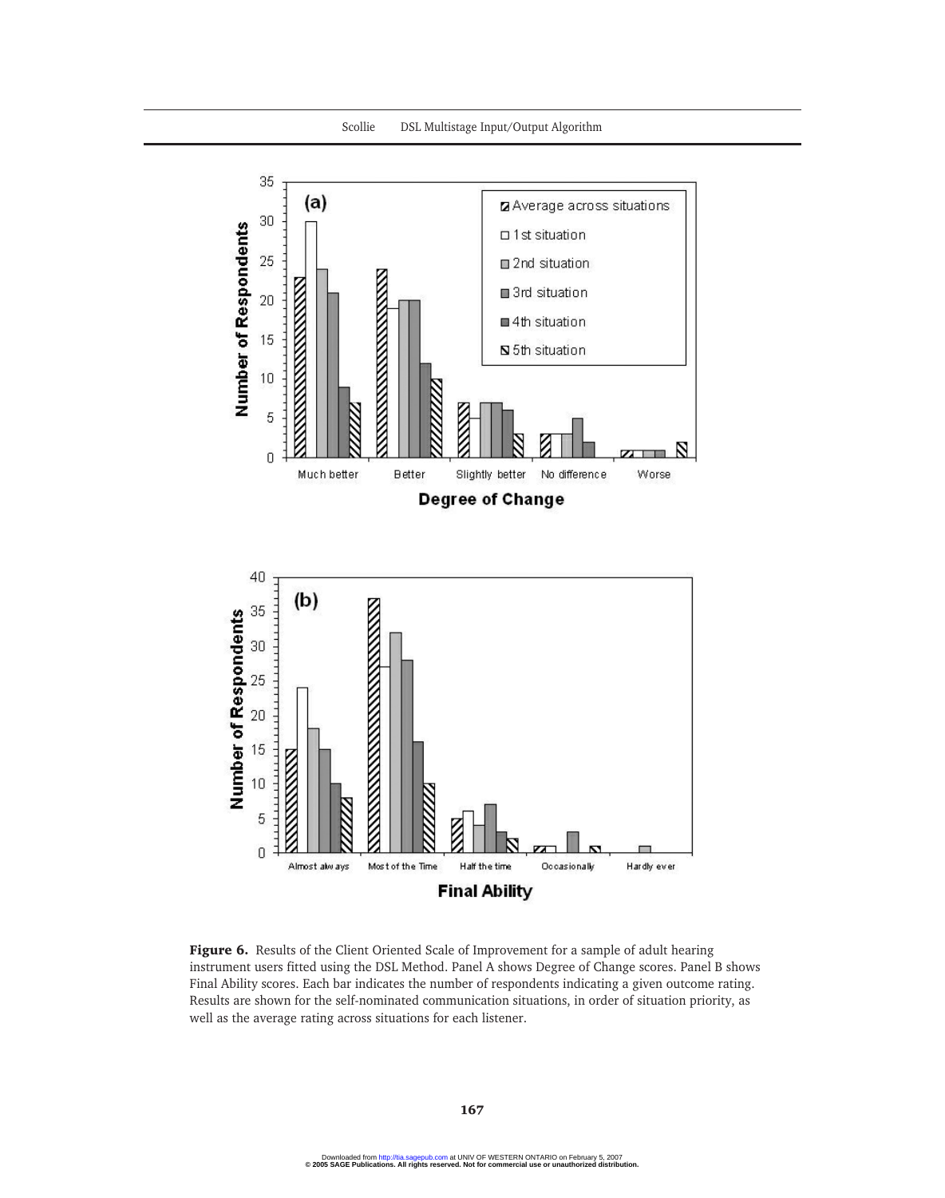**Figure 6.** Results of the Client Oriented Scale of Improvement for a sample of adult hearing instrument users fitted using the DSL Method. Panel A shows Degree of Change scores. Panel B shows Final Ability scores. Each bar indicates the number of respondents indicating a given outcome rating. Results are shown for the self-nominated communication situations, in order of situation priority, as well as the average rating across situations for each listener.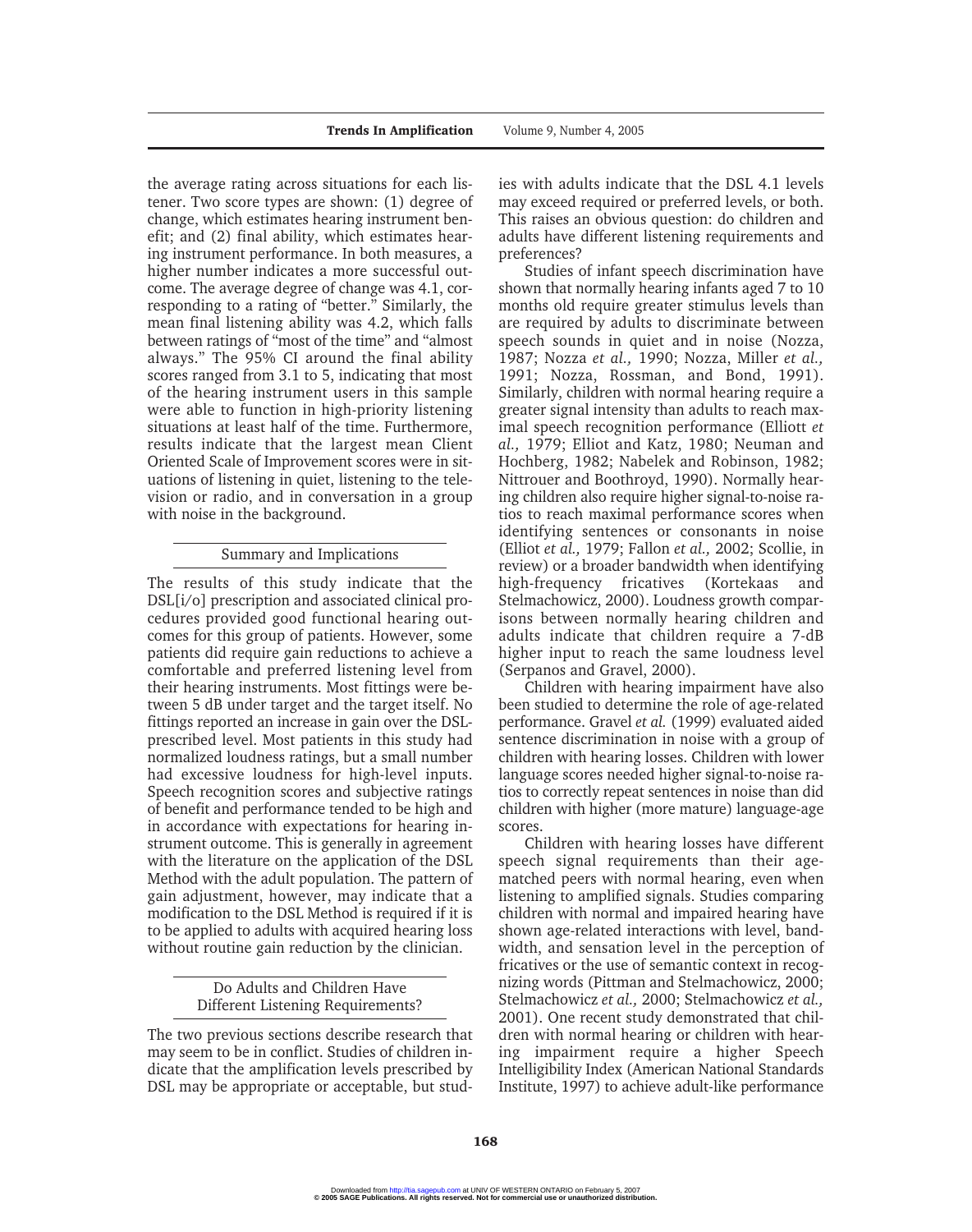the average rating across situations for each listener. Two score types are shown: (1) degree of change, which estimates hearing instrument benefit; and (2) final ability, which estimates hearing instrument performance. In both measures, a higher number indicates a more successful outcome. The average degree of change was 4.1, corresponding to a rating of "better." Similarly, the mean final listening ability was 4.2, which falls between ratings of "most of the time" and "almost always." The 95% CI around the final ability scores ranged from 3.1 to 5, indicating that most of the hearing instrument users in this sample were able to function in high-priority listening situations at least half of the time. Furthermore, results indicate that the largest mean Client Oriented Scale of Improvement scores were in situations of listening in quiet, listening to the television or radio, and in conversation in a group with noise in the background.

## Summary and Implications

The results of this study indicate that the DSL[i/o] prescription and associated clinical procedures provided good functional hearing outcomes for this group of patients. However, some patients did require gain reductions to achieve a comfortable and preferred listening level from their hearing instruments. Most fittings were between 5 dB under target and the target itself. No fittings reported an increase in gain over the DSL-prescribed level. Most patients in this study had normalized loudness ratings, but a small number had excessive loudness for high-level inputs. Speech recognition scores and subjective ratings of benefit and performance tended to be high and in accordance with expectations for hearing instrument outcome. This is generally in agreement with the literature on the application of the DSL Method with the adult population. The pattern of gain adjustment, however, may indicate that a modification to the DSL Method is required if it is to be applied to adults with acquired hearing loss without routine gain reduction by the clinician.

## Do Adults and Children Have Different Listening Requirements?

The two previous sections describe research that may seem to be in conflict. Studies of children indicate that the amplification levels prescribed by DSL may be appropriate or acceptable, but studies with adults indicate that the DSL 4.1 levels may exceed required or preferred levels, or both. This raises an obvious question: do children and adults have different listening requirements and preferences?

Studies of infant speech discrimination have shown that normally hearing infants aged 7 to 10 months old require greater stimulus levels than are required by adults to discriminate between speech sounds in quiet and in noise (Nozza, 1987; Nozza *et al.,* 1990; Nozza, Miller *et al.,* 1991; Nozza, Rossman, and Bond, 1991). Similarly, children with normal hearing require a greater signal intensity than adults to reach maximal speech recognition performance (Elliott *et al.,* 1979; Elliot and Katz, 1980; Neuman and Hochberg, 1982; Nabelek and Robinson, 1982; Nittrouer and Boothroyd, 1990). Normally hearing children also require higher signal-to-noise ratios to reach maximal performance scores when identifying sentences or consonants in noise (Elliot *et al.,* 1979; Fallon *et al.,* 2002; Scollie, in review) or a broader bandwidth when identifying high-frequency fricatives (Kortekaas and Stelmachowicz, 2000). Loudness growth comparisons between normally hearing children and adults indicate that children require a 7-dB higher input to reach the same loudness level (Serpanos and Gravel, 2000).

Children with hearing impairment have also been studied to determine the role of age-related performance. Gravel *et al.* (1999) evaluated aided sentence discrimination in noise with a group of children with hearing losses. Children with lower language scores needed higher signal-to-noise ratios to correctly repeat sentences in noise than did children with higher (more mature) language-age scores.

Children with hearing losses have different speech signal requirements than their age-matched peers with normal hearing, even when listening to amplified signals. Studies comparing children with normal and impaired hearing have shown age-related interactions with level, bandwidth, and sensation level in the perception of fricatives or the use of semantic context in recognizing words (Pittman and Stelmachowicz, 2000; Stelmachowicz *et al.,* 2000; Stelmachowicz *et al.,* 2001). One recent study demonstrated that children with normal hearing or children with hearing impairment require a higher Speech Intelligibility Index (American National Standards Institute, 1997) to achieve adult-like performance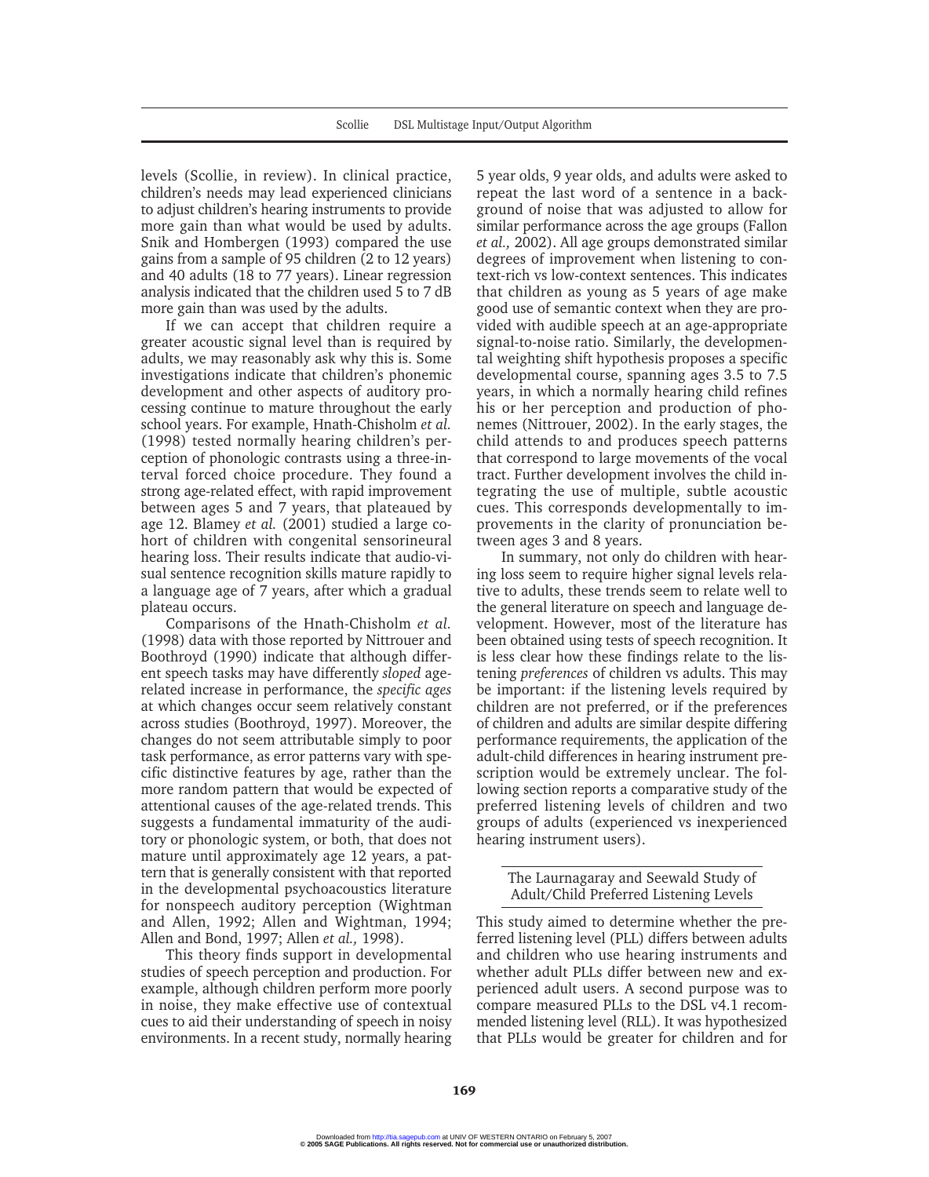levels (Scollie, in review). In clinical practice, children's needs may lead experienced clinicians to adjust children's hearing instruments to provide more gain than what would be used by adults. Snik and Hombergen (1993) compared the use gains from a sample of 95 children (2 to 12 years) and 40 adults (18 to 77 years). Linear regression analysis indicated that the children used 5 to 7 dB more gain than was used by the adults.

If we can accept that children require a greater acoustic signal level than is required by adults, we may reasonably ask why this is. Some investigations indicate that children's phonemic development and other aspects of auditory processing continue to mature throughout the early school years. For example, Hnath-Chisholm *et al.* (1998) tested normally hearing children's perception of phonologic contrasts using a three-interval forced choice procedure. They found a strong age-related effect, with rapid improvement between ages 5 and 7 years, that plateaued by age 12. Blamey *et al.* (2001) studied a large cohort of children with congenital sensorineural hearing loss. Their results indicate that audio-visual sentence recognition skills mature rapidly to a language age of 7 years, after which a gradual plateau occurs.

Comparisons of the Hnath-Chisholm *et al.* (1998) data with those reported by Nittrouer and Boothroyd (1990) indicate that although different speech tasks may have differently *sloped* age-related increase in performance, the *specific ages* at which changes occur seem relatively constant across studies (Boothroyd, 1997). Moreover, the changes do not seem attributable simply to poor task performance, as error patterns vary with specific distinctive features by age, rather than the more random pattern that would be expected of attentional causes of the age-related trends. This suggests a fundamental immaturity of the auditory or phonologic system, or both, that does not mature until approximately age 12 years, a pattern that is generally consistent with that reported in the developmental psychoacoustics literature for nonspeech auditory perception (Wightman and Allen, 1992; Allen and Wightman, 1994; Allen and Bond, 1997; Allen *et al.,* 1998).

This theory finds support in developmental studies of speech perception and production. For example, although children perform more poorly in noise, they make effective use of contextual cues to aid their understanding of speech in noisy environments. In a recent study, normally hearing 5 year olds, 9 year olds, and adults were asked to repeat the last word of a sentence in a background of noise that was adjusted to allow for similar performance across the age groups (Fallon *et al.,* 2002). All age groups demonstrated similar degrees of improvement when listening to context-rich vs low-context sentences. This indicates that children as young as 5 years of age make good use of semantic context when they are provided with audible speech at an age-appropriate signal-to-noise ratio. Similarly, the developmental weighting shift hypothesis proposes a specific developmental course, spanning ages 3.5 to 7.5 years, in which a normally hearing child refines his or her perception and production of phonemes (Nittrouer, 2002). In the early stages, the child attends to and produces speech patterns that correspond to large movements of the vocal tract. Further development involves the child integrating the use of multiple, subtle acoustic cues. This corresponds developmentally to improvements in the clarity of pronunciation between ages 3 and 8 years.

In summary, not only do children with hearing loss seem to require higher signal levels relative to adults, these trends seem to relate well to the general literature on speech and language development. However, most of the literature has been obtained using tests of speech recognition. It is less clear how these findings relate to the listening *preferences* of children vs adults. This may be important: if the listening levels required by children are not preferred, or if the preferences of children and adults are similar despite differing performance requirements, the application of the adult-child differences in hearing instrument prescription would be extremely unclear. The following section reports a comparative study of the preferred listening levels of children and two groups of adults (experienced vs inexperienced hearing instrument users).

## The Laurnagaray and Seewald Study of Adult/Child Preferred Listening Levels

This study aimed to determine whether the preferred listening level (PLL) differs between adults and children who use hearing instruments and whether adult PLLs differ between new and experienced adult users. A second purpose was to compare measured PLLs to the DSL v4.1 recommended listening level (RLL). It was hypothesized that PLLs would be greater for children and for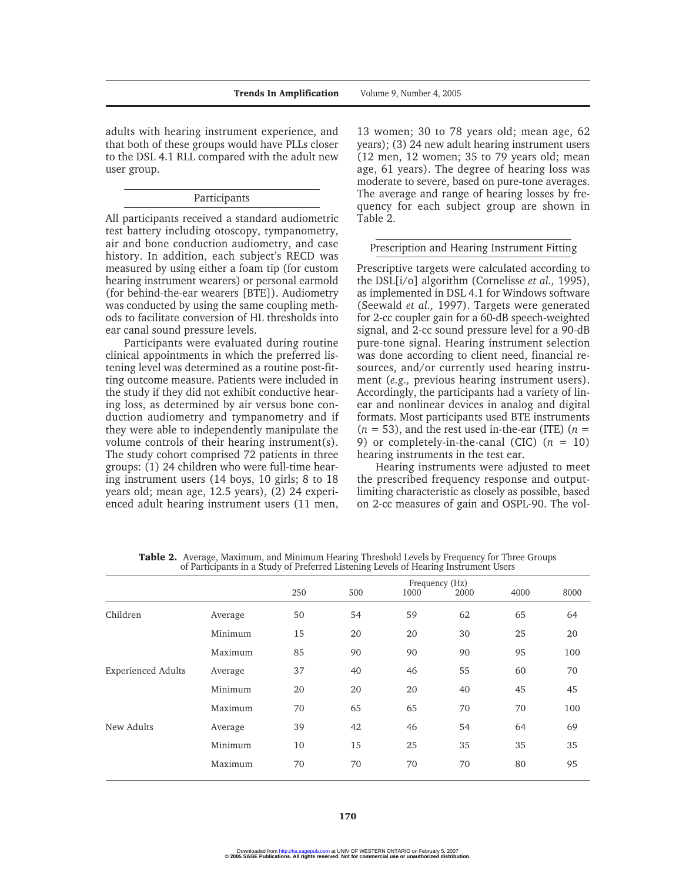adults with hearing instrument experience, and that both of these groups would have PLLs closer to the DSL 4.1 RLL compared with the adult new user group.

## Participants

All participants received a standard audiometric test battery including otoscopy, tympanometry, air and bone conduction audiometry, and case history. In addition, each subject's RECD was measured by using either a foam tip (for custom hearing instrument wearers) or personal earmold (for behind-the-ear wearers [BTE]). Audiometry was conducted by using the same coupling methods to facilitate conversion of HL thresholds into ear canal sound pressure levels.

Participants were evaluated during routine clinical appointments in which the preferred listening level was determined as a routine post-fitting outcome measure. Patients were included in the study if they did not exhibit conductive hearing loss, as determined by air versus bone conduction audiometry and tympanometry and if they were able to independently manipulate the volume controls of their hearing instrument(s). The study cohort comprised 72 patients in three groups: (1) 24 children who were full-time hearing instrument users (14 boys, 10 girls; 8 to 18 years old; mean age, 12.5 years), (2) 24 experienced adult hearing instrument users (11 men, 13 women; 30 to 78 years old; mean age, 62 years); (3) 24 new adult hearing instrument users (12 men, 12 women; 35 to 79 years old; mean age, 61 years). The degree of hearing loss was moderate to severe, based on pure-tone averages. The average and range of hearing losses by frequency for each subject group are shown in Table 2.

## Prescription and Hearing Instrument Fitting

Prescriptive targets were calculated according to the DSL[i/o] algorithm (Cornelisse *et al.,* 1995), as implemented in DSL 4.1 for Windows software (Seewald *et al.,* 1997). Targets were generated for 2-cc coupler gain for a 60-dB speech-weighted signal, and 2-cc sound pressure level for a 90-dB pure-tone signal. Hearing instrument selection was done according to client need, financial resources, and/or currently used hearing instrument (*e.g.,* previous hearing instrument users). Accordingly, the participants had a variety of linear and nonlinear devices in analog and digital formats. Most participants used BTE instruments ($n$ = 53), and the rest used in-the-ear (ITE) ($n$ = 9) or completely-in-the-canal (CIC) ($n$ = 10) hearing instruments in the test ear.

Hearing instruments were adjusted to meet the prescribed frequency response and output-limiting characteristic as closely as possible, based on 2-cc measures of gain and OSPL-90. The vol-

**Table 2.** Average, Maximum, and Minimum Hearing Threshold Levels by Frequency for Three Groups of Participants in a Study of Preferred Listening Levels of Hearing Instrument Users

| | | Frequency (Hz) | | | | | |
|---|---|---|---|---|---|---|---|
| | | 250 | 500 | 1000 | 2000 | 4000 | 8000 |
| Children | Average | 50 | 54 | 59 | 62 | 65 | 64 |
| | Minimum | 15 | 20 | 20 | 30 | 25 | 20 |
| | Maximum | 85 | 90 | 90 | 90 | 95 | 100 |
| Experienced Adults | Average | 37 | 40 | 46 | 55 | 60 | 70 |
| | Minimum | 20 | 20 | 20 | 40 | 45 | 45 |
| | Maximum | 70 | 65 | 65 | 70 | 70 | 100 |
| New Adults | Average | 39 | 42 | 46 | 54 | 64 | 69 |
| | Minimum | 10 | 15 | 25 | 35 | 35 | 35 |
| | Maximum | 70 | 70 | 70 | 70 | 80 | 95 |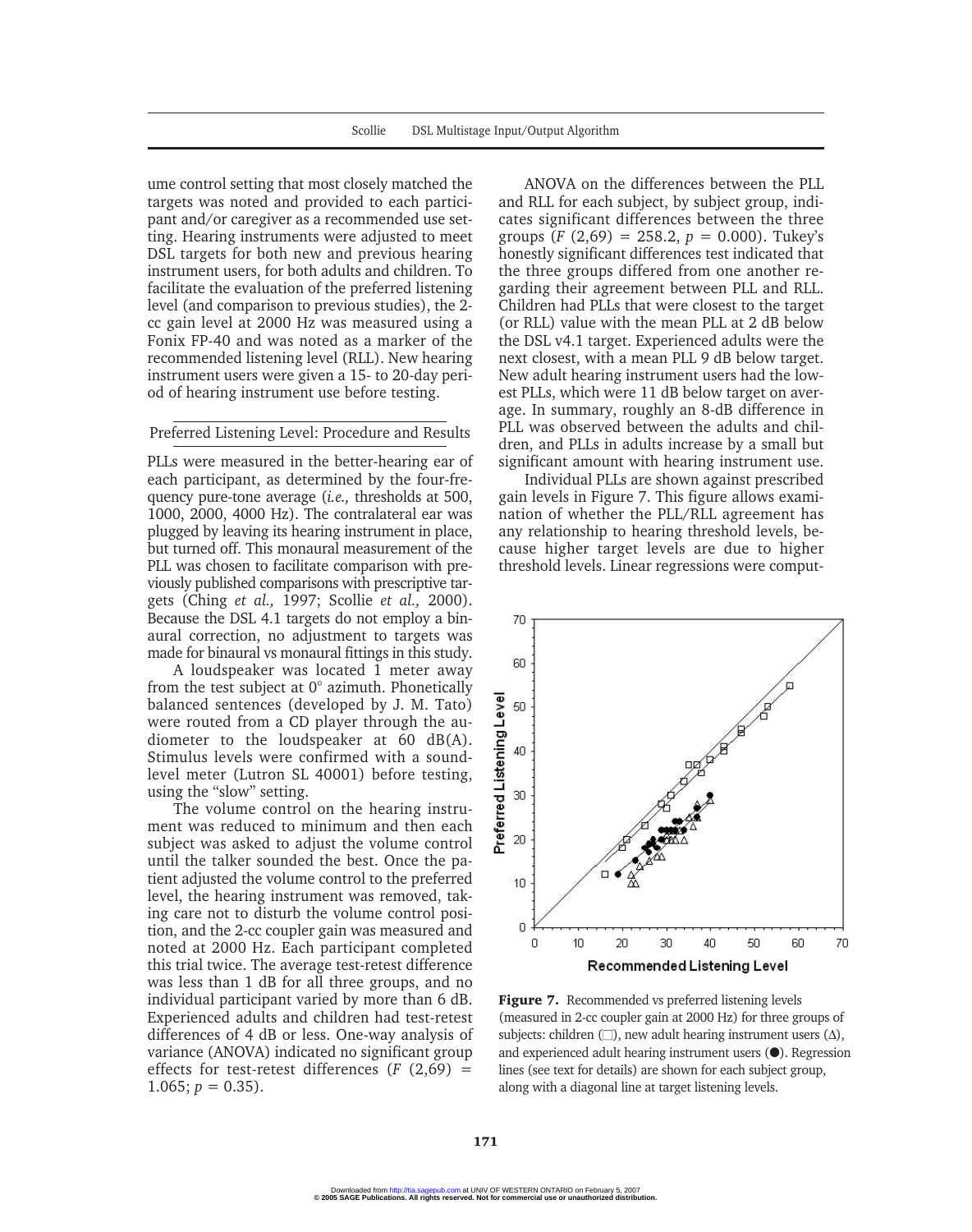ume control setting that most closely matched the targets was noted and provided to each participant and/or caregiver as a recommended use setting. Hearing instruments were adjusted to meet DSL targets for both new and previous hearing instrument users, for both adults and children. To facilitate the evaluation of the preferred listening level (and comparison to previous studies), the 2-cc gain level at 2000 Hz was measured using a Fonix FP-40 and was noted as a marker of the recommended listening level (RLL). New hearing instrument users were given a 15- to 20-day period of hearing instrument use before testing.

## Preferred Listening Level: Procedure and Results

PLLs were measured in the better-hearing ear of each participant, as determined by the four-frequency pure-tone average (*i.e.,* thresholds at 500, 1000, 2000, 4000 Hz). The contralateral ear was plugged by leaving its hearing instrument in place, but turned off. This monaural measurement of the PLL was chosen to facilitate comparison with previously published comparisons with prescriptive targets (Ching *et al.,* 1997; Scollie *et al.,* 2000). Because the DSL 4.1 targets do not employ a binaural correction, no adjustment to targets was made for binaural vs monaural fittings in this study.

A loudspeaker was located 1 meter away from the test subject at 0° azimuth. Phonetically balanced sentences (developed by J. M. Tato) were routed from a CD player through the audiometer to the loudspeaker at 60 dB(A). Stimulus levels were confirmed with a sound-level meter (Lutron SL 40001) before testing, using the "slow" setting.

The volume control on the hearing instrument was reduced to minimum and then each subject was asked to adjust the volume control until the talker sounded the best. Once the patient adjusted the volume control to the preferred level, the hearing instrument was removed, taking care not to disturb the volume control position, and the 2-cc coupler gain was measured and noted at 2000 Hz. Each participant completed this trial twice. The average test-retest difference was less than 1 dB for all three groups, and no individual participant varied by more than 6 dB. Experienced adults and children had test-retest differences of 4 dB or less. One-way analysis of variance (ANOVA) indicated no significant group effects for test-retest differences ($F$ (2,69) = 1.065; $p$ = 0.35).

ANOVA on the differences between the PLL and RLL for each subject, by subject group, indicates significant differences between the three groups ($F$ (2,69) = 258.2, $p$ = 0.000). Tukey's honestly significant differences test indicated that the three groups differed from one another regarding their agreement between PLL and RLL. Children had PLLs that were closest to the target (or RLL) value with the mean PLL at 2 dB below the DSL v4.1 target. Experienced adults were the next closest, with a mean PLL 9 dB below target. New adult hearing instrument users had the lowest PLLs, which were 11 dB below target on average. In summary, roughly an 8-dB difference in PLL was observed between the adults and children, and PLLs in adults increase by a small but significant amount with hearing instrument use.

Individual PLLs are shown against prescribed gain levels in Figure 7. This figure allows examination of whether the PLL/RLL agreement has any relationship to hearing threshold levels, because higher target levels are due to higher threshold levels. Linear regressions were comput-

**Figure 7.** Recommended vs preferred listening levels (measured in 2-cc coupler gain at 2000 Hz) for three groups of subjects: children (□), new adult hearing instrument users (Δ), and experienced adult hearing instrument users (●). Regression lines (see text for details) are shown for each subject group, along with a diagonal line at target listening levels.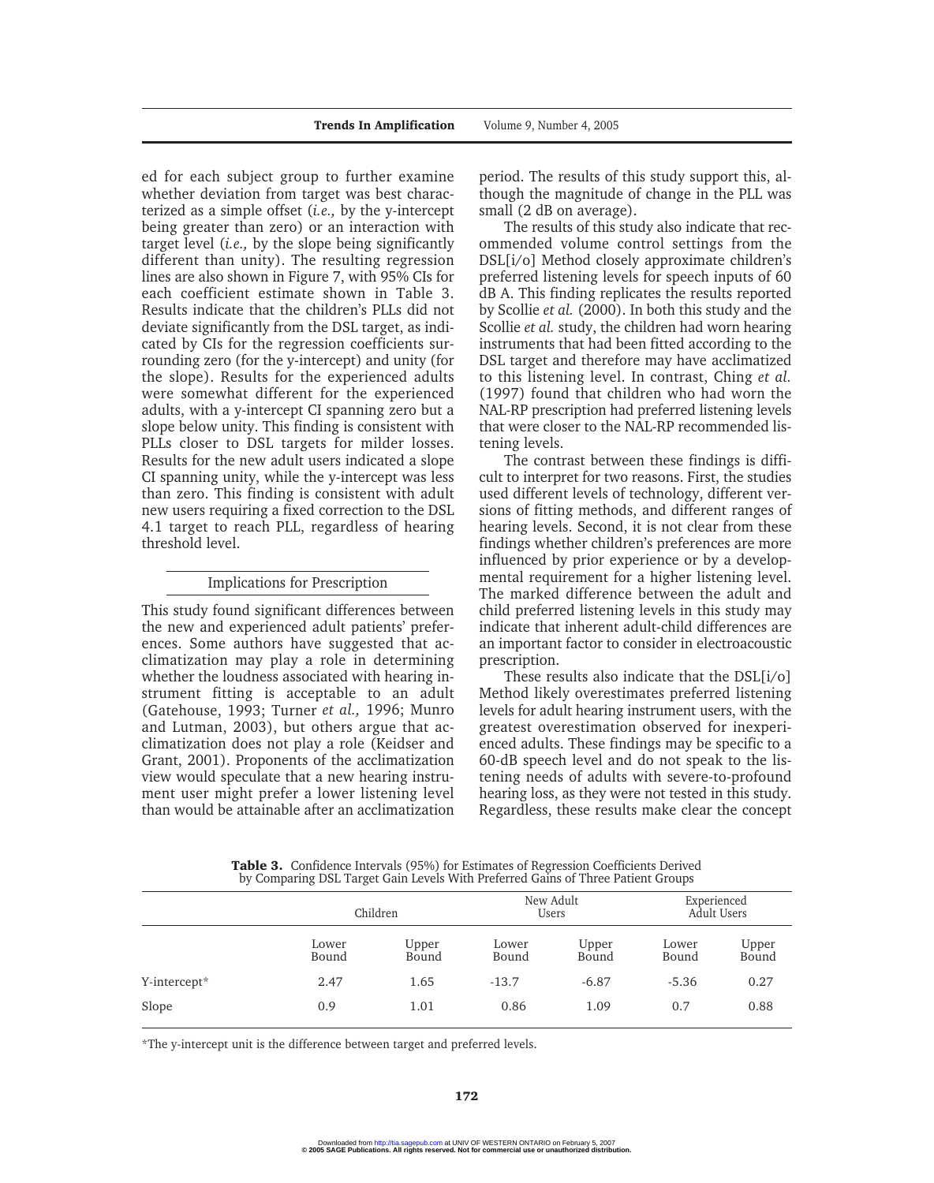ed for each subject group to further examine whether deviation from target was best characterized as a simple offset (*i.e.,* by the y-intercept being greater than zero) or an interaction with target level (*i.e.,* by the slope being significantly different than unity). The resulting regression lines are also shown in Figure 7, with 95% CIs for each coefficient estimate shown in Table 3. Results indicate that the children's PLLs did not deviate significantly from the DSL target, as indicated by CIs for the regression coefficients surrounding zero (for the y-intercept) and unity (for the slope). Results for the experienced adults were somewhat different for the experienced adults, with a y-intercept CI spanning zero but a slope below unity. This finding is consistent with PLLs closer to DSL targets for milder losses. Results for the new adult users indicated a slope CI spanning unity, while the y-intercept was less than zero. This finding is consistent with adult new users requiring a fixed correction to the DSL 4.1 target to reach PLL, regardless of hearing threshold level.

## Implications for Prescription

This study found significant differences between the new and experienced adult patients' preferences. Some authors have suggested that acclimatization may play a role in determining whether the loudness associated with hearing instrument fitting is acceptable to an adult (Gatehouse, 1993; Turner *et al.,* 1996; Munro and Lutman, 2003), but others argue that acclimatization does not play a role (Keidser and Grant, 2001). Proponents of the acclimatization view would speculate that a new hearing instrument user might prefer a lower listening level than would be attainable after an acclimatization period. The results of this study support this, although the magnitude of change in the PLL was small (2 dB on average).

The results of this study also indicate that recommended volume control settings from the DSL[i/o] Method closely approximate children's preferred listening levels for speech inputs of 60 dB A. This finding replicates the results reported by Scollie *et al.* (2000). In both this study and the Scollie *et al.* study, the children had worn hearing instruments that had been fitted according to the DSL target and therefore may have acclimatized to this listening level. In contrast, Ching *et al.* (1997) found that children who had worn the NAL-RP prescription had preferred listening levels that were closer to the NAL-RP recommended listening levels.

The contrast between these findings is difficult to interpret for two reasons. First, the studies used different levels of technology, different versions of fitting methods, and different ranges of hearing levels. Second, it is not clear from these findings whether children's preferences are more influenced by prior experience or by a developmental requirement for a higher listening level. The marked difference between the adult and child preferred listening levels in this study may indicate that inherent adult-child differences are an important factor to consider in electroacoustic prescription.

These results also indicate that the DSL[i/o] Method likely overestimates preferred listening levels for adult hearing instrument users, with the greatest overestimation observed for inexperienced adults. These findings may be specific to a 60-dB speech level and do not speak to the listening needs of adults with severe-to-profound hearing loss, as they were not tested in this study. Regardless, these results make clear the concept

**Table 3.** Confidence Intervals (95%) for Estimates of Regression Coefficients Derived by Comparing DSL Target Gain Levels With Preferred Gains of Three Patient Groups

| | Children | | New Adult Users | | Experienced Adult Users | |
|---|---|---|---|---|---|---|
| | Lower Bound | Upper Bound | Lower Bound | Upper Bound | Lower Bound | Upper Bound |
| Y-intercept* | 2.47 | 1.65 | -13.7 | -6.87 | -5.36 | 0.27 |
| Slope | 0.9 | 1.01 | 0.86 | 1.09 | 0.7 | 0.88 |

*The y-intercept unit is the difference between target and preferred levels.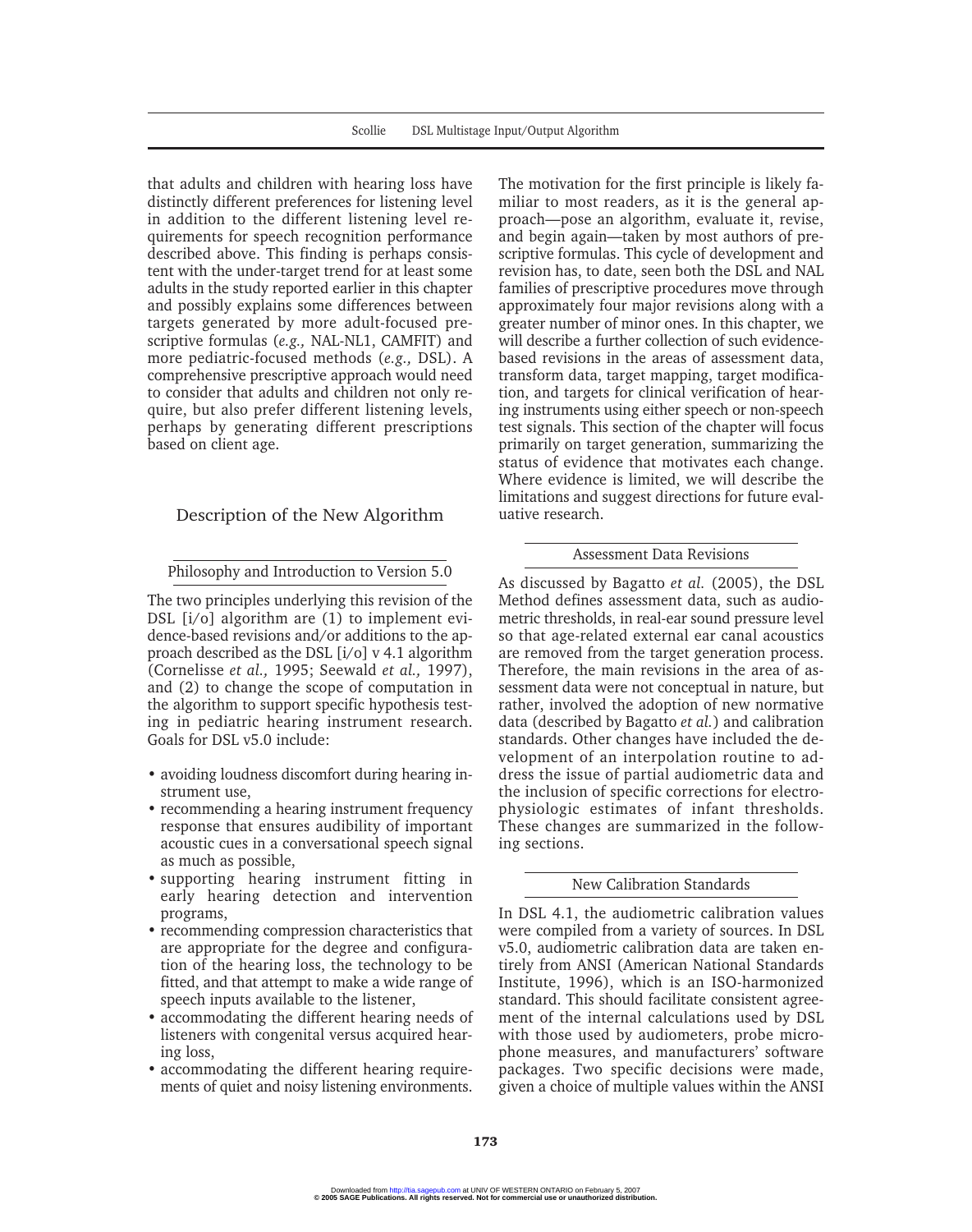that adults and children with hearing loss have distinctly different preferences for listening level in addition to the different listening level requirements for speech recognition performance described above. This finding is perhaps consistent with the under-target trend for at least some adults in the study reported earlier in this chapter and possibly explains some differences between targets generated by more adult-focused prescriptive formulas (*e.g.,* NAL-NL1, CAMFIT) and more pediatric-focused methods (*e.g.,* DSL). A comprehensive prescriptive approach would need to consider that adults and children not only require, but also prefer different listening levels, perhaps by generating different prescriptions based on client age.

## Description of the New Algorithm

### Philosophy and Introduction to Version 5.0

The two principles underlying this revision of the DSL [i/o] algorithm are (1) to implement evidence-based revisions and/or additions to the approach described as the DSL [i/o] v 4.1 algorithm (Cornelisse *et al.,* 1995; Seewald *et al.,* 1997), and (2) to change the scope of computation in the algorithm to support specific hypothesis testing in pediatric hearing instrument research. Goals for DSL v5.0 include:

- avoiding loudness discomfort during hearing instrument use,
- recommending a hearing instrument frequency response that ensures audibility of important acoustic cues in a conversational speech signal as much as possible,
- supporting hearing instrument fitting in early hearing detection and intervention programs,
- recommending compression characteristics that are appropriate for the degree and configuration of the hearing loss, the technology to be fitted, and that attempt to make a wide range of speech inputs available to the listener,
- accommodating the different hearing needs of listeners with congenital versus acquired hearing loss,
- accommodating the different hearing requirements of quiet and noisy listening environments.

The motivation for the first principle is likely familiar to most readers, as it is the general approach—pose an algorithm, evaluate it, revise, and begin again—taken by most authors of prescriptive formulas. This cycle of development and revision has, to date, seen both the DSL and NAL families of prescriptive procedures move through approximately four major revisions along with a greater number of minor ones. In this chapter, we will describe a further collection of such evidence-based revisions in the areas of assessment data, transform data, target mapping, target modification, and targets for clinical verification of hearing instruments using either speech or non-speech test signals. This section of the chapter will focus primarily on target generation, summarizing the status of evidence that motivates each change. Where evidence is limited, we will describe the limitations and suggest directions for future evaluative research.

### Assessment Data Revisions

As discussed by Bagatto *et al.* (2005), the DSL Method defines assessment data, such as audiometric thresholds, in real-ear sound pressure level so that age-related external ear canal acoustics are removed from the target generation process. Therefore, the main revisions in the area of assessment data were not conceptual in nature, but rather, involved the adoption of new normative data (described by Bagatto *et al.*) and calibration standards. Other changes have included the development of an interpolation routine to address the issue of partial audiometric data and the inclusion of specific corrections for electrophysiologic estimates of infant thresholds. These changes are summarized in the following sections.

### New Calibration Standards

In DSL 4.1, the audiometric calibration values were compiled from a variety of sources. In DSL v5.0, audiometric calibration data are taken entirely from ANSI (American National Standards Institute, 1996), which is an ISO-harmonized standard. This should facilitate consistent agreement of the internal calculations used by DSL with those used by audiometers, probe microphone measures, and manufacturers' software packages. Two specific decisions were made, given a choice of multiple values within the ANSI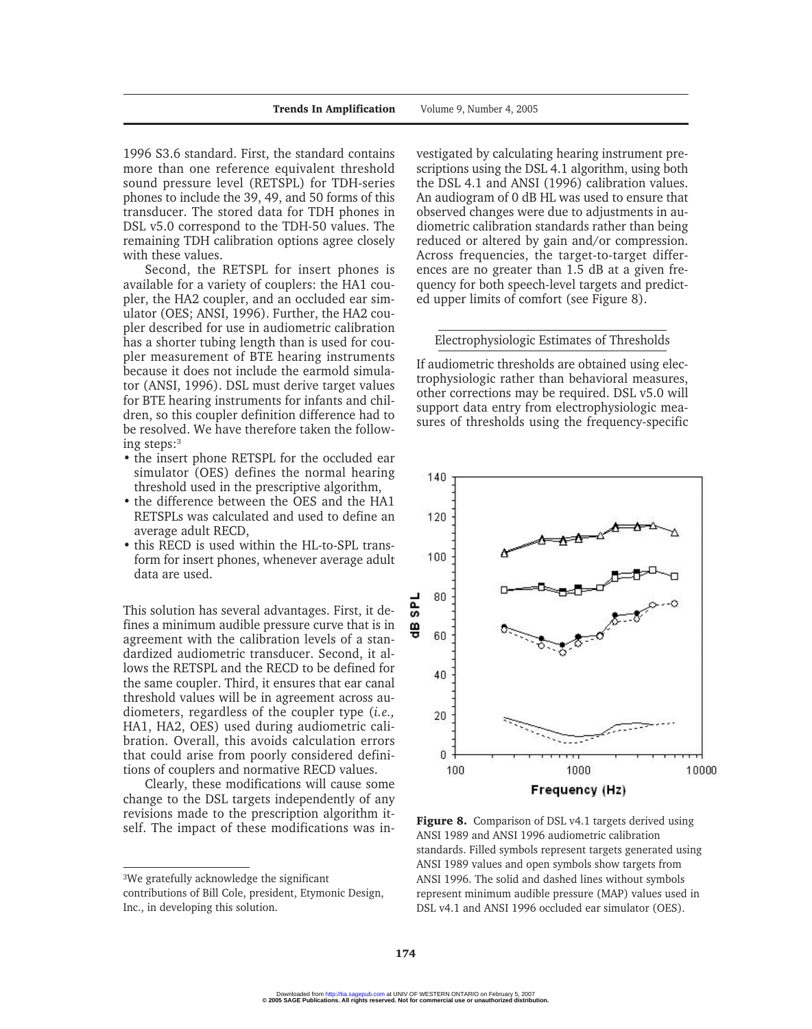1996 S3.6 standard. First, the standard contains more than one reference equivalent threshold sound pressure level (RETSPL) for TDH-series phones to include the 39, 49, and 50 forms of this transducer. The stored data for TDH phones in DSL v5.0 correspond to the TDH-50 values. The remaining TDH calibration options agree closely with these values.

Second, the RETSPL for insert phones is available for a variety of couplers: the HA1 coupler, the HA2 coupler, and an occluded ear simulator (OES; ANSI, 1996). Further, the HA2 coupler described for use in audiometric calibration has a shorter tubing length than is used for coupler measurement of BTE hearing instruments because it does not include the earmold simulator (ANSI, 1996). DSL must derive target values for BTE hearing instruments for infants and children, so this coupler definition difference had to be resolved. We have therefore taken the following steps:[3]

- the insert phone RETSPL for the occluded ear simulator (OES) defines the normal hearing threshold used in the prescriptive algorithm,
- the difference between the OES and the HA1 RETSPLs was calculated and used to define an average adult RECD,
- this RECD is used within the HL-to-SPL transform for insert phones, whenever average adult data are used.

This solution has several advantages. First, it defines a minimum audible pressure curve that is in agreement with the calibration levels of a standardized audiometric transducer. Second, it allows the RETSPL and the RECD to be defined for the same coupler. Third, it ensures that ear canal threshold values will be in agreement across audiometers, regardless of the coupler type (*i.e.,* HA1, HA2, OES) used during audiometric calibration. Overall, this avoids calculation errors that could arise from poorly considered definitions of couplers and normative RECD values.

Clearly, these modifications will cause some change to the DSL targets independently of any revisions made to the prescription algorithm itself. The impact of these modifications was investigated by calculating hearing instrument prescriptions using the DSL 4.1 algorithm, using both the DSL 4.1 and ANSI (1996) calibration values. An audiogram of 0 dB HL was used to ensure that observed changes were due to adjustments in audiometric calibration standards rather than being reduced or altered by gain and/or compression. Across frequencies, the target-to-target differences are no greater than 1.5 dB at a given frequency for both speech-level targets and predicted upper limits of comfort (see Figure 8).

[3]We gratefully acknowledge the significant contributions of Bill Cole, president, Etymonic Design, Inc., in developing this solution.

## Electrophysiologic Estimates of Thresholds

If audiometric thresholds are obtained using electrophysiologic rather than behavioral measures, other corrections may be required. DSL v5.0 will support data entry from electrophysiologic measures of thresholds using the frequency-specific

**Figure 8.** Comparison of DSL v4.1 targets derived using ANSI 1989 and ANSI 1996 audiometric calibration standards. Filled symbols represent targets generated using ANSI 1989 values and open symbols show targets from ANSI 1996. The solid and dashed lines without symbols represent minimum audible pressure (MAP) values used in DSL v4.1 and ANSI 1996 occluded ear simulator (OES).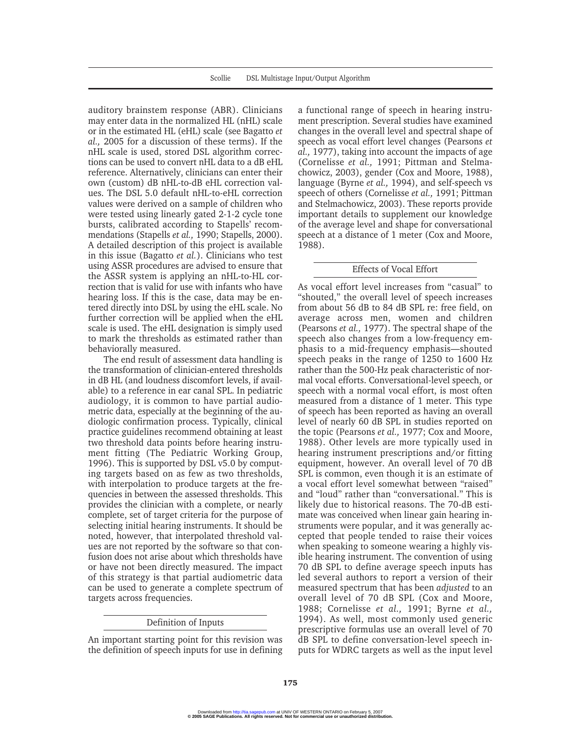auditory brainstem response (ABR). Clinicians may enter data in the normalized HL (nHL) scale or in the estimated HL (eHL) scale (see Bagatto *et al.,* 2005 for a discussion of these terms). If the nHL scale is used, stored DSL algorithm corrections can be used to convert nHL data to a dB eHL reference. Alternatively, clinicians can enter their own (custom) dB nHL-to-dB eHL correction values. The DSL 5.0 default nHL-to-eHL correction values were derived on a sample of children who were tested using linearly gated 2-1-2 cycle tone bursts, calibrated according to Stapells' recommendations (Stapells *et al.,* 1990; Stapells, 2000). A detailed description of this project is available in this issue (Bagatto *et al.*). Clinicians who test using ASSR procedures are advised to ensure that the ASSR system is applying an nHL-to-HL correction that is valid for use with infants who have hearing loss. If this is the case, data may be entered directly into DSL by using the eHL scale. No further correction will be applied when the eHL scale is used. The eHL designation is simply used to mark the thresholds as estimated rather than behaviorally measured.

The end result of assessment data handling is the transformation of clinician-entered thresholds in dB HL (and loudness discomfort levels, if available) to a reference in ear canal SPL. In pediatric audiology, it is common to have partial audiometric data, especially at the beginning of the audiologic confirmation process. Typically, clinical practice guidelines recommend obtaining at least two threshold data points before hearing instrument fitting (The Pediatric Working Group, 1996). This is supported by DSL v5.0 by computing targets based on as few as two thresholds, with interpolation to produce targets at the frequencies in between the assessed thresholds. This provides the clinician with a complete, or nearly complete, set of target criteria for the purpose of selecting initial hearing instruments. It should be noted, however, that interpolated threshold values are not reported by the software so that confusion does not arise about which thresholds have or have not been directly measured. The impact of this strategy is that partial audiometric data can be used to generate a complete spectrum of targets across frequencies.

## Definition of Inputs

An important starting point for this revision was the definition of speech inputs for use in defining a functional range of speech in hearing instrument prescription. Several studies have examined changes in the overall level and spectral shape of speech as vocal effort level changes (Pearsons *et al.,* 1977), taking into account the impacts of age (Cornelisse *et al.,* 1991; Pittman and Stelmachowicz, 2003), gender (Cox and Moore, 1988), language (Byrne *et al.,* 1994), and self-speech vs speech of others (Cornelisse *et al.,* 1991; Pittman and Stelmachowicz, 2003). These reports provide important details to supplement our knowledge of the average level and shape for conversational speech at a distance of 1 meter (Cox and Moore, 1988).

## Effects of Vocal Effort

As vocal effort level increases from "casual" to "shouted," the overall level of speech increases from about 56 dB to 84 dB SPL re: free field, on average across men, women and children (Pearsons *et al.,* 1977). The spectral shape of the speech also changes from a low-frequency emphasis to a mid-frequency emphasis—shouted speech peaks in the range of 1250 to 1600 Hz rather than the 500-Hz peak characteristic of normal vocal efforts. Conversational-level speech, or speech with a normal vocal effort, is most often measured from a distance of 1 meter. This type of speech has been reported as having an overall level of nearly 60 dB SPL in studies reported on the topic (Pearsons *et al.,* 1977; Cox and Moore, 1988). Other levels are more typically used in hearing instrument prescriptions and/or fitting equipment, however. An overall level of 70 dB SPL is common, even though it is an estimate of a vocal effort level somewhat between "raised" and "loud" rather than "conversational." This is likely due to historical reasons. The 70-dB estimate was conceived when linear gain hearing instruments were popular, and it was generally accepted that people tended to raise their voices when speaking to someone wearing a highly visible hearing instrument. The convention of using 70 dB SPL to define average speech inputs has led several authors to report a version of their measured spectrum that has been *adjusted* to an overall level of 70 dB SPL (Cox and Moore, 1988; Cornelisse *et al.,* 1991; Byrne *et al.,* 1994). As well, most commonly used generic prescriptive formulas use an overall level of 70 dB SPL to define conversation-level speech inputs for WDRC targets as well as the input level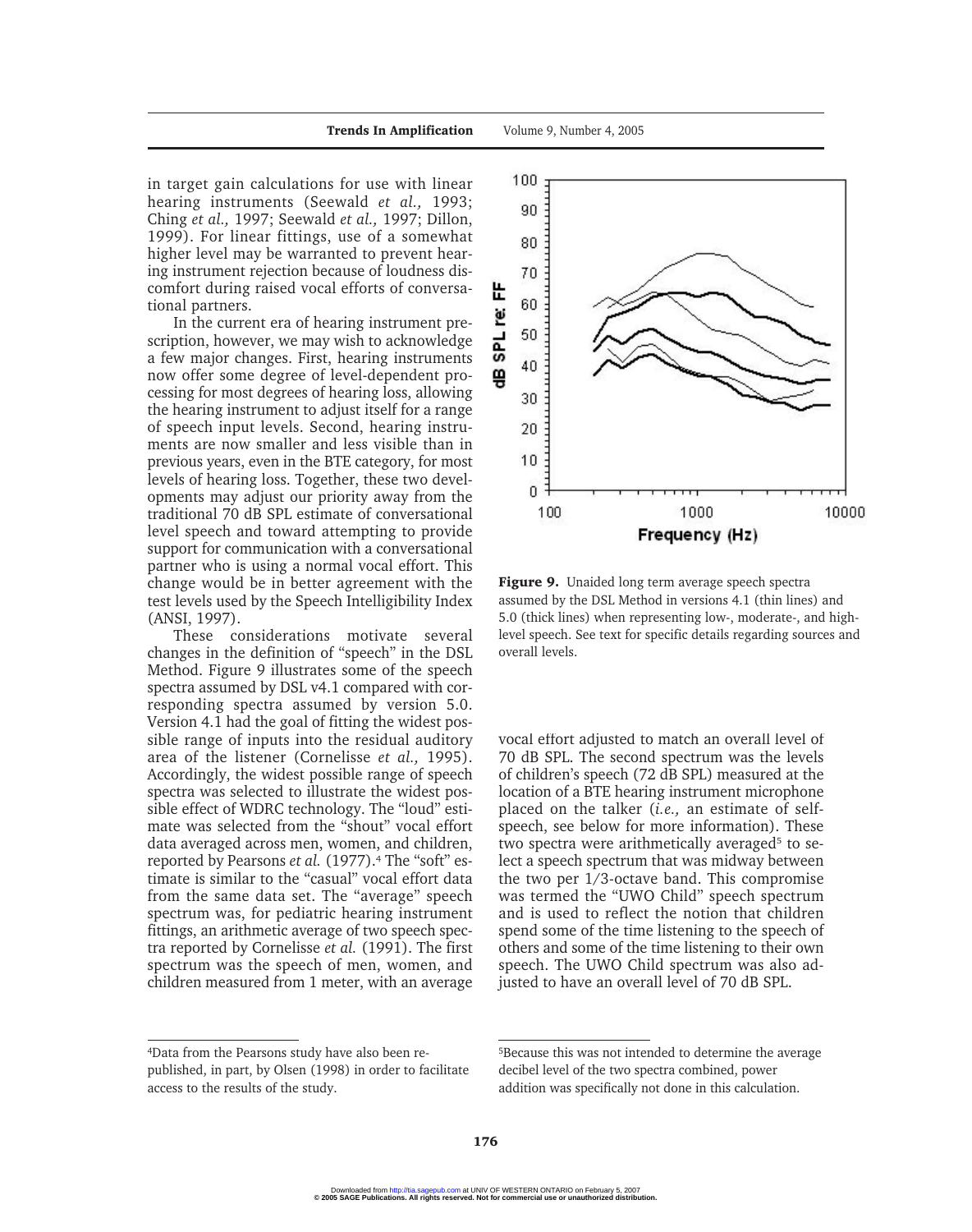in target gain calculations for use with linear hearing instruments (Seewald *et al.,* 1993; Ching *et al.,* 1997; Seewald *et al.,* 1997; Dillon, 1999). For linear fittings, use of a somewhat higher level may be warranted to prevent hearing instrument rejection because of loudness discomfort during raised vocal efforts of conversational partners.

In the current era of hearing instrument prescription, however, we may wish to acknowledge a few major changes. First, hearing instruments now offer some degree of level-dependent processing for most degrees of hearing loss, allowing the hearing instrument to adjust itself for a range of speech input levels. Second, hearing instruments are now smaller and less visible than in previous years, even in the BTE category, for most levels of hearing loss. Together, these two developments may adjust our priority away from the traditional 70 dB SPL estimate of conversational level speech and toward attempting to provide support for communication with a conversational partner who is using a normal vocal effort. This change would be in better agreement with the test levels used by the Speech Intelligibility Index (ANSI, 1997).

These considerations motivate several changes in the definition of "speech" in the DSL Method. Figure 9 illustrates some of the speech spectra assumed by DSL v4.1 compared with corresponding spectra assumed by version 5.0. Version 4.1 had the goal of fitting the widest possible range of inputs into the residual auditory area of the listener (Cornelisse *et al.,* 1995). Accordingly, the widest possible range of speech spectra was selected to illustrate the widest possible effect of WDRC technology. The "loud" estimate was selected from the "shout" vocal effort data averaged across men, women, and children, reported by Pearsons *et al.* (1977).[4] The "soft" estimate is similar to the "casual" vocal effort data from the same data set. The "average" speech spectrum was, for pediatric hearing instrument fittings, an arithmetic average of two speech spectra reported by Cornelisse *et al.* (1991). The first spectrum was the speech of men, women, and children measured from 1 meter, with an average vocal effort adjusted to match an overall level of 70 dB SPL. The second spectrum was the levels of children's speech (72 dB SPL) measured at the location of a BTE hearing instrument microphone placed on the talker (*i.e.,* an estimate of self-speech, see below for more information). These two spectra were arithmetically averaged[5] to select a speech spectrum that was midway between the two per 1/3-octave band. This compromise was termed the "UWO Child" speech spectrum and is used to reflect the notion that children spend some of the time listening to the speech of others and some of the time listening to their own speech. The UWO Child spectrum was also adjusted to have an overall level of 70 dB SPL.

**Figure 9.** Unaided long term average speech spectra assumed by the DSL Method in versions 4.1 (thin lines) and 5.0 (thick lines) when representing low-, moderate-, and high-level speech. See text for specific details regarding sources and overall levels.

[4]Data from the Pearsons study have also been republished, in part, by Olsen (1998) in order to facilitate access to the results of the study.

[5]Because this was not intended to determine the average decibel level of the two spectra combined, power addition was specifically not done in this calculation.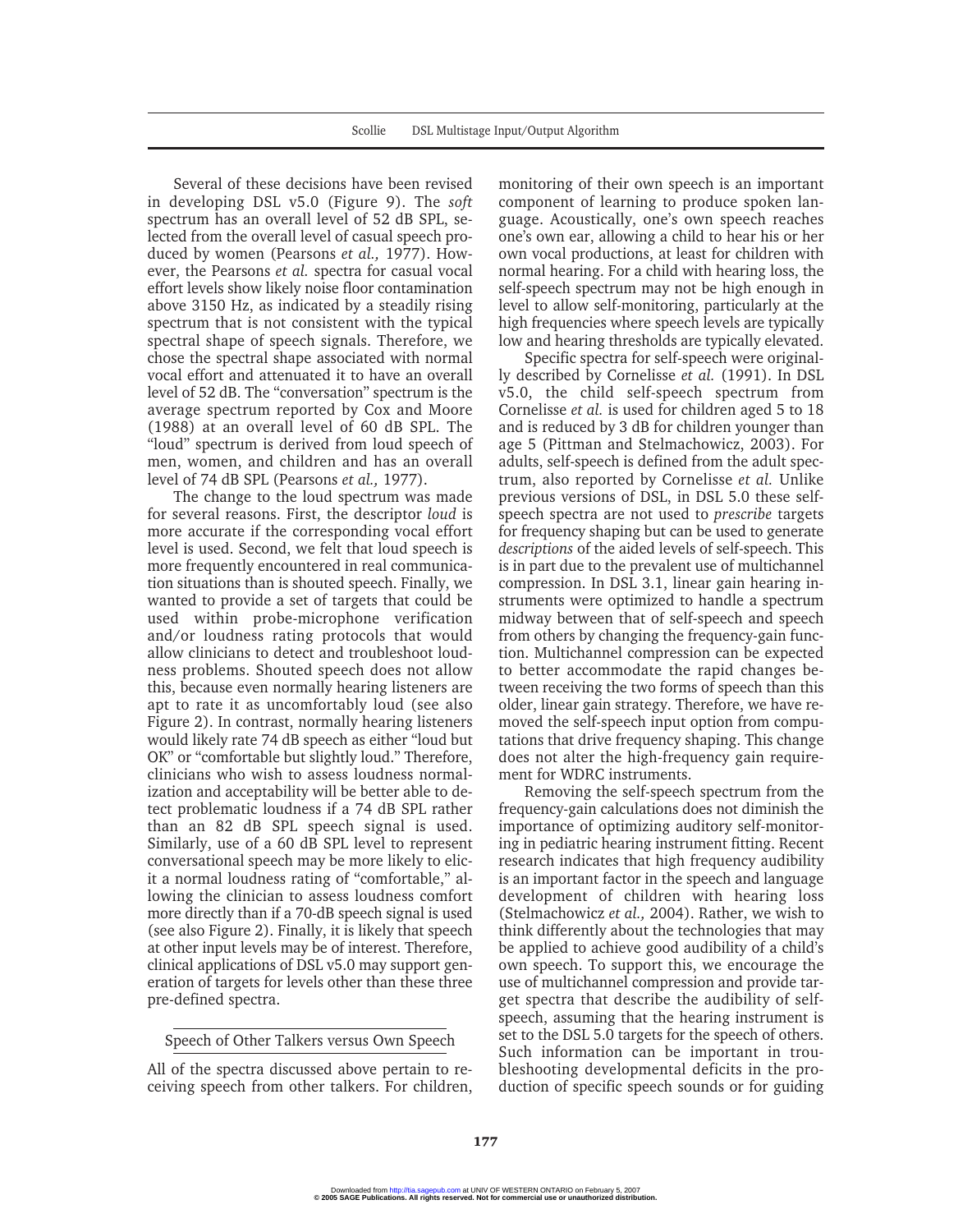Several of these decisions have been revised in developing DSL v5.0 (Figure 9). The *soft* spectrum has an overall level of 52 dB SPL, selected from the overall level of casual speech produced by women (Pearsons *et al.,* 1977). However, the Pearsons *et al.* spectra for casual vocal effort levels show likely noise floor contamination above 3150 Hz, as indicated by a steadily rising spectrum that is not consistent with the typical spectral shape of speech signals. Therefore, we chose the spectral shape associated with normal vocal effort and attenuated it to have an overall level of 52 dB. The "conversation" spectrum is the average spectrum reported by Cox and Moore (1988) at an overall level of 60 dB SPL. The "loud" spectrum is derived from loud speech of men, women, and children and has an overall level of 74 dB SPL (Pearsons *et al.,* 1977).

The change to the loud spectrum was made for several reasons. First, the descriptor *loud* is more accurate if the corresponding vocal effort level is used. Second, we felt that loud speech is more frequently encountered in real communication situations than is shouted speech. Finally, we wanted to provide a set of targets that could be used within probe-microphone verification and/or loudness rating protocols that would allow clinicians to detect and troubleshoot loudness problems. Shouted speech does not allow this, because even normally hearing listeners are apt to rate it as uncomfortably loud (see also Figure 2). In contrast, normally hearing listeners would likely rate 74 dB speech as either "loud but OK" or "comfortable but slightly loud." Therefore, clinicians who wish to assess loudness normalization and acceptability will be better able to detect problematic loudness if a 74 dB SPL rather than an 82 dB SPL speech signal is used. Similarly, use of a 60 dB SPL level to represent conversational speech may be more likely to elicit a normal loudness rating of "comfortable," allowing the clinician to assess loudness comfort more directly than if a 70-dB speech signal is used (see also Figure 2). Finally, it is likely that speech at other input levels may be of interest. Therefore, clinical applications of DSL v5.0 may support generation of targets for levels other than these three pre-defined spectra.

## Speech of Other Talkers versus Own Speech

All of the spectra discussed above pertain to receiving speech from other talkers. For children, monitoring of their own speech is an important component of learning to produce spoken language. Acoustically, one's own speech reaches one's own ear, allowing a child to hear his or her own vocal productions, at least for children with normal hearing. For a child with hearing loss, the self-speech spectrum may not be high enough in level to allow self-monitoring, particularly at the high frequencies where speech levels are typically low and hearing thresholds are typically elevated.

Specific spectra for self-speech were originally described by Cornelisse *et al.* (1991). In DSL v5.0, the child self-speech spectrum from Cornelisse *et al.* is used for children aged 5 to 18 and is reduced by 3 dB for children younger than age 5 (Pittman and Stelmachowicz, 2003). For adults, self-speech is defined from the adult spectrum, also reported by Cornelisse *et al.* Unlike previous versions of DSL, in DSL 5.0 these self-speech spectra are not used to *prescribe* targets for frequency shaping but can be used to generate *descriptions* of the aided levels of self-speech. This is in part due to the prevalent use of multichannel compression. In DSL 3.1, linear gain hearing instruments were optimized to handle a spectrum midway between that of self-speech and speech from others by changing the frequency-gain function. Multichannel compression can be expected to better accommodate the rapid changes between receiving the two forms of speech than this older, linear gain strategy. Therefore, we have removed the self-speech input option from computations that drive frequency shaping. This change does not alter the high-frequency gain requirement for WDRC instruments.

Removing the self-speech spectrum from the frequency-gain calculations does not diminish the importance of optimizing auditory self-monitoring in pediatric hearing instrument fitting. Recent research indicates that high frequency audibility is an important factor in the speech and language development of children with hearing loss (Stelmachowicz *et al.,* 2004). Rather, we wish to think differently about the technologies that may be applied to achieve good audibility of a child's own speech. To support this, we encourage the use of multichannel compression and provide target spectra that describe the audibility of self-speech, assuming that the hearing instrument is set to the DSL 5.0 targets for the speech of others. Such information can be important in troubleshooting developmental deficits in the production of specific speech sounds or for guiding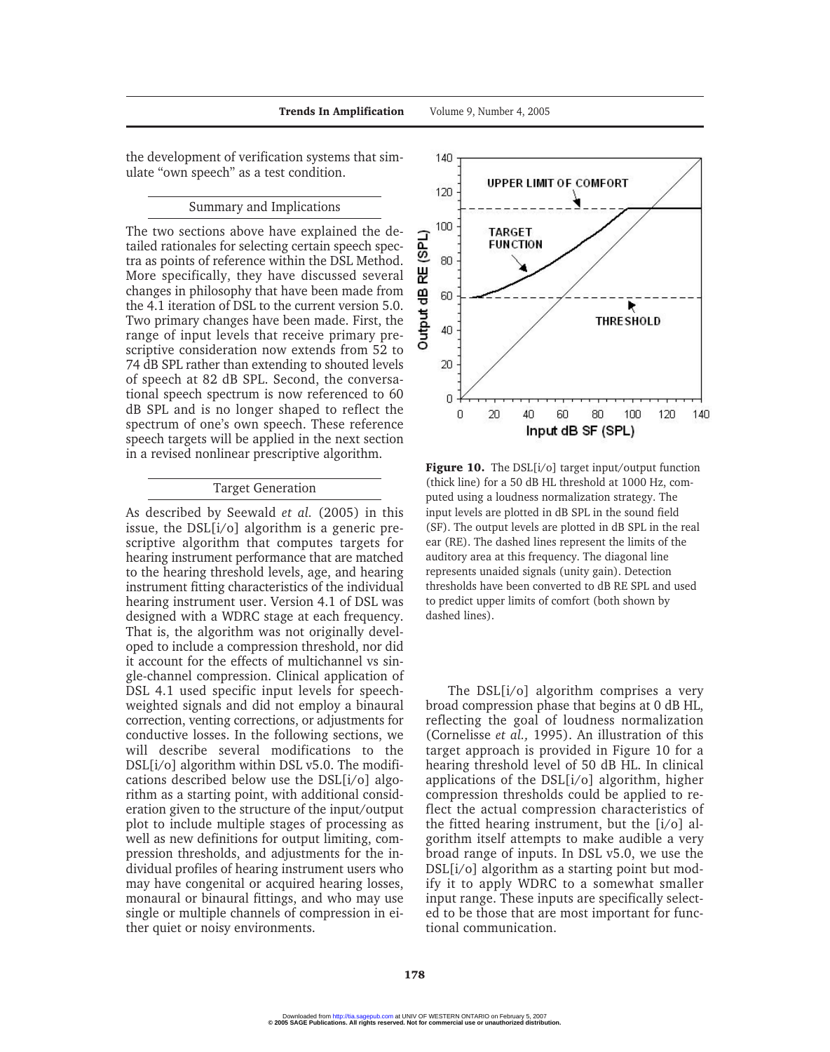the development of verification systems that simulate "own speech" as a test condition.

## Summary and Implications

The two sections above have explained the detailed rationales for selecting certain speech spectra as points of reference within the DSL Method. More specifically, they have discussed several changes in philosophy that have been made from the 4.1 iteration of DSL to the current version 5.0. Two primary changes have been made. First, the range of input levels that receive primary prescriptive consideration now extends from 52 to 74 dB SPL rather than extending to shouted levels of speech at 82 dB SPL. Second, the conversational speech spectrum is now referenced to 60 dB SPL and is no longer shaped to reflect the spectrum of one's own speech. These reference speech targets will be applied in the next section in a revised nonlinear prescriptive algorithm.

## Target Generation

As described by Seewald *et al.* (2005) in this issue, the DSL[i/o] algorithm is a generic prescriptive algorithm that computes targets for hearing instrument performance that are matched to the hearing threshold levels, age, and hearing instrument fitting characteristics of the individual hearing instrument user. Version 4.1 of DSL was designed with a WDRC stage at each frequency. That is, the algorithm was not originally developed to include a compression threshold, nor did it account for the effects of multichannel vs single-channel compression. Clinical application of DSL 4.1 used specific input levels for speech-weighted signals and did not employ a binaural correction, venting corrections, or adjustments for conductive losses. In the following sections, we will describe several modifications to the DSL[i/o] algorithm within DSL v5.0. The modifications described below use the DSL[i/o] algorithm as a starting point, with additional consideration given to the structure of the input/output plot to include multiple stages of processing as well as new definitions for output limiting, compression thresholds, and adjustments for the individual profiles of hearing instrument users who may have congenital or acquired hearing losses, monaural or binaural fittings, and who may use single or multiple channels of compression in either quiet or noisy environments.

**Figure 10.** The DSL[i/o] target input/output function (thick line) for a 50 dB HL threshold at 1000 Hz, computed using a loudness normalization strategy. The input levels are plotted in dB SPL in the sound field (SF). The output levels are plotted in dB SPL in the real ear (RE). The dashed lines represent the limits of the auditory area at this frequency. The diagonal line represents unaided signals (unity gain). Detection thresholds have been converted to dB RE SPL and used to predict upper limits of comfort (both shown by dashed lines).

The DSL[i/o] algorithm comprises a very broad compression phase that begins at 0 dB HL, reflecting the goal of loudness normalization (Cornelisse *et al.,* 1995). An illustration of this target approach is provided in Figure 10 for a hearing threshold level of 50 dB HL. In clinical applications of the DSL[i/o] algorithm, higher compression thresholds could be applied to reflect the actual compression characteristics of the fitted hearing instrument, but the [i/o] algorithm itself attempts to make audible a very broad range of inputs. In DSL v5.0, we use the DSL[i/o] algorithm as a starting point but modify it to apply WDRC to a somewhat smaller input range. These inputs are specifically selected to be those that are most important for functional communication.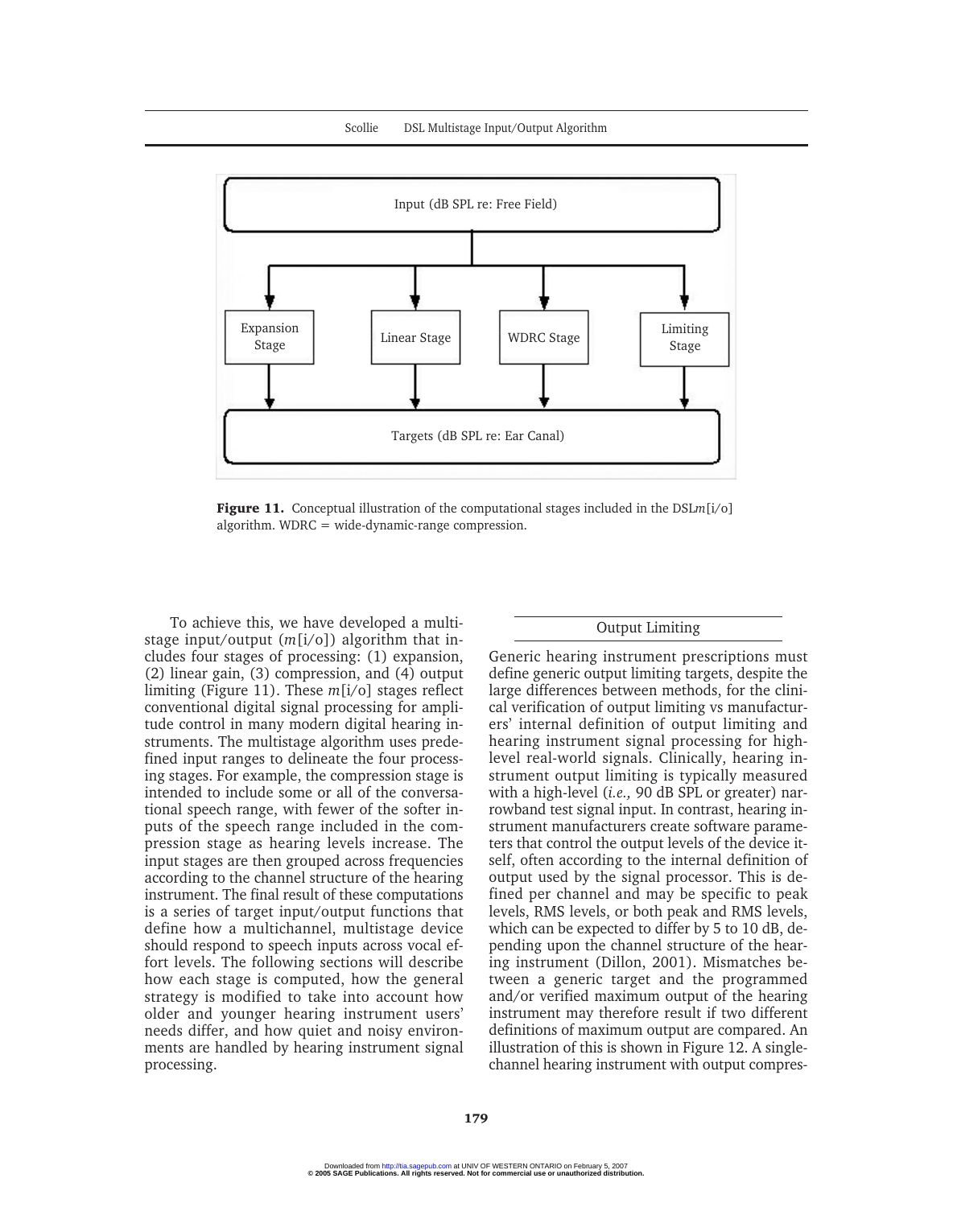Figure 11. Conceptual illustration of the computational stages included in the DSL*m*[i/o] algorithm. WDRC = wide-dynamic-range compression.

To achieve this, we have developed a multistage input/output (*m*[i/o]) algorithm that includes four stages of processing: (1) expansion, (2) linear gain, (3) compression, and (4) output limiting (Figure 11). These *m*[i/o] stages reflect conventional digital signal processing for amplitude control in many modern digital hearing instruments. The multistage algorithm uses predefined input ranges to delineate the four processing stages. For example, the compression stage is intended to include some or all of the conversational speech range, with fewer of the softer inputs of the speech range included in the compression stage as hearing levels increase. The input stages are then grouped across frequencies according to the channel structure of the hearing instrument. The final result of these computations is a series of target input/output functions that define how a multichannel, multistage device should respond to speech inputs across vocal effort levels. The following sections will describe how each stage is computed, how the general strategy is modified to take into account how older and younger hearing instrument users' needs differ, and how quiet and noisy environments are handled by hearing instrument signal processing.

## Output Limiting

Generic hearing instrument prescriptions must define generic output limiting targets, despite the large differences between methods, for the clinical verification of output limiting vs manufacturers' internal definition of output limiting and hearing instrument signal processing for high-level real-world signals. Clinically, hearing instrument output limiting is typically measured with a high-level (*i.e.,* 90 dB SPL or greater) narrowband test signal input. In contrast, hearing instrument manufacturers create software parameters that control the output levels of the device itself, often according to the internal definition of output used by the signal processor. This is defined per channel and may be specific to peak levels, RMS levels, or both peak and RMS levels, which can be expected to differ by 5 to 10 dB, depending upon the channel structure of the hearing instrument (Dillon, 2001). Mismatches between a generic target and the programmed and/or verified maximum output of the hearing instrument may therefore result if two different definitions of maximum output are compared. An illustration of this is shown in Figure 12. A single-channel hearing instrument with output compres-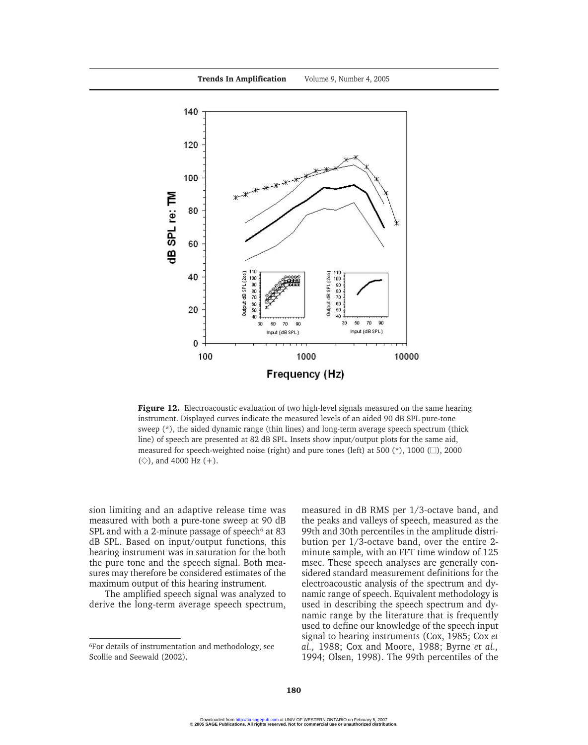**Figure 12.** Electroacoustic evaluation of two high-level signals measured on the same hearing instrument. Displayed curves indicate the measured levels of an aided 90 dB SPL pure-tone sweep (*), the aided dynamic range (thin lines) and long-term average speech spectrum (thick line) of speech are presented at 82 dB SPL. Insets show input/output plots for the same aid, measured for speech-weighted noise (right) and pure tones (left) at 500 (*), 1000 (□), 2000 (◇), and 4000 Hz (+).

sion limiting and an adaptive release time was measured with both a pure-tone sweep at 90 dB SPL and with a 2-minute passage of speech[6] at 83 dB SPL. Based on input/output functions, this hearing instrument was in saturation for the both the pure tone and the speech signal. Both measures may therefore be considered estimates of the maximum output of this hearing instrument.

The amplified speech signal was analyzed to derive the long-term average speech spectrum, measured in dB RMS per 1/3-octave band, and the peaks and valleys of speech, measured as the 99th and 30th percentiles in the amplitude distribution per 1/3-octave band, over the entire 2-minute sample, with an FFT time window of 125 msec. These speech analyses are generally considered standard measurement definitions for the electroacoustic analysis of the spectrum and dynamic range of speech. Equivalent methodology is used in describing the speech spectrum and dynamic range by the literature that is frequently used to define our knowledge of the speech input signal to hearing instruments (Cox, 1985; Cox *et al.,* 1988; Cox and Moore, 1988; Byrne *et al.,* 1994; Olsen, 1998). The 99th percentiles of the

[6]For details of instrumentation and methodology, see Scollie and Seewald (2002).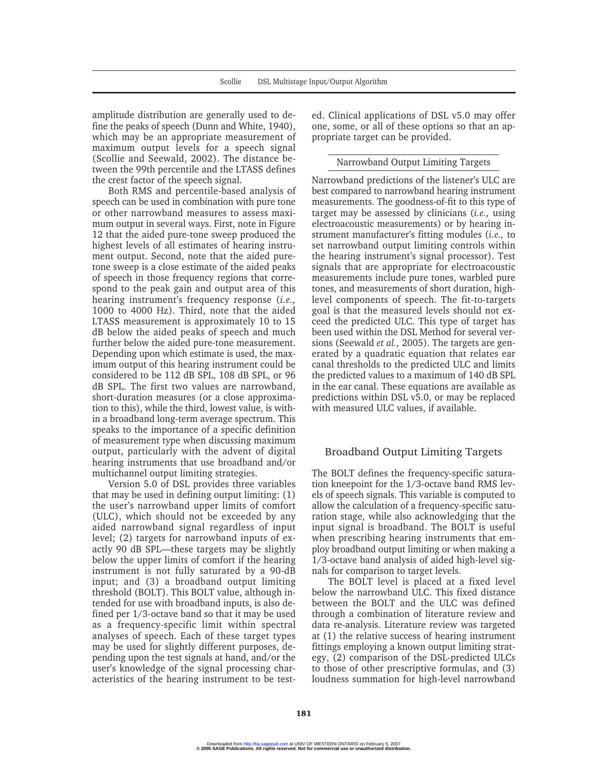amplitude distribution are generally used to define the peaks of speech (Dunn and White, 1940), which may be an appropriate measurement of maximum output levels for a speech signal (Scollie and Seewald, 2002). The distance between the 99th percentile and the LTASS defines the crest factor of the speech signal.

Both RMS and percentile-based analysis of speech can be used in combination with pure tone or other narrowband measures to assess maximum output in several ways. First, note in Figure 12 that the aided pure-tone sweep produced the highest levels of all estimates of hearing instrument output. Second, note that the aided pure-tone sweep is a close estimate of the aided peaks of speech in those frequency regions that correspond to the peak gain and output area of this hearing instrument's frequency response (*i.e.,* 1000 to 4000 Hz). Third, note that the aided LTASS measurement is approximately 10 to 15 dB below the aided peaks of speech and much further below the aided pure-tone measurement. Depending upon which estimate is used, the maximum output of this hearing instrument could be considered to be 112 dB SPL, 108 dB SPL, or 96 dB SPL. The first two values are narrowband, short-duration measures (or a close approximation to this), while the third, lowest value, is within a broadband long-term average spectrum. This speaks to the importance of a specific definition of measurement type when discussing maximum output, particularly with the advent of digital hearing instruments that use broadband and/or multichannel output limiting strategies.

Version 5.0 of DSL provides three variables that may be used in defining output limiting: (1) the user's narrowband upper limits of comfort (ULC), which should not be exceeded by any aided narrowband signal regardless of input level; (2) targets for narrowband inputs of exactly 90 dB SPL—these targets may be slightly below the upper limits of comfort if the hearing instrument is not fully saturated by a 90-dB input; and (3) a broadband output limiting threshold (BOLT). This BOLT value, although intended for use with broadband inputs, is also defined per 1/3-octave band so that it may be used as a frequency-specific limit within spectral analyses of speech. Each of these target types may be used for slightly different purposes, depending upon the test signals at hand, and/or the user's knowledge of the signal processing characteristics of the hearing instrument to be tested. Clinical applications of DSL v5.0 may offer one, some, or all of these options so that an appropriate target can be provided.

### Narrowband Output Limiting Targets

Narrowband predictions of the listener's ULC are best compared to narrowband hearing instrument measurements. The goodness-of-fit to this type of target may be assessed by clinicians (*i.e.,* using electroacoustic measurements) or by hearing instrument manufacturer's fitting modules (*i.e.,* to set narrowband output limiting controls within the hearing instrument's signal processor). Test signals that are appropriate for electroacoustic measurements include pure tones, warbled pure tones, and measurements of short duration, high-level components of speech. The fit-to-targets goal is that the measured levels should not exceed the predicted ULC. This type of target has been used within the DSL Method for several versions (Seewald *et al.,* 2005). The targets are generated by a quadratic equation that relates ear canal thresholds to the predicted ULC and limits the predicted values to a maximum of 140 dB SPL in the ear canal. These equations are available as predictions within DSL v5.0, or may be replaced with measured ULC values, if available.

### Broadband Output Limiting Targets

The BOLT defines the frequency-specific saturation kneepoint for the 1/3-octave band RMS levels of speech signals. This variable is computed to allow the calculation of a frequency-specific saturation stage, while also acknowledging that the input signal is broadband. The BOLT is useful when prescribing hearing instruments that employ broadband output limiting or when making a 1/3-octave band analysis of aided high-level signals for comparison to target levels.

The BOLT level is placed at a fixed level below the narrowband ULC. This fixed distance between the BOLT and the ULC was defined through a combination of literature review and data re-analysis. Literature review was targeted at (1) the relative success of hearing instrument fittings employing a known output limiting strategy, (2) comparison of the DSL-predicted ULCs to those of other prescriptive formulas, and (3) loudness summation for high-level narrowband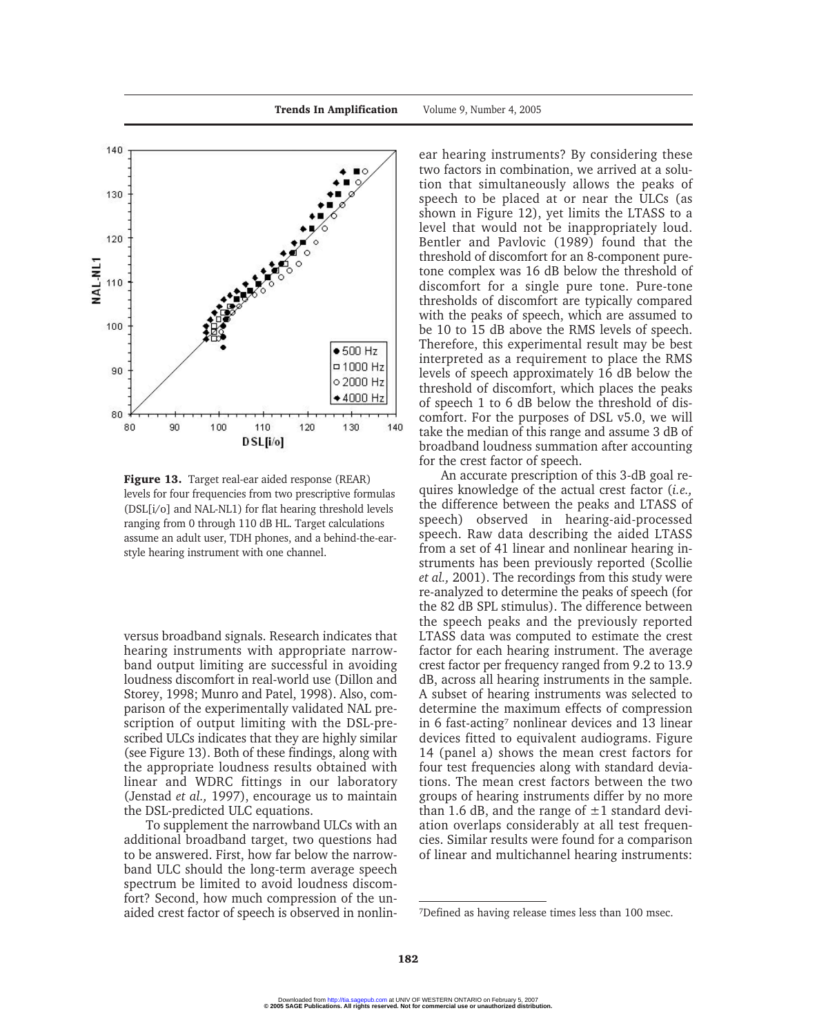**Figure 13.** Target real-ear aided response (REAR) levels for four frequencies from two prescriptive formulas (DSL[i/o] and NAL-NL1) for flat hearing threshold levels ranging from 0 through 110 dB HL. Target calculations assume an adult user, TDH phones, and a behind-the-ear-style hearing instrument with one channel.

versus broadband signals. Research indicates that hearing instruments with appropriate narrowband output limiting are successful in avoiding loudness discomfort in real-world use (Dillon and Storey, 1998; Munro and Patel, 1998). Also, comparison of the experimentally validated NAL prescription of output limiting with the DSL-prescribed ULCs indicates that they are highly similar (see Figure 13). Both of these findings, along with the appropriate loudness results obtained with linear and WDRC fittings in our laboratory (Jenstad *et al.,* 1997), encourage us to maintain the DSL-predicted ULC equations.

To supplement the narrowband ULCs with an additional broadband target, two questions had to be answered. First, how far below the narrowband ULC should the long-term average speech spectrum be limited to avoid loudness discomfort? Second, how much compression of the unaided crest factor of speech is observed in nonlinear hearing instruments? By considering these two factors in combination, we arrived at a solution that simultaneously allows the peaks of speech to be placed at or near the ULCs (as shown in Figure 12), yet limits the LTASS to a level that would not be inappropriately loud. Bentler and Pavlovic (1989) found that the threshold of discomfort for an 8-component pure-tone complex was 16 dB below the threshold of discomfort for a single pure tone. Pure-tone thresholds of discomfort are typically compared with the peaks of speech, which are assumed to be 10 to 15 dB above the RMS levels of speech. Therefore, this experimental result may be best interpreted as a requirement to place the RMS levels of speech approximately 16 dB below the threshold of discomfort, which places the peaks of speech 1 to 6 dB below the threshold of discomfort. For the purposes of DSL v5.0, we will take the median of this range and assume 3 dB of broadband loudness summation after accounting for the crest factor of speech.

An accurate prescription of this 3-dB goal requires knowledge of the actual crest factor (*i.e.,* the difference between the peaks and LTASS of speech) observed in hearing-aid-processed speech. Raw data describing the aided LTASS from a set of 41 linear and nonlinear hearing instruments has been previously reported (Scollie *et al.,* 2001). The recordings from this study were re-analyzed to determine the peaks of speech (for the 82 dB SPL stimulus). The difference between the speech peaks and the previously reported LTASS data was computed to estimate the crest factor for each hearing instrument. The average crest factor per frequency ranged from 9.2 to 13.9 dB, across all hearing instruments in the sample. A subset of hearing instruments was selected to determine the maximum effects of compression in 6 fast-acting[7] nonlinear devices and 13 linear devices fitted to equivalent audiograms. Figure 14 (panel a) shows the mean crest factors for four test frequencies along with standard deviations. The mean crest factors between the two groups of hearing instruments differ by no more than 1.6 dB, and the range of ±1 standard deviation overlaps considerably at all test frequencies. Similar results were found for a comparison of linear and multichannel hearing instruments:

[7] Defined as having release times less than 100 msec.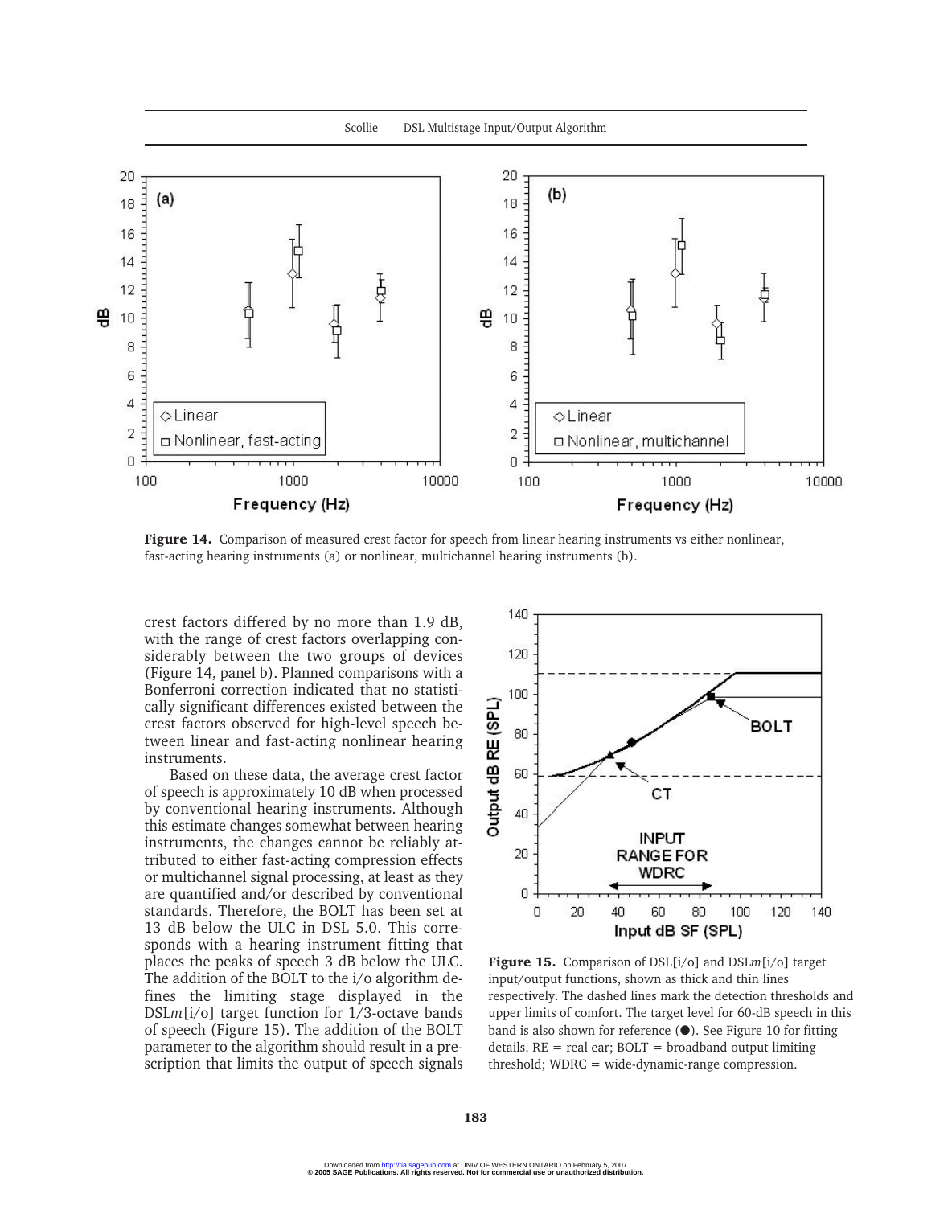**Figure 14.** Comparison of measured crest factor for speech from linear hearing instruments vs either nonlinear, fast-acting hearing instruments (a) or nonlinear, multichannel hearing instruments (b).

crest factors differed by no more than 1.9 dB, with the range of crest factors overlapping considerably between the two groups of devices (Figure 14, panel b). Planned comparisons with a Bonferroni correction indicated that no statistically significant differences existed between the crest factors observed for high-level speech between linear and fast-acting nonlinear hearing instruments.

Based on these data, the average crest factor of speech is approximately 10 dB when processed by conventional hearing instruments. Although this estimate changes somewhat between hearing instruments, the changes cannot be reliably attributed to either fast-acting compression effects or multichannel signal processing, at least as they are quantified and/or described by conventional standards. Therefore, the BOLT has been set at 13 dB below the ULC in DSL 5.0. This corresponds with a hearing instrument fitting that places the peaks of speech 3 dB below the ULC. The addition of the BOLT to the i/o algorithm defines the limiting stage displayed in the DSL*m*[i/o] target function for 1/3-octave bands of speech (Figure 15). The addition of the BOLT parameter to the algorithm should result in a prescription that limits the output of speech signals

**Figure 15.** Comparison of DSL[i/o] and DSL*m*[i/o] target input/output functions, shown as thick and thin lines respectively. The dashed lines mark the detection thresholds and upper limits of comfort. The target level for 60-dB speech in this band is also shown for reference (●). See Figure 10 for fitting details. RE = real ear; BOLT = broadband output limiting threshold; WDRC = wide-dynamic-range compression.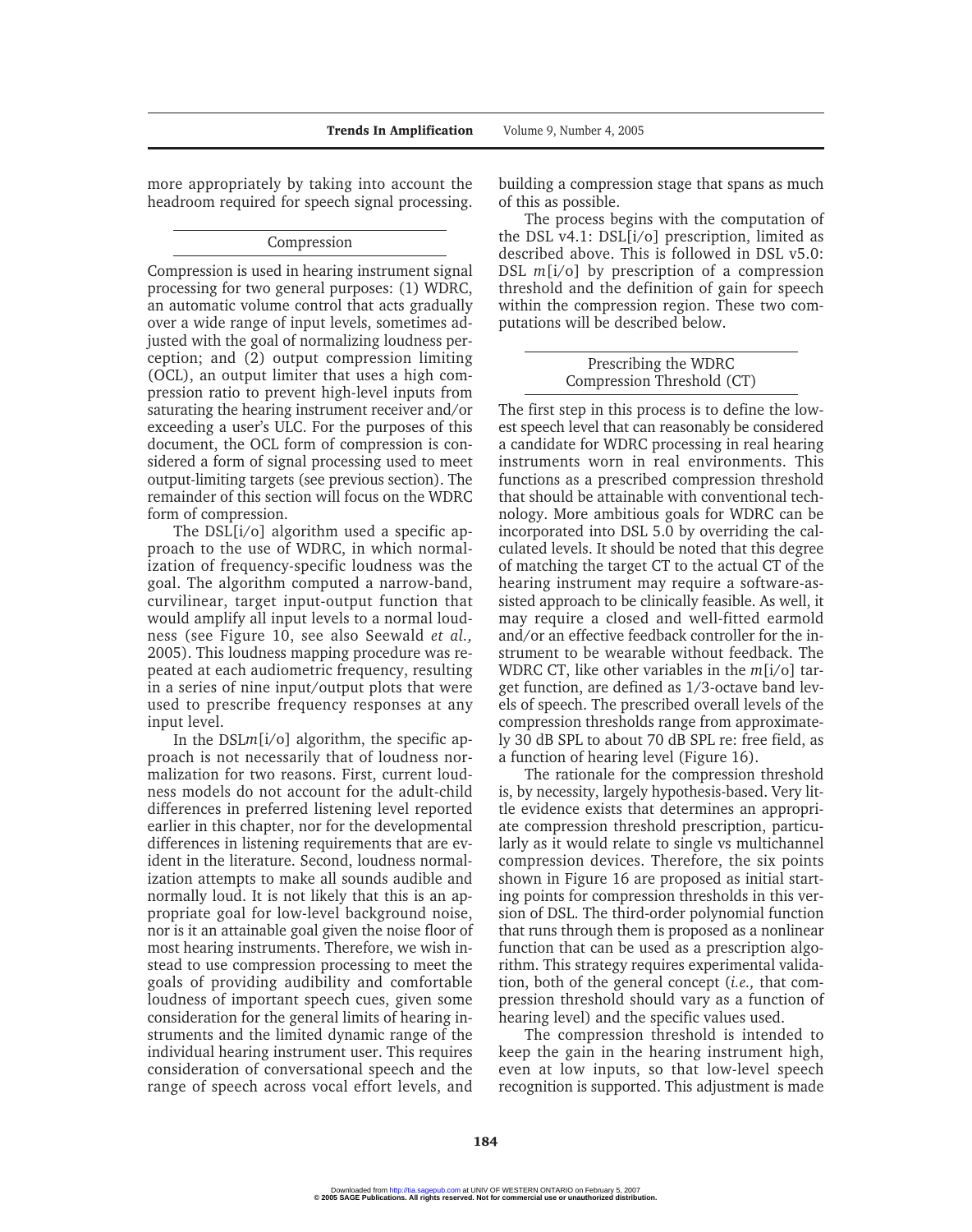more appropriately by taking into account the headroom required for speech signal processing.

## Compression

Compression is used in hearing instrument signal processing for two general purposes: (1) WDRC, an automatic volume control that acts gradually over a wide range of input levels, sometimes adjusted with the goal of normalizing loudness perception; and (2) output compression limiting (OCL), an output limiter that uses a high compression ratio to prevent high-level inputs from saturating the hearing instrument receiver and/or exceeding a user's ULC. For the purposes of this document, the OCL form of compression is considered a form of signal processing used to meet output-limiting targets (see previous section). The remainder of this section will focus on the WDRC form of compression.

The DSL[i/o] algorithm used a specific approach to the use of WDRC, in which normalization of frequency-specific loudness was the goal. The algorithm computed a narrow-band, curvilinear, target input-output function that would amplify all input levels to a normal loudness (see Figure 10, see also Seewald *et al.,* 2005). This loudness mapping procedure was repeated at each audiometric frequency, resulting in a series of nine input/output plots that were used to prescribe frequency responses at any input level.

In the DSL*m*[i/o] algorithm, the specific approach is not necessarily that of loudness normalization for two reasons. First, current loudness models do not account for the adult-child differences in preferred listening level reported earlier in this chapter, nor for the developmental differences in listening requirements that are evident in the literature. Second, loudness normalization attempts to make all sounds audible and normally loud. It is not likely that this is an appropriate goal for low-level background noise, nor is it an attainable goal given the noise floor of most hearing instruments. Therefore, we wish instead to use compression processing to meet the goals of providing audibility and comfortable loudness of important speech cues, given some consideration for the general limits of hearing instruments and the limited dynamic range of the individual hearing instrument user. This requires consideration of conversational speech and the range of speech across vocal effort levels, and building a compression stage that spans as much of this as possible.

The process begins with the computation of the DSL v4.1: DSL[i/o] prescription, limited as described above. This is followed in DSL v5.0: DSL *m*[i/o] by prescription of a compression threshold and the definition of gain for speech within the compression region. These two computations will be described below.

### Prescribing the WDRC Compression Threshold (CT)

The first step in this process is to define the lowest speech level that can reasonably be considered a candidate for WDRC processing in real hearing instruments worn in real environments. This functions as a prescribed compression threshold that should be attainable with conventional technology. More ambitious goals for WDRC can be incorporated into DSL 5.0 by overriding the calculated levels. It should be noted that this degree of matching the target CT to the actual CT of the hearing instrument may require a software-assisted approach to be clinically feasible. As well, it may require a closed and well-fitted earmold and/or an effective feedback controller for the instrument to be wearable without feedback. The WDRC CT, like other variables in the *m*[i/o] target function, are defined as 1/3-octave band levels of speech. The prescribed overall levels of the compression thresholds range from approximately 30 dB SPL to about 70 dB SPL re: free field, as a function of hearing level (Figure 16).

The rationale for the compression threshold is, by necessity, largely hypothesis-based. Very little evidence exists that determines an appropriate compression threshold prescription, particularly as it would relate to single vs multichannel compression devices. Therefore, the six points shown in Figure 16 are proposed as initial starting points for compression thresholds in this version of DSL. The third-order polynomial function that runs through them is proposed as a nonlinear function that can be used as a prescription algorithm. This strategy requires experimental validation, both of the general concept (*i.e.,* that compression threshold should vary as a function of hearing level) and the specific values used.

The compression threshold is intended to keep the gain in the hearing instrument high, even at low inputs, so that low-level speech recognition is supported. This adjustment is made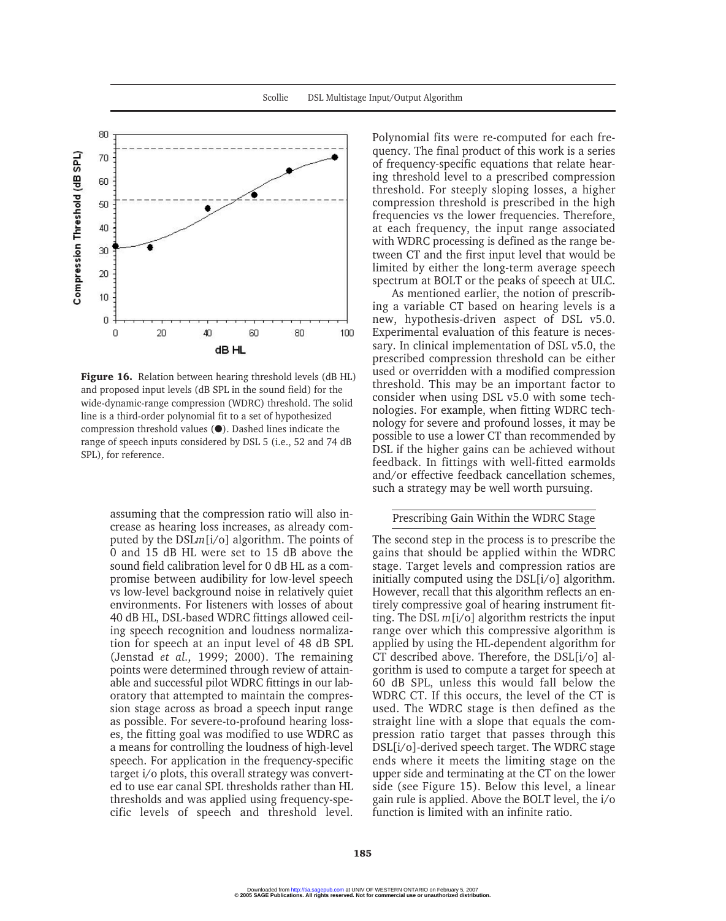**Figure 16.** Relation between hearing threshold levels (dB HL) and proposed input levels (dB SPL in the sound field) for the wide-dynamic-range compression (WDRC) threshold. The solid line is a third-order polynomial fit to a set of hypothesized compression threshold values (●). Dashed lines indicate the range of speech inputs considered by DSL 5 (i.e., 52 and 74 dB SPL), for reference.

assuming that the compression ratio will also increase as hearing loss increases, as already computed by the DSL*m*[i/o] algorithm. The points of 0 and 15 dB HL were set to 15 dB above the sound field calibration level for 0 dB HL as a compromise between audibility for low-level speech vs low-level background noise in relatively quiet environments. For listeners with losses of about 40 dB HL, DSL-based WDRC fittings allowed ceiling speech recognition and loudness normalization for speech at an input level of 48 dB SPL (Jenstad *et al.,* 1999; 2000). The remaining points were determined through review of attainable and successful pilot WDRC fittings in our laboratory that attempted to maintain the compression stage across as broad a speech input range as possible. For severe-to-profound hearing losses, the fitting goal was modified to use WDRC as a means for controlling the loudness of high-level speech. For application in the frequency-specific target i/o plots, this overall strategy was converted to use ear canal SPL thresholds rather than HL thresholds and was applied using frequency-specific levels of speech and threshold level. Polynomial fits were re-computed for each frequency. The final product of this work is a series of frequency-specific equations that relate hearing threshold level to a prescribed compression threshold. For steeply sloping losses, a higher compression threshold is prescribed in the high frequencies vs the lower frequencies. Therefore, at each frequency, the input range associated with WDRC processing is defined as the range between CT and the first input level that would be limited by either the long-term average speech spectrum at BOLT or the peaks of speech at ULC.

As mentioned earlier, the notion of prescribing a variable CT based on hearing levels is a new, hypothesis-driven aspect of DSL v5.0. Experimental evaluation of this feature is necessary. In clinical implementation of DSL v5.0, the prescribed compression threshold can be either used or overridden with a modified compression threshold. This may be an important factor to consider when using DSL v5.0 with some technologies. For example, when fitting WDRC technology for severe and profound losses, it may be possible to use a lower CT than recommended by DSL if the higher gains can be achieved without feedback. In fittings with well-fitted earmolds and/or effective feedback cancellation schemes, such a strategy may be well worth pursuing.

### Prescribing Gain Within the WDRC Stage

The second step in the process is to prescribe the gains that should be applied within the WDRC stage. Target levels and compression ratios are initially computed using the DSL[i/o] algorithm. However, recall that this algorithm reflects an entirely compressive goal of hearing instrument fitting. The DSL *m*[i/o] algorithm restricts the input range over which this compressive algorithm is applied by using the HL-dependent algorithm for CT described above. Therefore, the DSL[i/o] algorithm is used to compute a target for speech at 60 dB SPL, unless this would fall below the WDRC CT. If this occurs, the level of the CT is used. The WDRC stage is then defined as the straight line with a slope that equals the compression ratio target that passes through this DSL[i/o]-derived speech target. The WDRC stage ends where it meets the limiting stage on the upper side and terminating at the CT on the lower side (see Figure 15). Below this level, a linear gain rule is applied. Above the BOLT level, the i/o function is limited with an infinite ratio.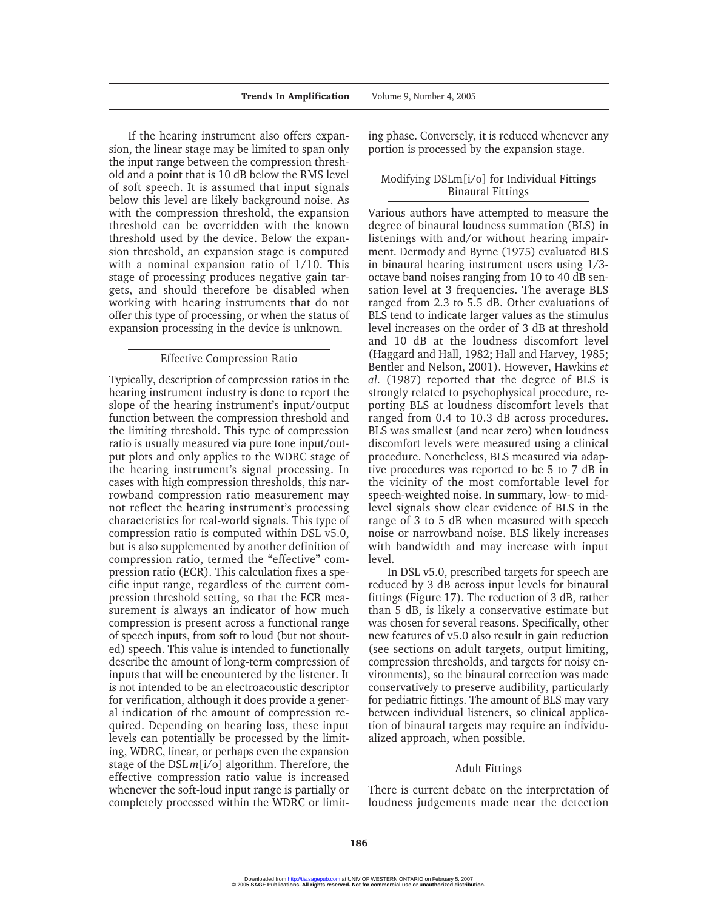If the hearing instrument also offers expansion, the linear stage may be limited to span only the input range between the compression threshold and a point that is 10 dB below the RMS level of soft speech. It is assumed that input signals below this level are likely background noise. As with the compression threshold, the expansion threshold can be overridden with the known threshold used by the device. Below the expansion threshold, an expansion stage is computed with a nominal expansion ratio of 1/10. This stage of processing produces negative gain targets, and should therefore be disabled when working with hearing instruments that do not offer this type of processing, or when the status of expansion processing in the device is unknown.

### Effective Compression Ratio

Typically, description of compression ratios in the hearing instrument industry is done to report the slope of the hearing instrument's input/output function between the compression threshold and the limiting threshold. This type of compression ratio is usually measured via pure tone input/output plots and only applies to the WDRC stage of the hearing instrument's signal processing. In cases with high compression thresholds, this narrowband compression ratio measurement may not reflect the hearing instrument's processing characteristics for real-world signals. This type of compression ratio is computed within DSL v5.0, but is also supplemented by another definition of compression ratio, termed the "effective" compression ratio (ECR). This calculation fixes a specific input range, regardless of the current compression threshold setting, so that the ECR measurement is always an indicator of how much compression is present across a functional range of speech inputs, from soft to loud (but not shouted) speech. This value is intended to functionally describe the amount of long-term compression of inputs that will be encountered by the listener. It is not intended to be an electroacoustic descriptor for verification, although it does provide a general indication of the amount of compression required. Depending on hearing loss, these input levels can potentially be processed by the limiting, WDRC, linear, or perhaps even the expansion stage of the DSL*m*[i/o] algorithm. Therefore, the effective compression ratio value is increased whenever the soft-loud input range is partially or completely processed within the WDRC or limiting phase. Conversely, it is reduced whenever any portion is processed by the expansion stage.

## Modifying DSLm[i/o] for Individual Fittings

### Binaural Fittings

Various authors have attempted to measure the degree of binaural loudness summation (BLS) in listenings with and/or without hearing impairment. Dermody and Byrne (1975) evaluated BLS in binaural hearing instrument users using 1/3-octave band noises ranging from 10 to 40 dB sensation level at 3 frequencies. The average BLS ranged from 2.3 to 5.5 dB. Other evaluations of BLS tend to indicate larger values as the stimulus level increases on the order of 3 dB at threshold and 10 dB at the loudness discomfort level (Haggard and Hall, 1982; Hall and Harvey, 1985; Bentler and Nelson, 2001). However, Hawkins *et al.* (1987) reported that the degree of BLS is strongly related to psychophysical procedure, reporting BLS at loudness discomfort levels that ranged from 0.4 to 10.3 dB across procedures. BLS was smallest (and near zero) when loudness discomfort levels were measured using a clinical procedure. Nonetheless, BLS measured via adaptive procedures was reported to be 5 to 7 dB in the vicinity of the most comfortable level for speech-weighted noise. In summary, low- to mid-level signals show clear evidence of BLS in the range of 3 to 5 dB when measured with speech noise or narrowband noise. BLS likely increases with bandwidth and may increase with input level.

In DSL v5.0, prescribed targets for speech are reduced by 3 dB across input levels for binaural fittings (Figure 17). The reduction of 3 dB, rather than 5 dB, is likely a conservative estimate but was chosen for several reasons. Specifically, other new features of v5.0 also result in gain reduction (see sections on adult targets, output limiting, compression thresholds, and targets for noisy environments), so the binaural correction was made conservatively to preserve audibility, particularly for pediatric fittings. The amount of BLS may vary between individual listeners, so clinical application of binaural targets may require an individualized approach, when possible.

### Adult Fittings

There is current debate on the interpretation of loudness judgements made near the detection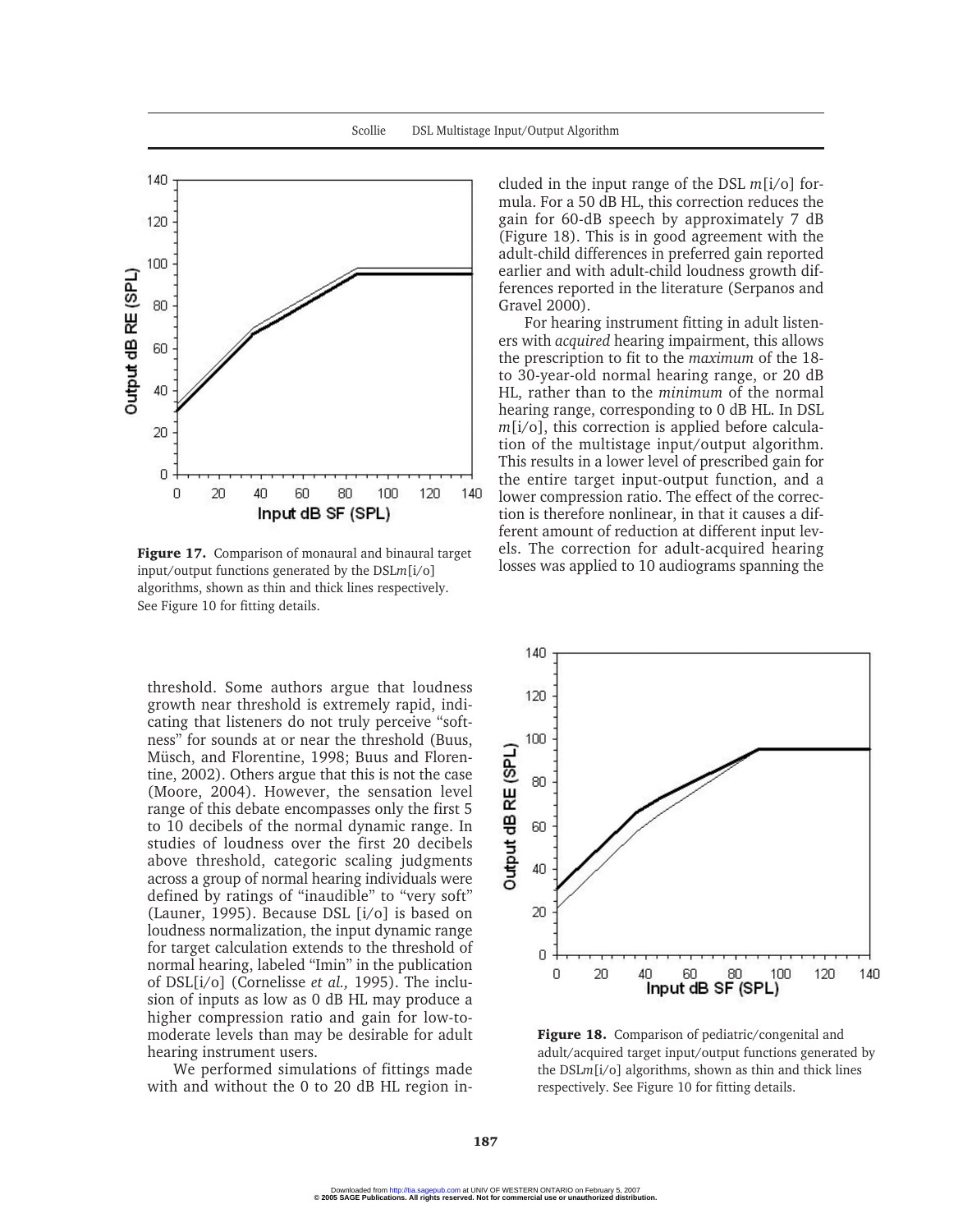**Figure 17.** Comparison of monaural and binaural target input/output functions generated by the DSL*m*[i/o] algorithms, shown as thin and thick lines respectively. See Figure 10 for fitting details.

threshold. Some authors argue that loudness growth near threshold is extremely rapid, indicating that listeners do not truly perceive "softness" for sounds at or near the threshold (Buus, Müsch, and Florentine, 1998; Buus and Florentine, 2002). Others argue that this is not the case (Moore, 2004). However, the sensation level range of this debate encompasses only the first 5 to 10 decibels of the normal dynamic range. In studies of loudness over the first 20 decibels above threshold, categoric scaling judgments across a group of normal hearing individuals were defined by ratings of "inaudible" to "very soft" (Launer, 1995). Because DSL [i/o] is based on loudness normalization, the input dynamic range for target calculation extends to the threshold of normal hearing, labeled "Imin" in the publication of DSL[i/o] (Cornelisse *et al.,* 1995). The inclusion of inputs as low as 0 dB HL may produce a higher compression ratio and gain for low-to-moderate levels than may be desirable for adult hearing instrument users.

We performed simulations of fittings made with and without the 0 to 20 dB HL region included in the input range of the DSL *m*[i/o] formula. For a 50 dB HL, this correction reduces the gain for 60-dB speech by approximately 7 dB (Figure 18). This is in good agreement with the adult-child differences in preferred gain reported earlier and with adult-child loudness growth differences reported in the literature (Serpanos and Gravel 2000).

For hearing instrument fitting in adult listeners with *acquired* hearing impairment, this allows the prescription to fit to the *maximum* of the 18- to 30-year-old normal hearing range, or 20 dB HL, rather than to the *minimum* of the normal hearing range, corresponding to 0 dB HL. In DSL *m*[i/o], this correction is applied before calculation of the multistage input/output algorithm. This results in a lower level of prescribed gain for the entire target input-output function, and a lower compression ratio. The effect of the correction is therefore nonlinear, in that it causes a different amount of reduction at different input levels. The correction for adult-acquired hearing losses was applied to 10 audiograms spanning the

**Figure 18.** Comparison of pediatric/congenital and adult/acquired target input/output functions generated by the DSL*m*[i/o] algorithms, shown as thin and thick lines respectively. See Figure 10 for fitting details.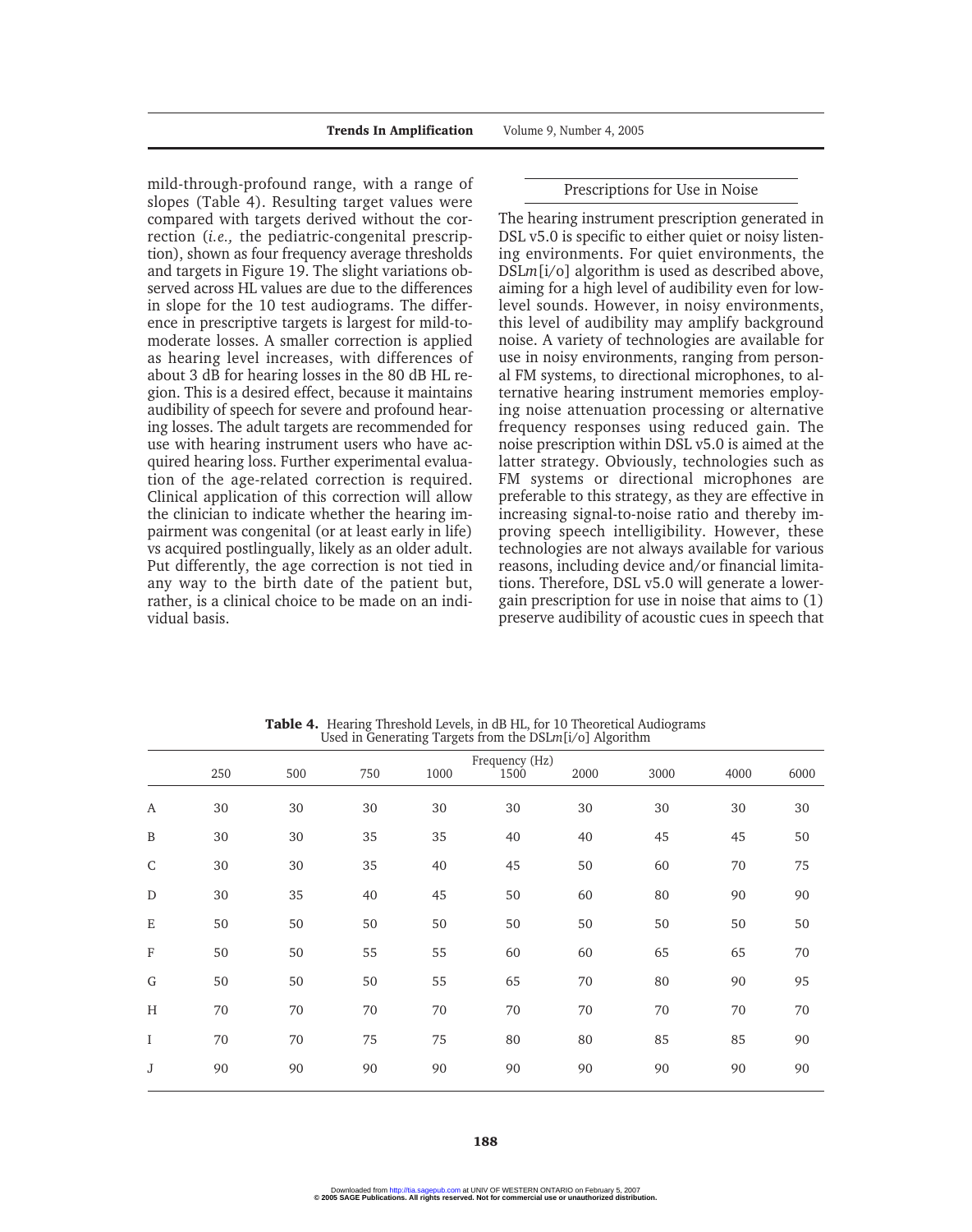mild-through-profound range, with a range of slopes (Table 4). Resulting target values were compared with targets derived without the correction (*i.e.,* the pediatric-congenital prescription), shown as four frequency average thresholds and targets in Figure 19. The slight variations observed across HL values are due to the differences in slope for the 10 test audiograms. The difference in prescriptive targets is largest for mild-to-moderate losses. A smaller correction is applied as hearing level increases, with differences of about 3 dB for hearing losses in the 80 dB HL region. This is a desired effect, because it maintains audibility of speech for severe and profound hearing losses. The adult targets are recommended for use with hearing instrument users who have acquired hearing loss. Further experimental evaluation of the age-related correction is required. Clinical application of this correction will allow the clinician to indicate whether the hearing impairment was congenital (or at least early in life) vs acquired postlingually, likely as an older adult. Put differently, the age correction is not tied in any way to the birth date of the patient but, rather, is a clinical choice to be made on an individual basis.

## Prescriptions for Use in Noise

The hearing instrument prescription generated in DSL v5.0 is specific to either quiet or noisy listening environments. For quiet environments, the DSL*m*[i/o] algorithm is used as described above, aiming for a high level of audibility even for low-level sounds. However, in noisy environments, this level of audibility may amplify background noise. A variety of technologies are available for use in noisy environments, ranging from personal FM systems, to directional microphones, to alternative hearing instrument memories employing noise attenuation processing or alternative frequency responses using reduced gain. The noise prescription within DSL v5.0 is aimed at the latter strategy. Obviously, technologies such as FM systems or directional microphones are preferable to this strategy, as they are effective in increasing signal-to-noise ratio and thereby improving speech intelligibility. However, these technologies are not always available for various reasons, including device and/or financial limitations. Therefore, DSL v5.0 will generate a lower-gain prescription for use in noise that aims to (1) preserve audibility of acoustic cues in speech that

**Table 4.** Hearing Threshold Levels, in dB HL, for 10 Theoretical Audiograms Used in Generating Targets from the DSL*m*[i/o] Algorithm

| | Frequency (Hz) | | | | | | | | |
|---|---|---|---|---|---|---|---|---|---|
| | 250 | 500 | 750 | 1000 | 1500 | 2000 | 3000 | 4000 | 6000 |
| A | 30 | 30 | 30 | 30 | 30 | 30 | 30 | 30 | 30 |
| B | 30 | 30 | 35 | 35 | 40 | 40 | 45 | 45 | 50 |
| C | 30 | 30 | 35 | 40 | 45 | 50 | 60 | 70 | 75 |
| D | 30 | 35 | 40 | 45 | 50 | 60 | 80 | 90 | 90 |
| E | 50 | 50 | 50 | 50 | 50 | 50 | 50 | 50 | 50 |
| F | 50 | 50 | 55 | 55 | 60 | 60 | 65 | 65 | 70 |
| G | 50 | 50 | 50 | 55 | 65 | 70 | 80 | 90 | 95 |
| H | 70 | 70 | 70 | 70 | 70 | 70 | 70 | 70 | 70 |
| I | 70 | 70 | 75 | 75 | 80 | 80 | 85 | 85 | 90 |
| J | 90 | 90 | 90 | 90 | 90 | 90 | 90 | 90 | 90 |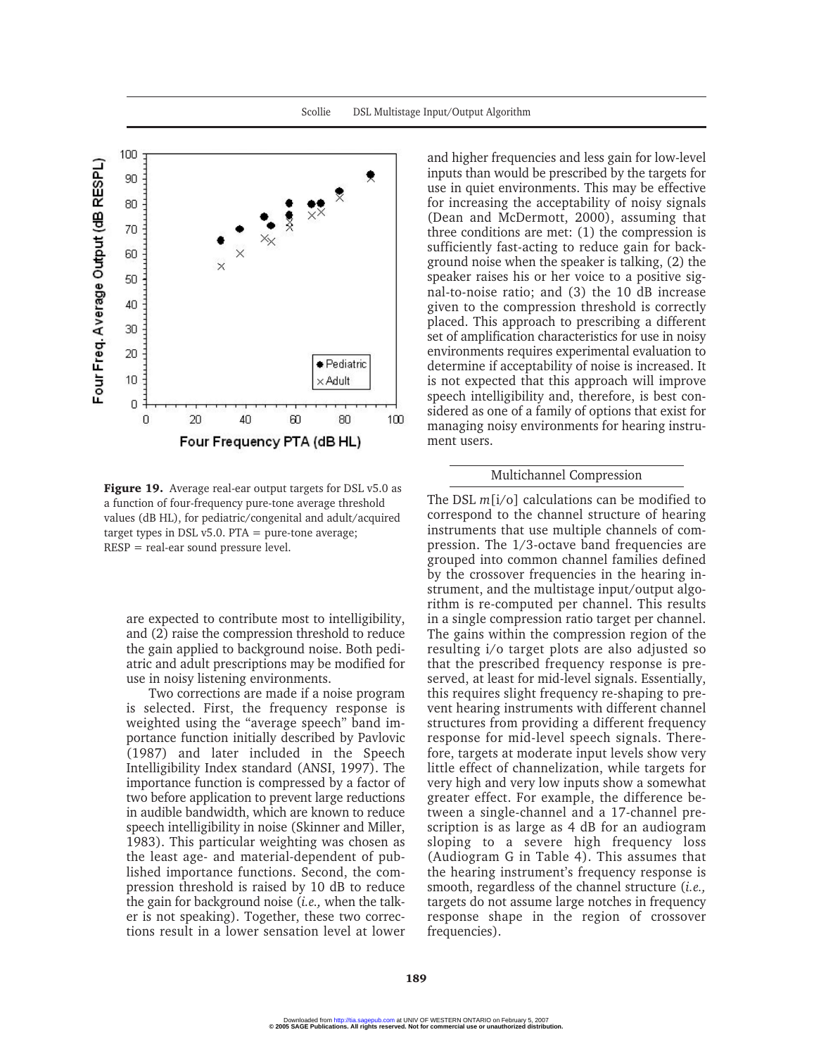**Figure 19.** Average real-ear output targets for DSL v5.0 as a function of four-frequency pure-tone average threshold values (dB HL), for pediatric/congenital and adult/acquired target types in DSL v5.0. PTA = pure-tone average; RESP = real-ear sound pressure level.

are expected to contribute most to intelligibility, and (2) raise the compression threshold to reduce the gain applied to background noise. Both pediatric and adult prescriptions may be modified for use in noisy listening environments.

Two corrections are made if a noise program is selected. First, the frequency response is weighted using the "average speech" band importance function initially described by Pavlovic (1987) and later included in the Speech Intelligibility Index standard (ANSI, 1997). The importance function is compressed by a factor of two before application to prevent large reductions in audible bandwidth, which are known to reduce speech intelligibility in noise (Skinner and Miller, 1983). This particular weighting was chosen as the least age- and material-dependent of published importance functions. Second, the compression threshold is raised by 10 dB to reduce the gain for background noise (*i.e.,* when the talker is not speaking). Together, these two corrections result in a lower sensation level at lower and higher frequencies and less gain for low-level inputs than would be prescribed by the targets for use in quiet environments. This may be effective for increasing the acceptability of noisy signals (Dean and McDermott, 2000), assuming that three conditions are met: (1) the compression is sufficiently fast-acting to reduce gain for background noise when the speaker is talking, (2) the speaker raises his or her voice to a positive signal-to-noise ratio; and (3) the 10 dB increase given to the compression threshold is correctly placed. This approach to prescribing a different set of amplification characteristics for use in noisy environments requires experimental evaluation to determine if acceptability of noise is increased. It is not expected that this approach will improve speech intelligibility and, therefore, is best considered as one of a family of options that exist for managing noisy environments for hearing instrument users.

## Multichannel Compression

The DSL *m*[i/o] calculations can be modified to correspond to the channel structure of hearing instruments that use multiple channels of compression. The 1/3-octave band frequencies are grouped into common channel families defined by the crossover frequencies in the hearing instrument, and the multistage input/output algorithm is re-computed per channel. This results in a single compression ratio target per channel. The gains within the compression region of the resulting i/o target plots are also adjusted so that the prescribed frequency response is preserved, at least for mid-level signals. Essentially, this requires slight frequency re-shaping to prevent hearing instruments with different channel structures from providing a different frequency response for mid-level speech signals. Therefore, targets at moderate input levels show very little effect of channelization, while targets for very high and very low inputs show a somewhat greater effect. For example, the difference between a single-channel and a 17-channel prescription is as large as 4 dB for an audiogram sloping to a severe high frequency loss (Audiogram G in Table 4). This assumes that the hearing instrument's frequency response is smooth, regardless of the channel structure (*i.e.,* targets do not assume large notches in frequency response shape in the region of crossover frequencies).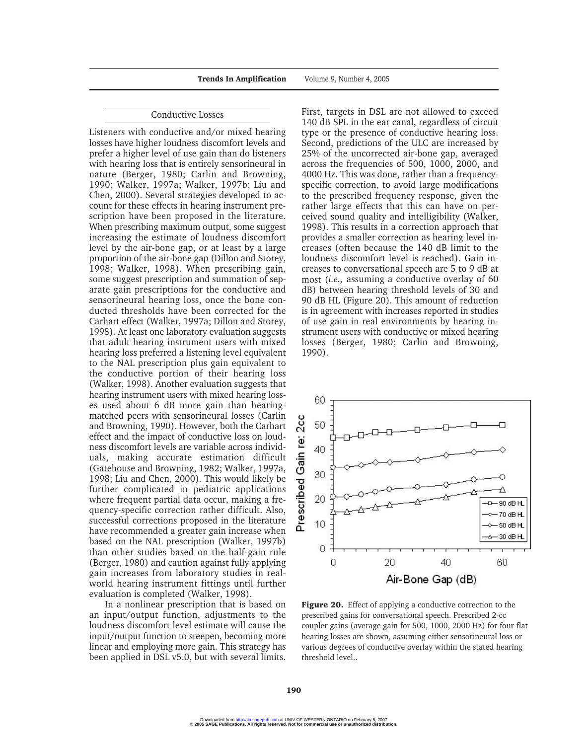## Conductive Losses

Listeners with conductive and/or mixed hearing losses have higher loudness discomfort levels and prefer a higher level of use gain than do listeners with hearing loss that is entirely sensorineural in nature (Berger, 1980; Carlin and Browning, 1990; Walker, 1997a; Walker, 1997b; Liu and Chen, 2000). Several strategies developed to account for these effects in hearing instrument prescription have been proposed in the literature. When prescribing maximum output, some suggest increasing the estimate of loudness discomfort level by the air-bone gap, or at least by a large proportion of the air-bone gap (Dillon and Storey, 1998; Walker, 1998). When prescribing gain, some suggest prescription and summation of separate gain prescriptions for the conductive and sensorineural hearing loss, once the bone conducted thresholds have been corrected for the Carhart effect (Walker, 1997a; Dillon and Storey, 1998). At least one laboratory evaluation suggests that adult hearing instrument users with mixed hearing loss preferred a listening level equivalent to the NAL prescription plus gain equivalent to the conductive portion of their hearing loss (Walker, 1998). Another evaluation suggests that hearing instrument users with mixed hearing losses used about 6 dB more gain than hearing-matched peers with sensorineural losses (Carlin and Browning, 1990). However, both the Carhart effect and the impact of conductive loss on loudness discomfort levels are variable across individuals, making accurate estimation difficult (Gatehouse and Browning, 1982; Walker, 1997a, 1998; Liu and Chen, 2000). This would likely be further complicated in pediatric applications where frequent partial data occur, making a frequency-specific correction rather difficult. Also, successful corrections proposed in the literature have recommended a greater gain increase when based on the NAL prescription (Walker, 1997b) than other studies based on the half-gain rule (Berger, 1980) and caution against fully applying gain increases from laboratory studies in real-world hearing instrument fittings until further evaluation is completed (Walker, 1998).

In a nonlinear prescription that is based on an input/output function, adjustments to the loudness discomfort level estimate will cause the input/output function to steepen, becoming more linear and employing more gain. This strategy has been applied in DSL v5.0, but with several limits. First, targets in DSL are not allowed to exceed 140 dB SPL in the ear canal, regardless of circuit type or the presence of conductive hearing loss. Second, predictions of the ULC are increased by 25% of the uncorrected air-bone gap, averaged across the frequencies of 500, 1000, 2000, and 4000 Hz. This was done, rather than a frequency-specific correction, to avoid large modifications to the prescribed frequency response, given the rather large effects that this can have on perceived sound quality and intelligibility (Walker, 1998). This results in a correction approach that provides a smaller correction as hearing level increases (often because the 140 dB limit to the loudness discomfort level is reached). Gain increases to conversational speech are 5 to 9 dB at most (*i.e.,* assuming a conductive overlay of 60 dB) between hearing threshold levels of 30 and 90 dB HL (Figure 20). This amount of reduction is in agreement with increases reported in studies of use gain in real environments by hearing instrument users with conductive or mixed hearing losses (Berger, 1980; Carlin and Browning, 1990).

**Figure 20.** Effect of applying a conductive correction to the prescribed gains for conversational speech. Prescribed 2-cc coupler gains (average gain for 500, 1000, 2000 Hz) for four flat hearing losses are shown, assuming either sensorineural loss or various degrees of conductive overlay within the stated hearing threshold level..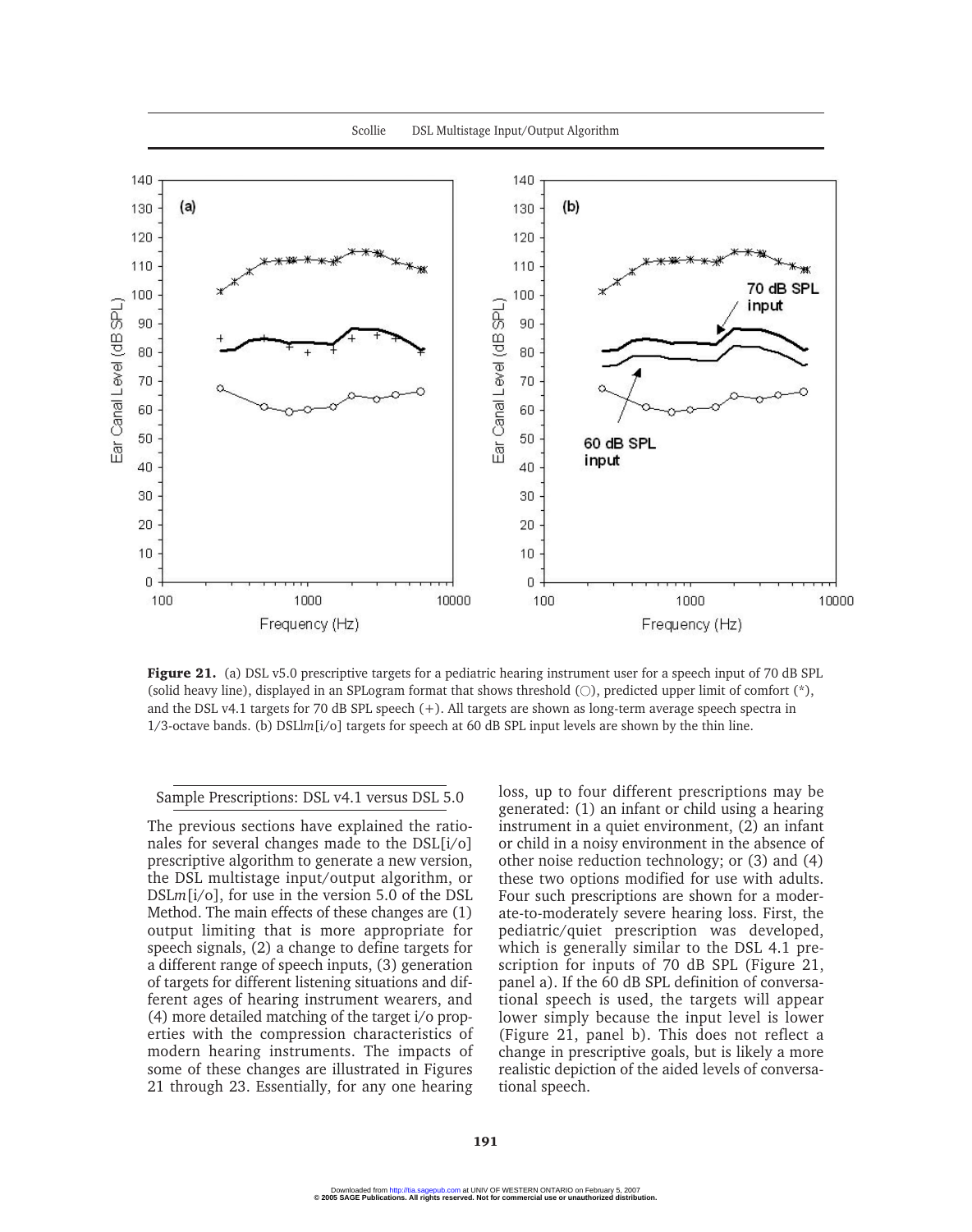**Figure 21.** (a) DSL v5.0 prescriptive targets for a pediatric hearing instrument user for a speech input of 70 dB SPL (solid heavy line), displayed in an SPLogram format that shows threshold (○), predicted upper limit of comfort (*), and the DSL v4.1 targets for 70 dB SPL speech (+). All targets are shown as long-term average speech spectra in 1/3-octave bands. (b) DSL*m*[i/o] targets for speech at 60 dB SPL input levels are shown by the thin line.

## Sample Prescriptions: DSL v4.1 versus DSL 5.0

The previous sections have explained the rationales for several changes made to the DSL[i/o] prescriptive algorithm to generate a new version, the DSL multistage input/output algorithm, or DSL*m*[i/o], for use in the version 5.0 of the DSL Method. The main effects of these changes are (1) output limiting that is more appropriate for speech signals, (2) a change to define targets for a different range of speech inputs, (3) generation of targets for different listening situations and different ages of hearing instrument wearers, and (4) more detailed matching of the target i/o properties with the compression characteristics of modern hearing instruments. The impacts of some of these changes are illustrated in Figures 21 through 23. Essentially, for any one hearing loss, up to four different prescriptions may be generated: (1) an infant or child using a hearing instrument in a quiet environment, (2) an infant or child in a noisy environment in the absence of other noise reduction technology; or (3) and (4) these two options modified for use with adults. Four such prescriptions are shown for a moderate-to-moderately severe hearing loss. First, the pediatric/quiet prescription was developed, which is generally similar to the DSL 4.1 prescription for inputs of 70 dB SPL (Figure 21, panel a). If the 60 dB SPL definition of conversational speech is used, the targets will appear lower simply because the input level is lower (Figure 21, panel b). This does not reflect a change in prescriptive goals, but is likely a more realistic depiction of the aided levels of conversational speech.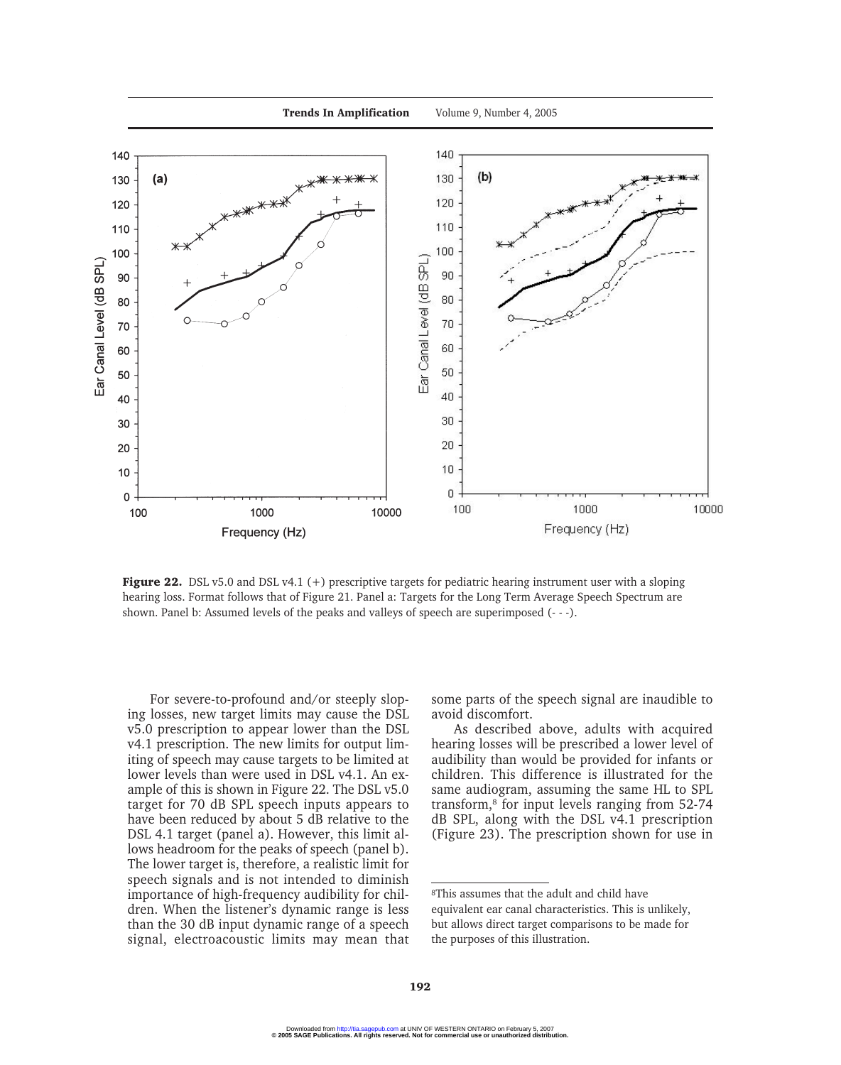**Figure 22.** DSL v5.0 and DSL v4.1 (+) prescriptive targets for pediatric hearing instrument user with a sloping hearing loss. Format follows that of Figure 21. Panel a: Targets for the Long Term Average Speech Spectrum are shown. Panel b: Assumed levels of the peaks and valleys of speech are superimposed (- - -).

For severe-to-profound and/or steeply sloping losses, new target limits may cause the DSL v5.0 prescription to appear lower than the DSL v4.1 prescription. The new limits for output limiting of speech may cause targets to be limited at lower levels than were used in DSL v4.1. An example of this is shown in Figure 22. The DSL v5.0 target for 70 dB SPL speech inputs appears to have been reduced by about 5 dB relative to the DSL 4.1 target (panel a). However, this limit allows headroom for the peaks of speech (panel b). The lower target is, therefore, a realistic limit for speech signals and is not intended to diminish importance of high-frequency audibility for children. When the listener's dynamic range is less than the 30 dB input dynamic range of a speech signal, electroacoustic limits may mean that some parts of the speech signal are inaudible to avoid discomfort.

As described above, adults with acquired hearing losses will be prescribed a lower level of audibility than would be provided for infants or children. This difference is illustrated for the same audiogram, assuming the same HL to SPL transform,[8] for input levels ranging from 52-74 dB SPL, along with the DSL v4.1 prescription (Figure 23). The prescription shown for use in

[8] This assumes that the adult and child have equivalent ear canal characteristics. This is unlikely, but allows direct target comparisons to be made for the purposes of this illustration.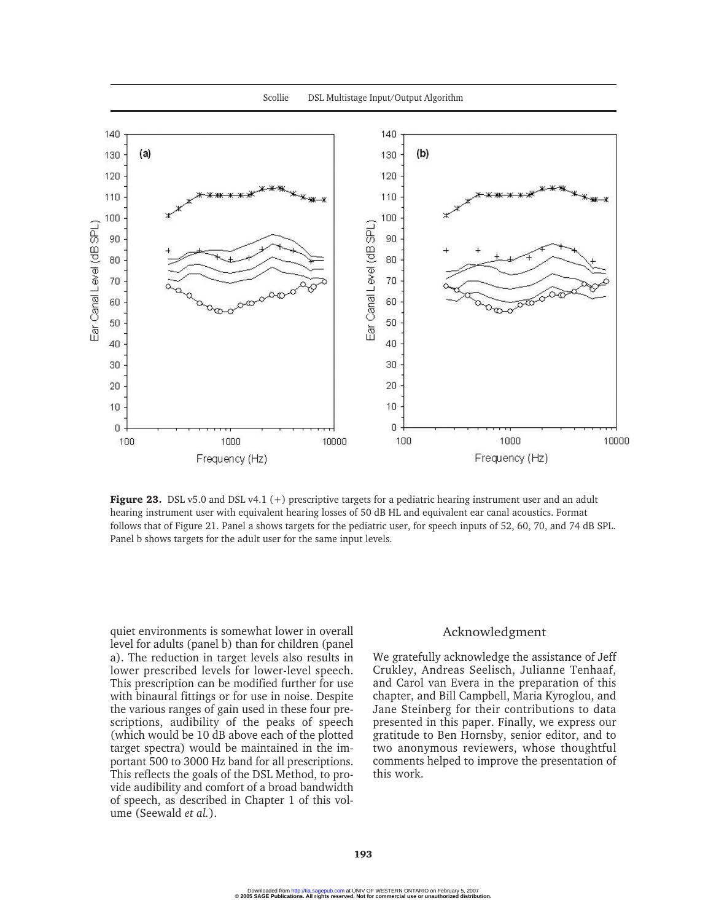**Figure 23.** DSL v5.0 and DSL v4.1 (+) prescriptive targets for a pediatric hearing instrument user and an adult hearing instrument user with equivalent hearing losses of 50 dB HL and equivalent ear canal acoustics. Format follows that of Figure 21. Panel a shows targets for the pediatric user, for speech inputs of 52, 60, 70, and 74 dB SPL. Panel b shows targets for the adult user for the same input levels.

quiet environments is somewhat lower in overall level for adults (panel b) than for children (panel a). The reduction in target levels also results in lower prescribed levels for lower-level speech. This prescription can be modified further for use with binaural fittings or for use in noise. Despite the various ranges of gain used in these four prescriptions, audibility of the peaks of speech (which would be 10 dB above each of the plotted target spectra) would be maintained in the important 500 to 3000 Hz band for all prescriptions. This reflects the goals of the DSL Method, to provide audibility and comfort of a broad bandwidth of speech, as described in Chapter 1 of this volume (Seewald *et al.*).

## Acknowledgment

We gratefully acknowledge the assistance of Jeff Crukley, Andreas Seelisch, Julianne Tenhaaf, and Carol van Evera in the preparation of this chapter, and Bill Campbell, Maria Kyroglou, and Jane Steinberg for their contributions to data presented in this paper. Finally, we express our gratitude to Ben Hornsby, senior editor, and to two anonymous reviewers, whose thoughtful comments helped to improve the presentation of this work.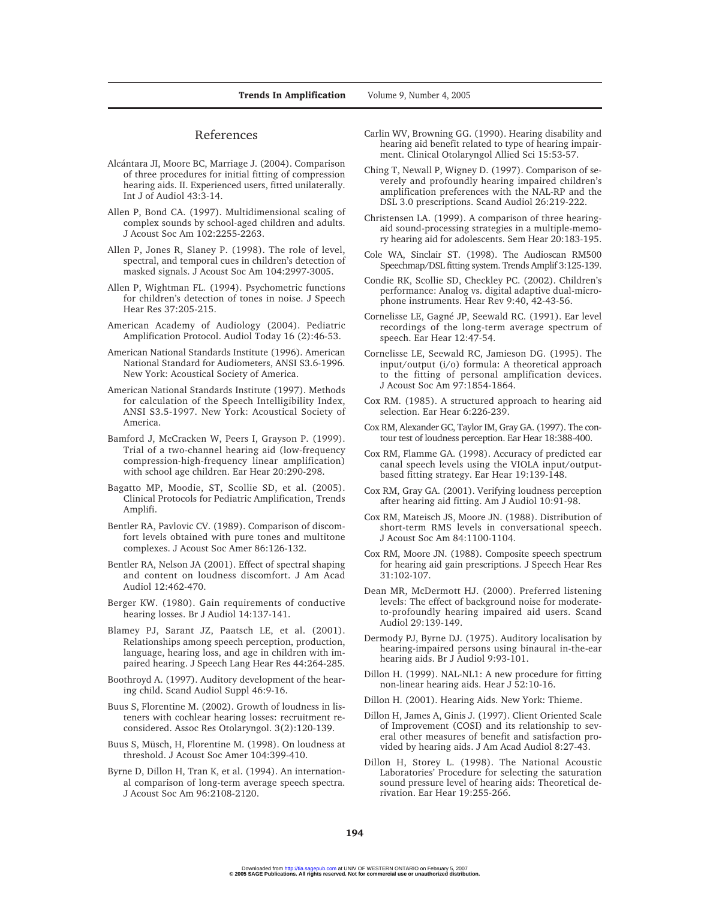## References

Alcántara JI, Moore BC, Marriage J. (2004). Comparison of three procedures for initial fitting of compression hearing aids. II. Experienced users, fitted unilaterally. Int J of Audiol 43:3-14.

Allen P, Bond CA. (1997). Multidimensional scaling of complex sounds by school-aged children and adults. J Acoust Soc Am 102:2255-2263.

Allen P, Jones R, Slaney P. (1998). The role of level, spectral, and temporal cues in children's detection of masked signals. J Acoust Soc Am 104:2997-3005.

Allen P, Wightman FL. (1994). Psychometric functions for children's detection of tones in noise. J Speech Hear Res 37:205-215.

American Academy of Audiology (2004). Pediatric Amplification Protocol. Audiol Today 16 (2):46-53.

American National Standards Institute (1996). American National Standard for Audiometers, ANSI S3.6-1996. New York: Acoustical Society of America.

American National Standards Institute (1997). Methods for calculation of the Speech Intelligibility Index, ANSI S3.5-1997. New York: Acoustical Society of America.

Bamford J, McCracken W, Peers I, Grayson P. (1999). Trial of a two-channel hearing aid (low-frequency compression-high-frequency linear amplification) with school age children. Ear Hear 20:290-298.

Bagatto MP, Moodie, ST, Scollie SD, et al. (2005). Clinical Protocols for Pediatric Amplification, Trends Amplifi.

Bentler RA, Pavlovic CV. (1989). Comparison of discomfort levels obtained with pure tones and multitone complexes. J Acoust Soc Amer 86:126-132.

Bentler RA, Nelson JA (2001). Effect of spectral shaping and content on loudness discomfort. J Am Acad Audiol 12:462-470.

Berger KW. (1980). Gain requirements of conductive hearing losses. Br J Audiol 14:137-141.

Blamey PJ, Sarant JZ, Paatsch LE, et al. (2001). Relationships among speech perception, production, language, hearing loss, and age in children with impaired hearing. J Speech Lang Hear Res 44:264-285.

Boothroyd A. (1997). Auditory development of the hearing child. Scand Audiol Suppl 46:9-16.

Buus S, Florentine M. (2002). Growth of loudness in listeners with cochlear hearing losses: recruitment reconsidered. Assoc Res Otolaryngol. 3(2):120-139.

Buus S, Müsch, H, Florentine M. (1998). On loudness at threshold. J Acoust Soc Amer 104:399-410.

Byrne D, Dillon H, Tran K, et al. (1994). An international comparison of long-term average speech spectra. J Acoust Soc Am 96:2108-2120.

Carlin WV, Browning GG. (1990). Hearing disability and hearing aid benefit related to type of hearing impairment. Clinical Otolaryngol Allied Sci 15:53-57.

Ching T, Newall P, Wigney D. (1997). Comparison of severely and profoundly hearing impaired children's amplification preferences with the NAL-RP and the DSL 3.0 prescriptions. Scand Audiol 26:219-222.

Christensen LA. (1999). A comparison of three hearing-aid sound-processing strategies in a multiple-memory hearing aid for adolescents. Sem Hear 20:183-195.

Cole WA, Sinclair ST. (1998). The Audioscan RM500 Speechmap/DSL fitting system. Trends Amplif 3:125-139.

Condie RK, Scollie SD, Checkley PC. (2002). Children's performance: Analog vs. digital adaptive dual-microphone instruments. Hear Rev 9:40, 42-43-56.

Cornelisse LE, Gagné JP, Seewald RC. (1991). Ear level recordings of the long-term average spectrum of speech. Ear Hear 12:47-54.

Cornelisse LE, Seewald RC, Jamieson DG. (1995). The input/output (i/o) formula: A theoretical approach to the fitting of personal amplification devices. J Acoust Soc Am 97:1854-1864.

Cox RM. (1985). A structured approach to hearing aid selection. Ear Hear 6:226-239.

Cox RM, Alexander GC, Taylor IM, Gray GA. (1997). The contour test of loudness perception. Ear Hear 18:388-400.

Cox RM, Flamme GA. (1998). Accuracy of predicted ear canal speech levels using the VIOLA input/output-based fitting strategy. Ear Hear 19:139-148.

Cox RM, Gray GA. (2001). Verifying loudness perception after hearing aid fitting. Am J Audiol 10:91-98.

Cox RM, Mateisch JS, Moore JN. (1988). Distribution of short-term RMS levels in conversational speech. J Acoust Soc Am 84:1100-1104.

Cox RM, Moore JN. (1988). Composite speech spectrum for hearing aid gain prescriptions. J Speech Hear Res 31:102-107.

Dean MR, McDermott HJ. (2000). Preferred listening levels: The effect of background noise for moderate-to-profoundly hearing impaired aid users. Scand Audiol 29:139-149.

Dermody PJ, Byrne DJ. (1975). Auditory localisation by hearing-impaired persons using binaural in-the-ear hearing aids. Br J Audiol 9:93-101.

Dillon H. (1999). NAL-NL1: A new procedure for fitting non-linear hearing aids. Hear J 52:10-16.

Dillon H. (2001). Hearing Aids. New York: Thieme.

Dillon H, James A, Ginis J. (1997). Client Oriented Scale of Improvement (COSI) and its relationship to several other measures of benefit and satisfaction provided by hearing aids. J Am Acad Audiol 8:27-43.

Dillon H, Storey L. (1998). The National Acoustic Laboratories' Procedure for selecting the saturation sound pressure level of hearing aids: Theoretical derivation. Ear Hear 19:255-266.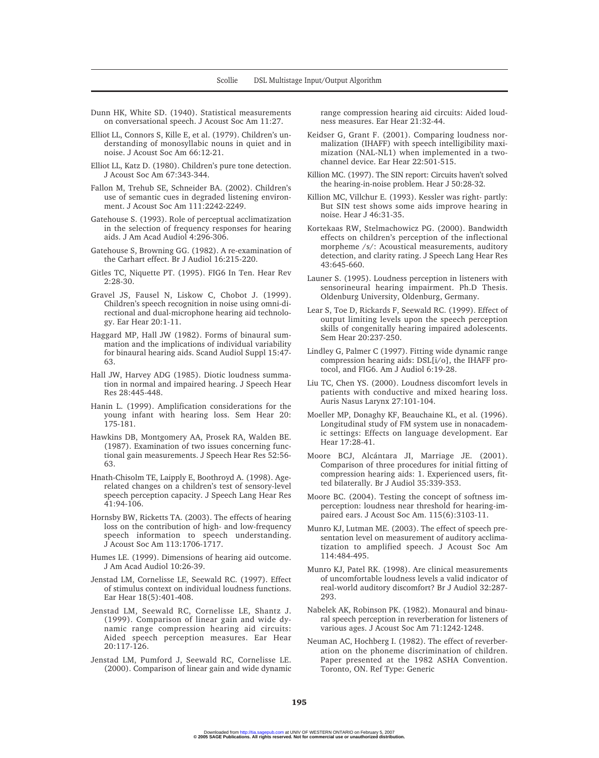Dunn HK, White SD. (1940). Statistical measurements on conversational speech. J Acoust Soc Am 11:27.

Elliot LL, Connors S, Kille E, et al. (1979). Children's understanding of monosyllabic nouns in quiet and in noise. J Acoust Soc Am 66:12-21.

Elliot LL, Katz D. (1980). Children's pure tone detection. J Acoust Soc Am 67:343-344.

Fallon M, Trehub SE, Schneider BA. (2002). Children's use of semantic cues in degraded listening environment. J Acoust Soc Am 111:2242-2249.

Gatehouse S. (1993). Role of perceptual acclimatization in the selection of frequency responses for hearing aids. J Am Acad Audiol 4:296-306.

Gatehouse S, Browning GG. (1982). A re-examination of the Carhart effect. Br J Audiol 16:215-220.

Gitles TC, Niquette PT. (1995). FIG6 In Ten. Hear Rev 2:28-30.

Gravel JS, Fausel N, Liskow C, Chobot J. (1999). Children's speech recognition in noise using omni-directional and dual-microphone hearing aid technology. Ear Hear 20:1-11.

Haggard MP, Hall JW (1982). Forms of binaural summation and the implications of individual variability for binaural hearing aids. Scand Audiol Suppl 15:47-63.

Hall JW, Harvey ADG (1985). Diotic loudness summation in normal and impaired hearing. J Speech Hear Res 28:445-448.

Hanin L. (1999). Amplification considerations for the young infant with hearing loss. Sem Hear 20: 175-181.

Hawkins DB, Montgomery AA, Prosek RA, Walden BE. (1987). Examination of two issues concerning functional gain measurements. J Speech Hear Res 52:56-63.

Hnath-Chisolm TE, Laipply E, Boothroyd A. (1998). Age-related changes on a children's test of sensory-level speech perception capacity. J Speech Lang Hear Res 41:94-106.

Hornsby BW, Ricketts TA. (2003). The effects of hearing loss on the contribution of high- and low-frequency speech information to speech understanding. J Acoust Soc Am 113:1706-1717.

Humes LE. (1999). Dimensions of hearing aid outcome. J Am Acad Audiol 10:26-39.

Jenstad LM, Cornelisse LE, Seewald RC. (1997). Effect of stimulus context on individual loudness functions. Ear Hear 18(5):401-408.

Jenstad LM, Seewald RC, Cornelisse LE, Shantz J. (1999). Comparison of linear gain and wide dynamic range compression hearing aid circuits: Aided speech perception measures. Ear Hear 20:117-126.

Jenstad LM, Pumford J, Seewald RC, Cornelisse LE. (2000). Comparison of linear gain and wide dynamic range compression hearing aid circuits: Aided loudness measures. Ear Hear 21:32-44.

Keidser G, Grant F. (2001). Comparing loudness normalization (IHAFF) with speech intelligibility maximization (NAL-NL1) when implemented in a two-channel device. Ear Hear 22:501-515.

Killion MC. (1997). The SIN report: Circuits haven't solved the hearing-in-noise problem. Hear J 50:28-32.

Killion MC, Villchur E. (1993). Kessler was right- partly: But SIN test shows some aids improve hearing in noise. Hear J 46:31-35.

Kortekaas RW, Stelmachowicz PG. (2000). Bandwidth effects on children's perception of the inflectional morpheme /s/: Acoustical measurements, auditory detection, and clarity rating. J Speech Lang Hear Res 43:645-660.

Launer S. (1995). Loudness perception in listeners with sensorineural hearing impairment. Ph.D Thesis. Oldenburg University, Oldenburg, Germany.

Lear S, Toe D, Rickards F, Seewald RC. (1999). Effect of output limiting levels upon the speech perception skills of congenitally hearing impaired adolescents. Sem Hear 20:237-250.

Lindley G, Palmer C (1997). Fitting wide dynamic range compression hearing aids: DSL[i/o], the IHAFF protocol, and FIG6. Am J Audiol 6:19-28.

Liu TC, Chen YS. (2000). Loudness discomfort levels in patients with conductive and mixed hearing loss. Auris Nasus Larynx 27:101-104.

Moeller MP, Donaghy KF, Beauchaine KL, et al. (1996). Longitudinal study of FM system use in nonacademic settings: Effects on language development. Ear Hear 17:28-41.

Moore BCJ, Alcántara JI, Marriage JE. (2001). Comparison of three procedures for initial fitting of compression hearing aids: 1. Experienced users, fitted bilaterally. Br J Audiol 35:339-353.

Moore BC. (2004). Testing the concept of softness imperception: loudness near threshold for hearing-impaired ears. J Acoust Soc Am. 115(6):3103-11.

Munro KJ, Lutman ME. (2003). The effect of speech presentation level on measurement of auditory acclimatization to amplified speech. J Acoust Soc Am 114:484-495.

Munro KJ, Patel RK. (1998). Are clinical measurements of uncomfortable loudness levels a valid indicator of real-world auditory discomfort? Br J Audiol 32:287-293.

Nabelek AK, Robinson PK. (1982). Monaural and binaural speech perception in reverberation for listeners of various ages. J Acoust Soc Am 71:1242-1248.

Neuman AC, Hochberg I. (1982). The effect of reverberation on the phoneme discrimination of children. Paper presented at the 1982 ASHA Convention. Toronto, ON. Ref Type: Generic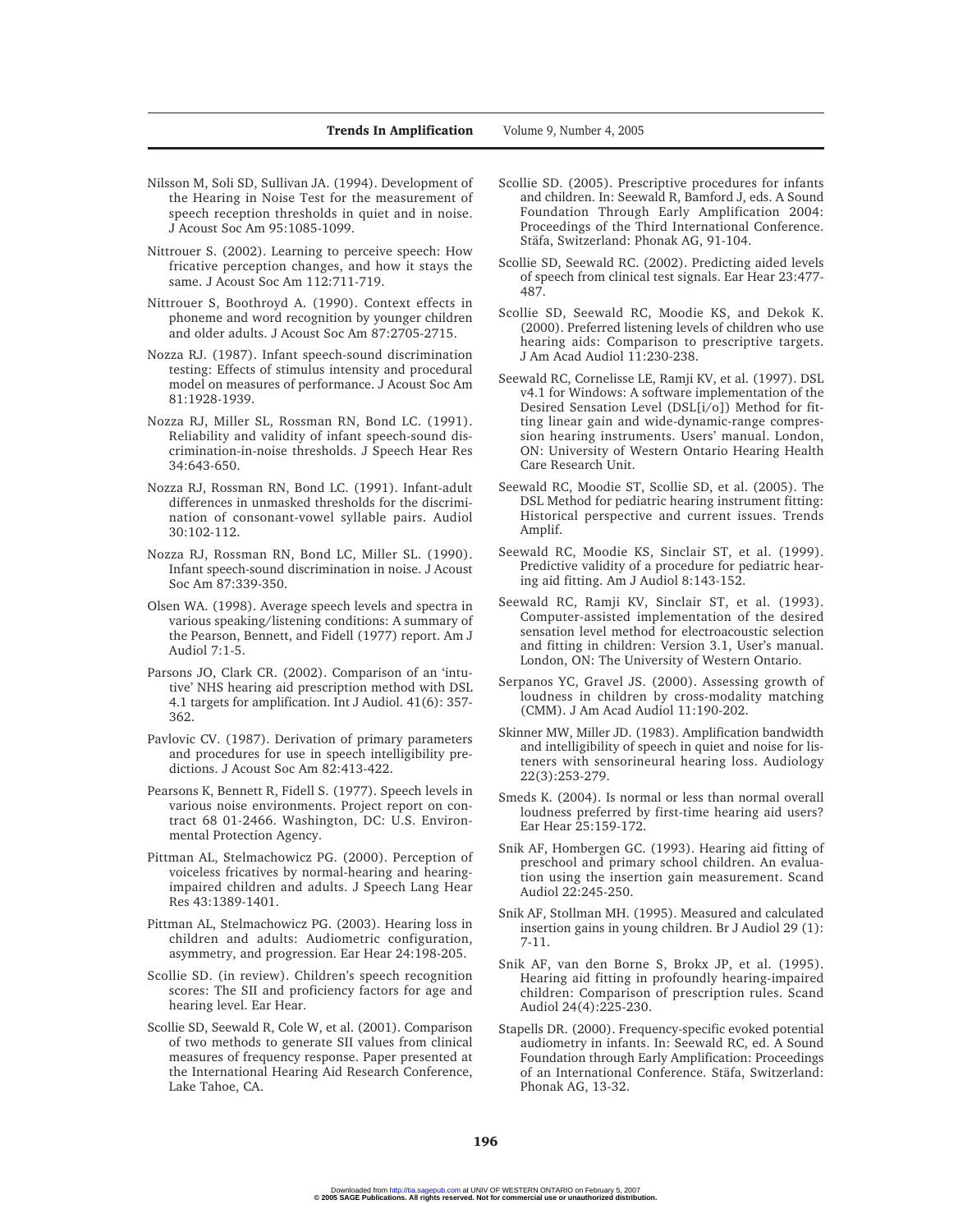Nilsson M, Soli SD, Sullivan JA. (1994). Development of the Hearing in Noise Test for the measurement of speech reception thresholds in quiet and in noise. J Acoust Soc Am 95:1085-1099.

Nittrouer S. (2002). Learning to perceive speech: How fricative perception changes, and how it stays the same. J Acoust Soc Am 112:711-719.

Nittrouer S, Boothroyd A. (1990). Context effects in phoneme and word recognition by younger children and older adults. J Acoust Soc Am 87:2705-2715.

Nozza RJ. (1987). Infant speech-sound discrimination testing: Effects of stimulus intensity and procedural model on measures of performance. J Acoust Soc Am 81:1928-1939.

Nozza RJ, Miller SL, Rossman RN, Bond LC. (1991). Reliability and validity of infant speech-sound discrimination-in-noise thresholds. J Speech Hear Res 34:643-650.

Nozza RJ, Rossman RN, Bond LC. (1991). Infant-adult differences in unmasked thresholds for the discrimination of consonant-vowel syllable pairs. Audiol 30:102-112.

Nozza RJ, Rossman RN, Bond LC, Miller SL. (1990). Infant speech-sound discrimination in noise. J Acoust Soc Am 87:339-350.

Olsen WA. (1998). Average speech levels and spectra in various speaking/listening conditions: A summary of the Pearson, Bennett, and Fidell (1977) report. Am J Audiol 7:1-5.

Parsons JO, Clark CR. (2002). Comparison of an 'intutive' NHS hearing aid prescription method with DSL 4.1 targets for amplification. Int J Audiol. 41(6): 357-362.

Pavlovic CV. (1987). Derivation of primary parameters and procedures for use in speech intelligibility predictions. J Acoust Soc Am 82:413-422.

Pearsons K, Bennett R, Fidell S. (1977). Speech levels in various noise environments. Project report on contract 68 01-2466. Washington, DC: U.S. Environmental Protection Agency.

Pittman AL, Stelmachowicz PG. (2000). Perception of voiceless fricatives by normal-hearing and hearing-impaired children and adults. J Speech Lang Hear Res 43:1389-1401.

Pittman AL, Stelmachowicz PG. (2003). Hearing loss in children and adults: Audiometric configuration, asymmetry, and progression. Ear Hear 24:198-205.

Scollie SD. (in review). Children's speech recognition scores: The SII and proficiency factors for age and hearing level. Ear Hear.

Scollie SD, Seewald R, Cole W, et al. (2001). Comparison of two methods to generate SII values from clinical measures of frequency response. Paper presented at the International Hearing Aid Research Conference, Lake Tahoe, CA.

Scollie SD. (2005). Prescriptive procedures for infants and children. In: Seewald R, Bamford J, eds. A Sound Foundation Through Early Amplification 2004: Proceedings of the Third International Conference. Stäfa, Switzerland: Phonak AG, 91-104.

Scollie SD, Seewald RC. (2002). Predicting aided levels of speech from clinical test signals. Ear Hear 23:477-487.

Scollie SD, Seewald RC, Moodie KS, and Dekok K. (2000). Preferred listening levels of children who use hearing aids: Comparison to prescriptive targets. J Am Acad Audiol 11:230-238.

Seewald RC, Cornelisse LE, Ramji KV, et al. (1997). DSL v4.1 for Windows: A software implementation of the Desired Sensation Level (DSL[i/o]) Method for fitting linear gain and wide-dynamic-range compression hearing instruments. Users' manual. London, ON: University of Western Ontario Hearing Health Care Research Unit.

Seewald RC, Moodie ST, Scollie SD, et al. (2005). The DSL Method for pediatric hearing instrument fitting: Historical perspective and current issues. Trends Amplif.

Seewald RC, Moodie KS, Sinclair ST, et al. (1999). Predictive validity of a procedure for pediatric hearing aid fitting. Am J Audiol 8:143-152.

Seewald RC, Ramji KV, Sinclair ST, et al. (1993). Computer-assisted implementation of the desired sensation level method for electroacoustic selection and fitting in children: Version 3.1, User's manual. London, ON: The University of Western Ontario.

Serpanos YC, Gravel JS. (2000). Assessing growth of loudness in children by cross-modality matching (CMM). J Am Acad Audiol 11:190-202.

Skinner MW, Miller JD. (1983). Amplification bandwidth and intelligibility of speech in quiet and noise for listeners with sensorineural hearing loss. Audiology 22(3):253-279.

Smeds K. (2004). Is normal or less than normal overall loudness preferred by first-time hearing aid users? Ear Hear 25:159-172.

Snik AF, Hombergen GC. (1993). Hearing aid fitting of preschool and primary school children. An evaluation using the insertion gain measurement. Scand Audiol 22:245-250.

Snik AF, Stollman MH. (1995). Measured and calculated insertion gains in young children. Br J Audiol 29 (1): 7-11.

Snik AF, van den Borne S, Brokx JP, et al. (1995). Hearing aid fitting in profoundly hearing-impaired children: Comparison of prescription rules. Scand Audiol 24(4):225-230.

Stapells DR. (2000). Frequency-specific evoked potential audiometry in infants. In: Seewald RC, ed. A Sound Foundation through Early Amplification: Proceedings of an International Conference. Stäfa, Switzerland: Phonak AG, 13-32.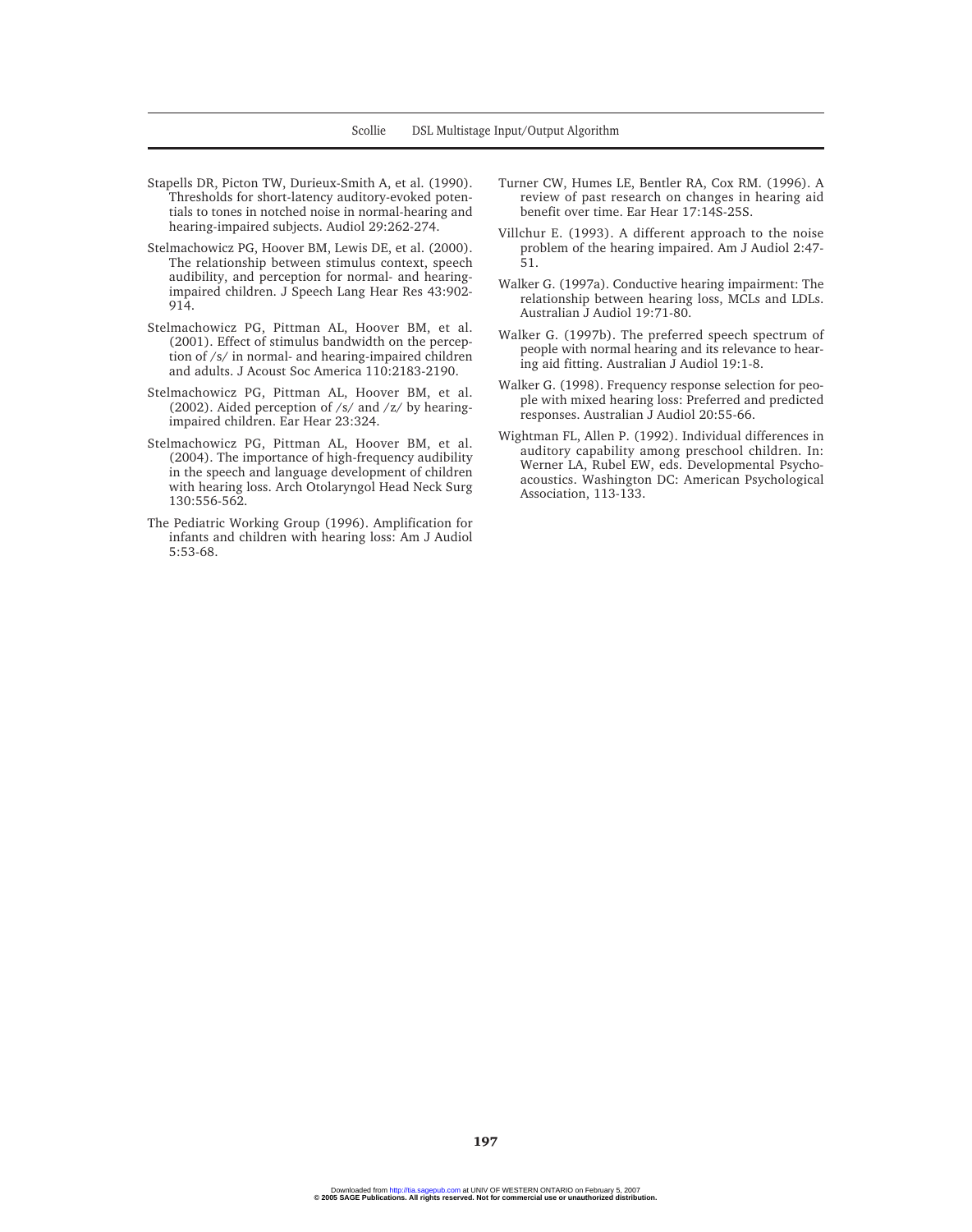Stapells DR, Picton TW, Durieux-Smith A, et al. (1990). Thresholds for short-latency auditory-evoked potentials to tones in notched noise in normal-hearing and hearing-impaired subjects. Audiol 29:262-274.

Stelmachowicz PG, Hoover BM, Lewis DE, et al. (2000). The relationship between stimulus context, speech audibility, and perception for normal- and hearing-impaired children. J Speech Lang Hear Res 43:902-914.

Stelmachowicz PG, Pittman AL, Hoover BM, et al. (2001). Effect of stimulus bandwidth on the perception of /s/ in normal- and hearing-impaired children and adults. J Acoust Soc America 110:2183-2190.

Stelmachowicz PG, Pittman AL, Hoover BM, et al. (2002). Aided perception of /s/ and /z/ by hearing-impaired children. Ear Hear 23:324.

Stelmachowicz PG, Pittman AL, Hoover BM, et al. (2004). The importance of high-frequency audibility in the speech and language development of children with hearing loss. Arch Otolaryngol Head Neck Surg 130:556-562.

The Pediatric Working Group (1996). Amplification for infants and children with hearing loss: Am J Audiol 5:53-68.

Turner CW, Humes LE, Bentler RA, Cox RM. (1996). A review of past research on changes in hearing aid benefit over time. Ear Hear 17:14S-25S.

Villchur E. (1993). A different approach to the noise problem of the hearing impaired. Am J Audiol 2:47-51.

Walker G. (1997a). Conductive hearing impairment: The relationship between hearing loss, MCLs and LDLs. Australian J Audiol 19:71-80.

Walker G. (1997b). The preferred speech spectrum of people with normal hearing and its relevance to hearing aid fitting. Australian J Audiol 19:1-8.

Walker G. (1998). Frequency response selection for people with mixed hearing loss: Preferred and predicted responses. Australian J Audiol 20:55-66.

Wightman FL, Allen P. (1992). Individual differences in auditory capability among preschool children. In: Werner LA, Rubel EW, eds. Developmental Psychoacoustics. Washington DC: American Psychological Association, 113-133.